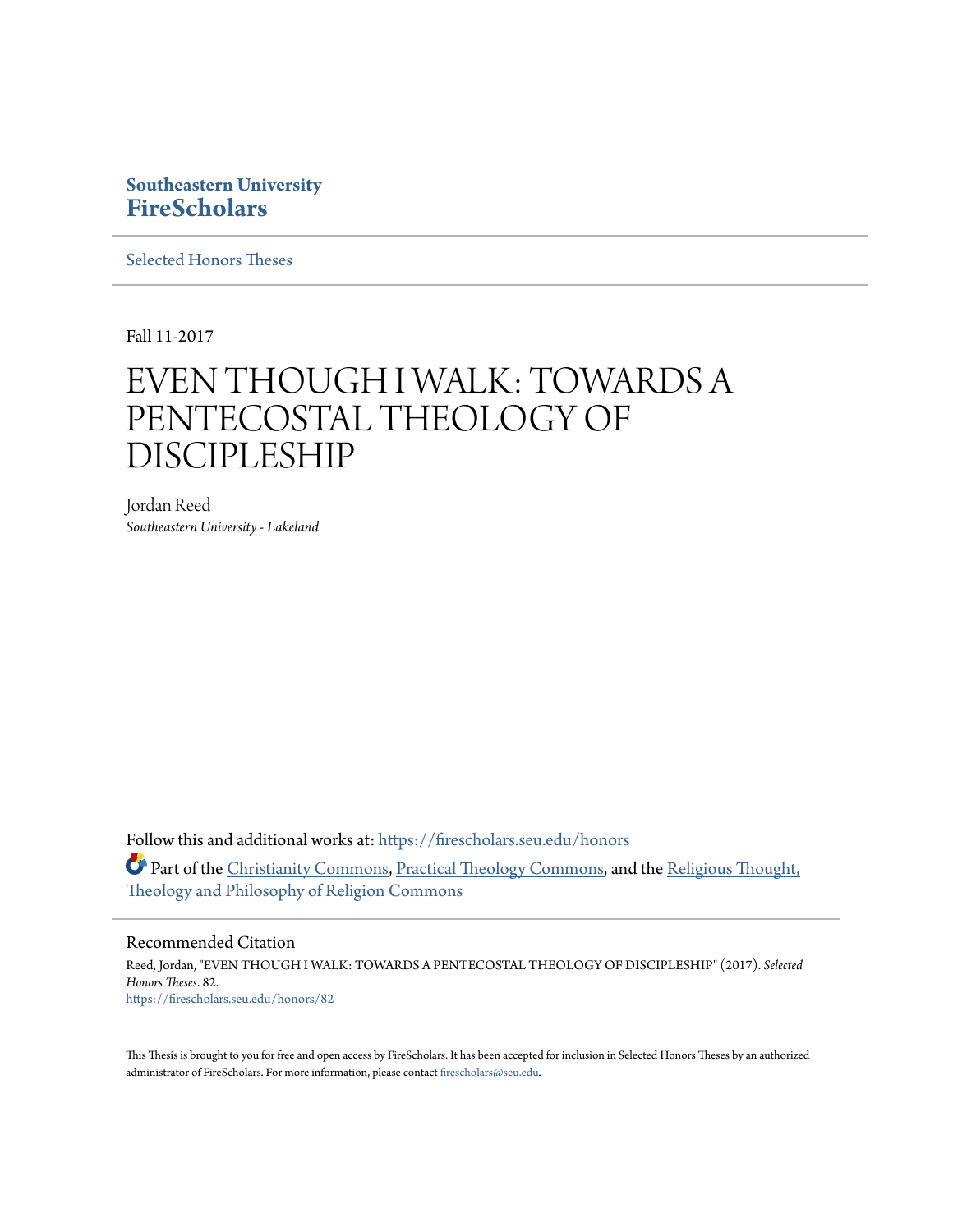**Southeastern University**
**FireScholars**

Selected Honors Theses

Fall 11-2017

# EVEN THOUGH I WALK: TOWARDS A PENTECOSTAL THEOLOGY OF DISCIPLESHIP

Jordan Reed
*Southeastern University - Lakeland*

Follow this and additional works at: https://firescholars.seu.edu/honors

Part of the Christianity Commons, Practical Theology Commons, and the Religious Thought, Theology and Philosophy of Religion Commons

## Recommended Citation

Reed, Jordan, "EVEN THOUGH I WALK: TOWARDS A PENTECOSTAL THEOLOGY OF DISCIPLESHIP" (2017). *Selected Honors Theses*. 82.
https://firescholars.seu.edu/honors/82

This Thesis is brought to you for free and open access by FireScholars. It has been accepted for inclusion in Selected Honors Theses by an authorized administrator of FireScholars. For more information, please contact firescholars@seu.edu.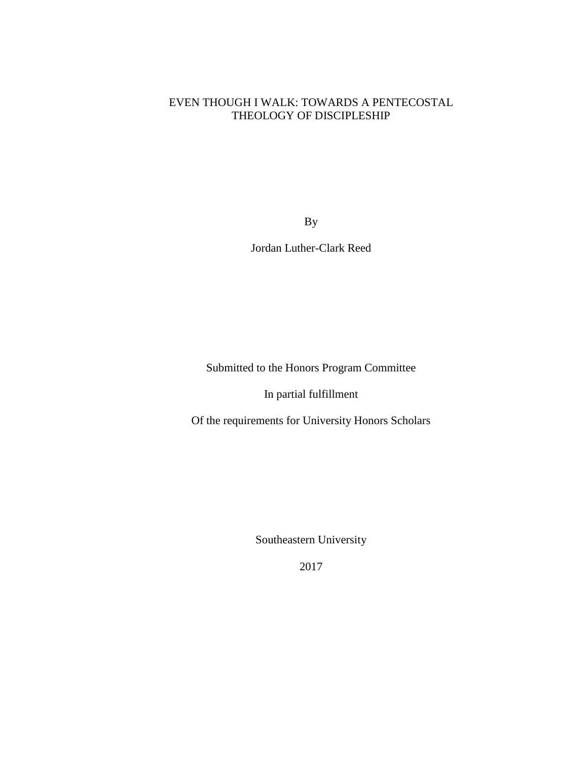# EVEN THOUGH I WALK: TOWARDS A PENTECOSTAL THEOLOGY OF DISCIPLESHIP

By

Jordan Luther-Clark Reed

Submitted to the Honors Program Committee

In partial fulfillment

Of the requirements for University Honors Scholars

Southeastern University

2017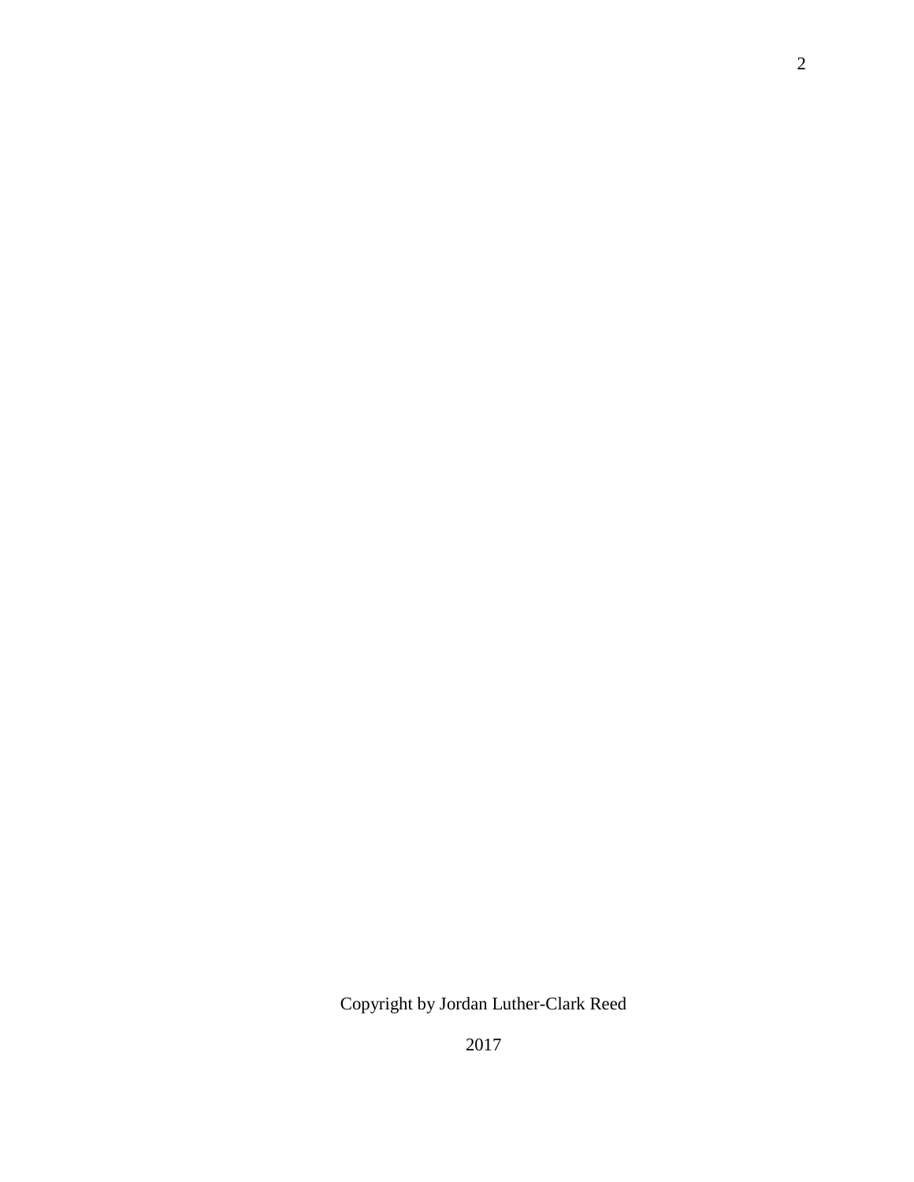Copyright by Jordan Luther-Clark Reed

2017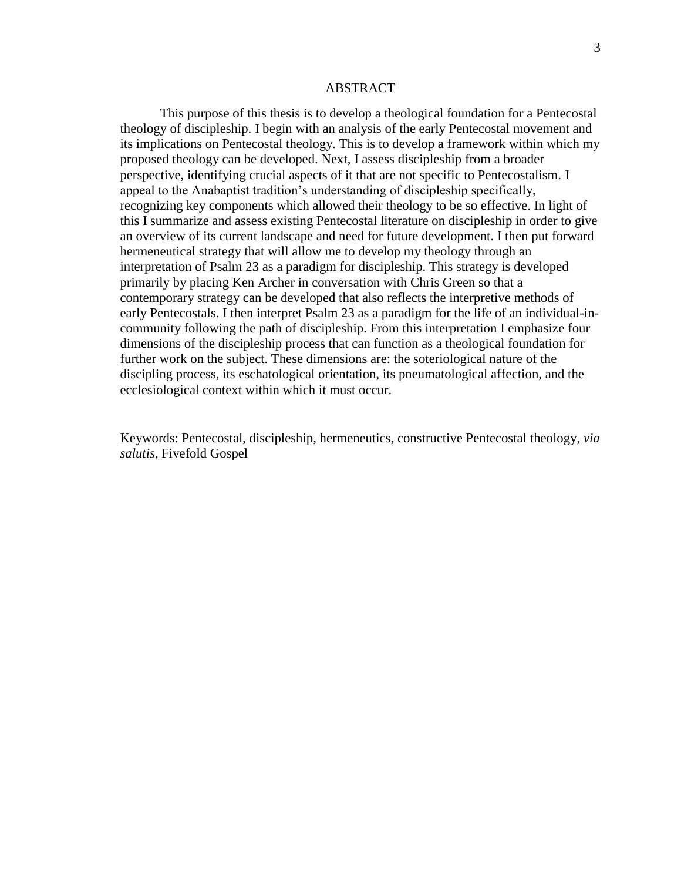# ABSTRACT

This purpose of this thesis is to develop a theological foundation for a Pentecostal theology of discipleship. I begin with an analysis of the early Pentecostal movement and its implications on Pentecostal theology. This is to develop a framework within which my proposed theology can be developed. Next, I assess discipleship from a broader perspective, identifying crucial aspects of it that are not specific to Pentecostalism. I appeal to the Anabaptist tradition's understanding of discipleship specifically, recognizing key components which allowed their theology to be so effective. In light of this I summarize and assess existing Pentecostal literature on discipleship in order to give an overview of its current landscape and need for future development. I then put forward hermeneutical strategy that will allow me to develop my theology through an interpretation of Psalm 23 as a paradigm for discipleship. This strategy is developed primarily by placing Ken Archer in conversation with Chris Green so that a contemporary strategy can be developed that also reflects the interpretive methods of early Pentecostals. I then interpret Psalm 23 as a paradigm for the life of an individual-in-community following the path of discipleship. From this interpretation I emphasize four dimensions of the discipleship process that can function as a theological foundation for further work on the subject. These dimensions are: the soteriological nature of the discipling process, its eschatological orientation, its pneumatological affection, and the ecclesiological context within which it must occur.

Keywords: Pentecostal, discipleship, hermeneutics, constructive Pentecostal theology, *via salutis*, Fivefold Gospel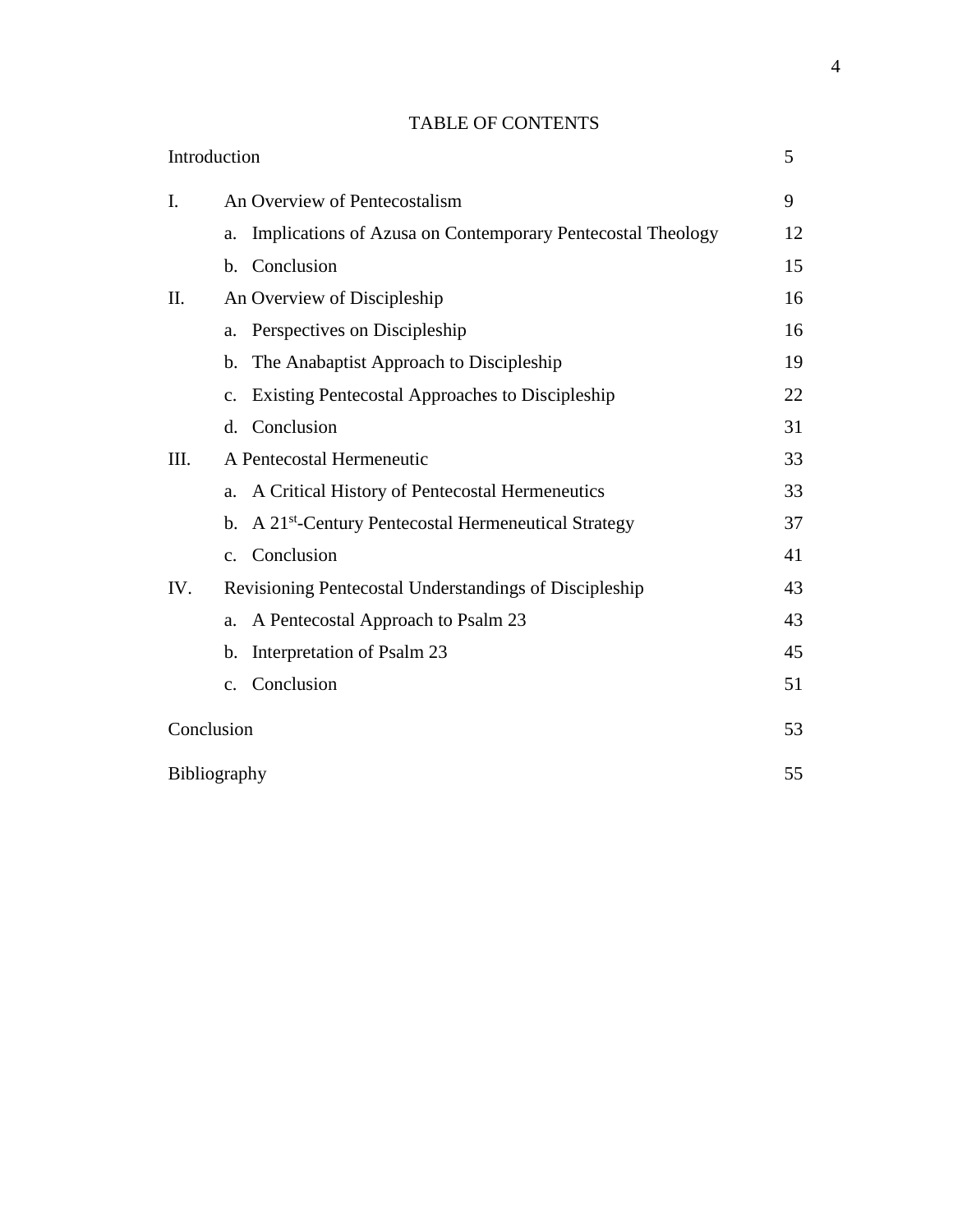# TABLE OF CONTENTS

| | | |
|---|---|---|
| Introduction | | 5 |
| I. | An Overview of Pentecostalism | 9 |
| | a. Implications of Azusa on Contemporary Pentecostal Theology | 12 |
| | b. Conclusion | 15 |
| II. | An Overview of Discipleship | 16 |
| | a. Perspectives on Discipleship | 16 |
| | b. The Anabaptist Approach to Discipleship | 19 |
| | c. Existing Pentecostal Approaches to Discipleship | 22 |
| | d. Conclusion | 31 |
| III. | A Pentecostal Hermeneutic | 33 |
| | a. A Critical History of Pentecostal Hermeneutics | 33 |
| | b. A 21st-Century Pentecostal Hermeneutical Strategy | 37 |
| | c. Conclusion | 41 |
| IV. | Revisioning Pentecostal Understandings of Discipleship | 43 |
| | a. A Pentecostal Approach to Psalm 23 | 43 |
| | b. Interpretation of Psalm 23 | 45 |
| | c. Conclusion | 51 |
| Conclusion | | 53 |
| Bibliography | | 55 |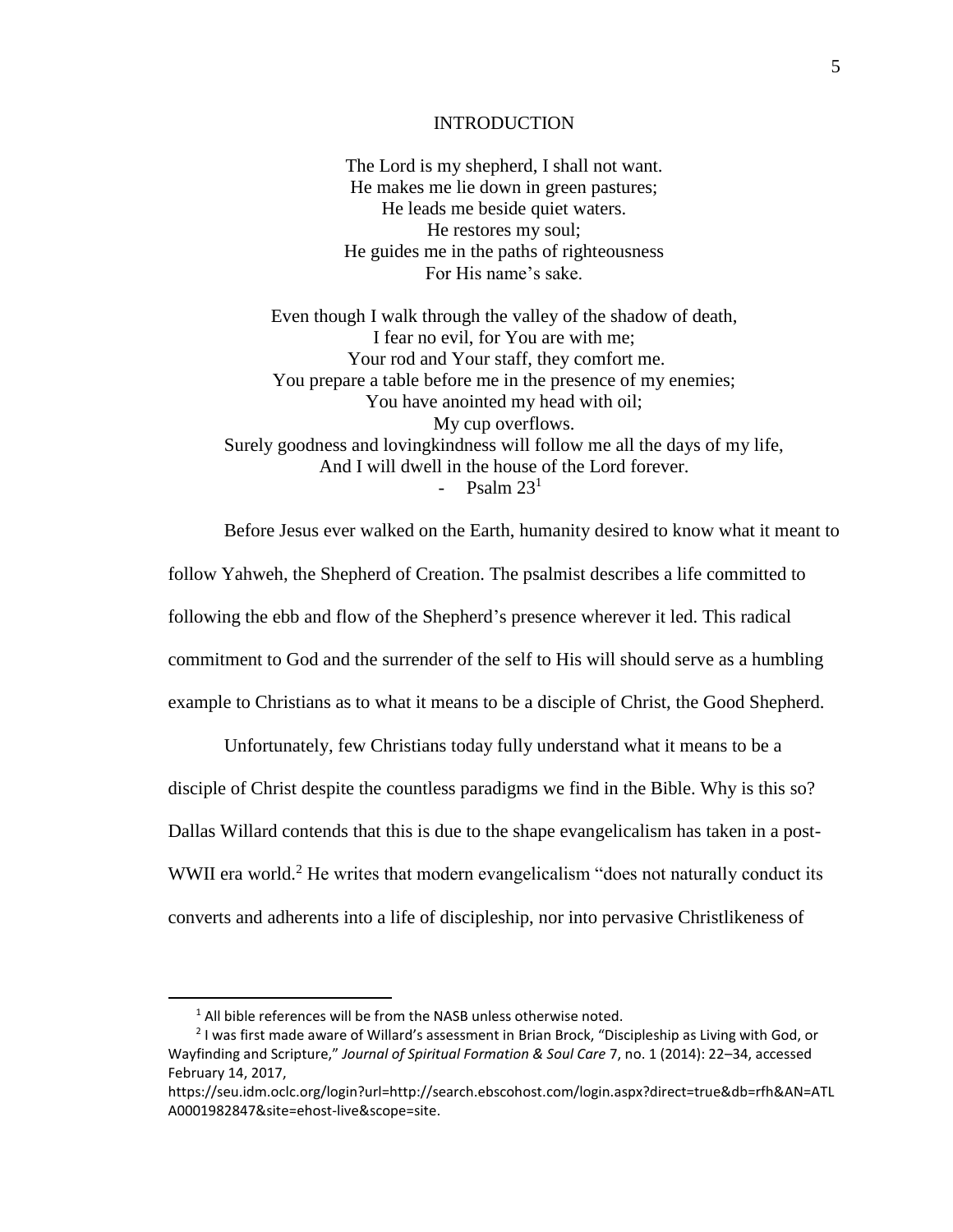# INTRODUCTION

The Lord is my shepherd, I shall not want.
He makes me lie down in green pastures;
He leads me beside quiet waters.
He restores my soul;
He guides me in the paths of righteousness
For His name's sake.

Even though I walk through the valley of the shadow of death,
I fear no evil, for You are with me;
Your rod and Your staff, they comfort me.
You prepare a table before me in the presence of my enemies;
You have anointed my head with oil;
My cup overflows.
Surely goodness and lovingkindness will follow me all the days of my life,
And I will dwell in the house of the Lord forever.
- Psalm 23[1]

Before Jesus ever walked on the Earth, humanity desired to know what it meant to follow Yahweh, the Shepherd of Creation. The psalmist describes a life committed to following the ebb and flow of the Shepherd's presence wherever it led. This radical commitment to God and the surrender of the self to His will should serve as a humbling example to Christians as to what it means to be a disciple of Christ, the Good Shepherd.

Unfortunately, few Christians today fully understand what it means to be a disciple of Christ despite the countless paradigms we find in the Bible. Why is this so? Dallas Willard contends that this is due to the shape evangelicalism has taken in a post-WWII era world.[2] He writes that modern evangelicalism "does not naturally conduct its converts and adherents into a life of discipleship, nor into pervasive Christlikeness of

---

[1] All bible references will be from the NASB unless otherwise noted.

[2] I was first made aware of Willard's assessment in Brian Brock, "Discipleship as Living with God, or Wayfinding and Scripture," *Journal of Spiritual Formation & Soul Care* 7, no. 1 (2014): 22–34, accessed February 14, 2017, https://seu.idm.oclc.org/login?url=http://search.ebscohost.com/login.aspx?direct=true&db=rfh&AN=ATLA0001982847&site=ehost-live&scope=site.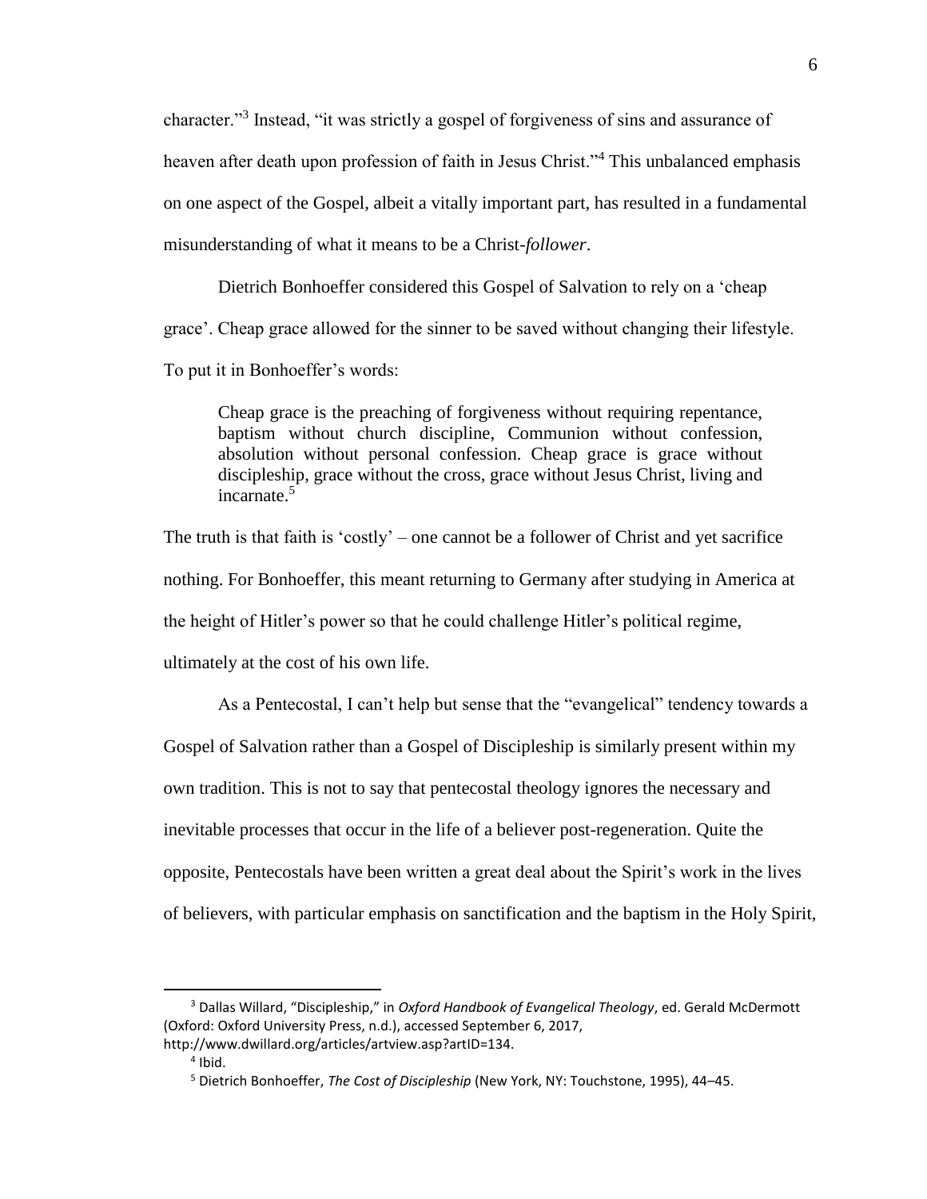character."[3] Instead, "it was strictly a gospel of forgiveness of sins and assurance of heaven after death upon profession of faith in Jesus Christ."[4] This unbalanced emphasis on one aspect of the Gospel, albeit a vitally important part, has resulted in a fundamental misunderstanding of what it means to be a Christ-*follower*.

Dietrich Bonhoeffer considered this Gospel of Salvation to rely on a 'cheap grace'. Cheap grace allowed for the sinner to be saved without changing their lifestyle. To put it in Bonhoeffer's words:

> Cheap grace is the preaching of forgiveness without requiring repentance, baptism without church discipline, Communion without confession, absolution without personal confession. Cheap grace is grace without discipleship, grace without the cross, grace without Jesus Christ, living and incarnate.[5]

The truth is that faith is 'costly' – one cannot be a follower of Christ and yet sacrifice nothing. For Bonhoeffer, this meant returning to Germany after studying in America at the height of Hitler's power so that he could challenge Hitler's political regime, ultimately at the cost of his own life.

As a Pentecostal, I can't help but sense that the "evangelical" tendency towards a Gospel of Salvation rather than a Gospel of Discipleship is similarly present within my own tradition. This is not to say that pentecostal theology ignores the necessary and inevitable processes that occur in the life of a believer post-regeneration. Quite the opposite, Pentecostals have been written a great deal about the Spirit's work in the lives of believers, with particular emphasis on sanctification and the baptism in the Holy Spirit,

---

[3] Dallas Willard, "Discipleship," in *Oxford Handbook of Evangelical Theology*, ed. Gerald McDermott (Oxford: Oxford University Press, n.d.), accessed September 6, 2017, http://www.dwillard.org/articles/artview.asp?artID=134.

[4] Ibid.

[5] Dietrich Bonhoeffer, *The Cost of Discipleship* (New York, NY: Touchstone, 1995), 44–45.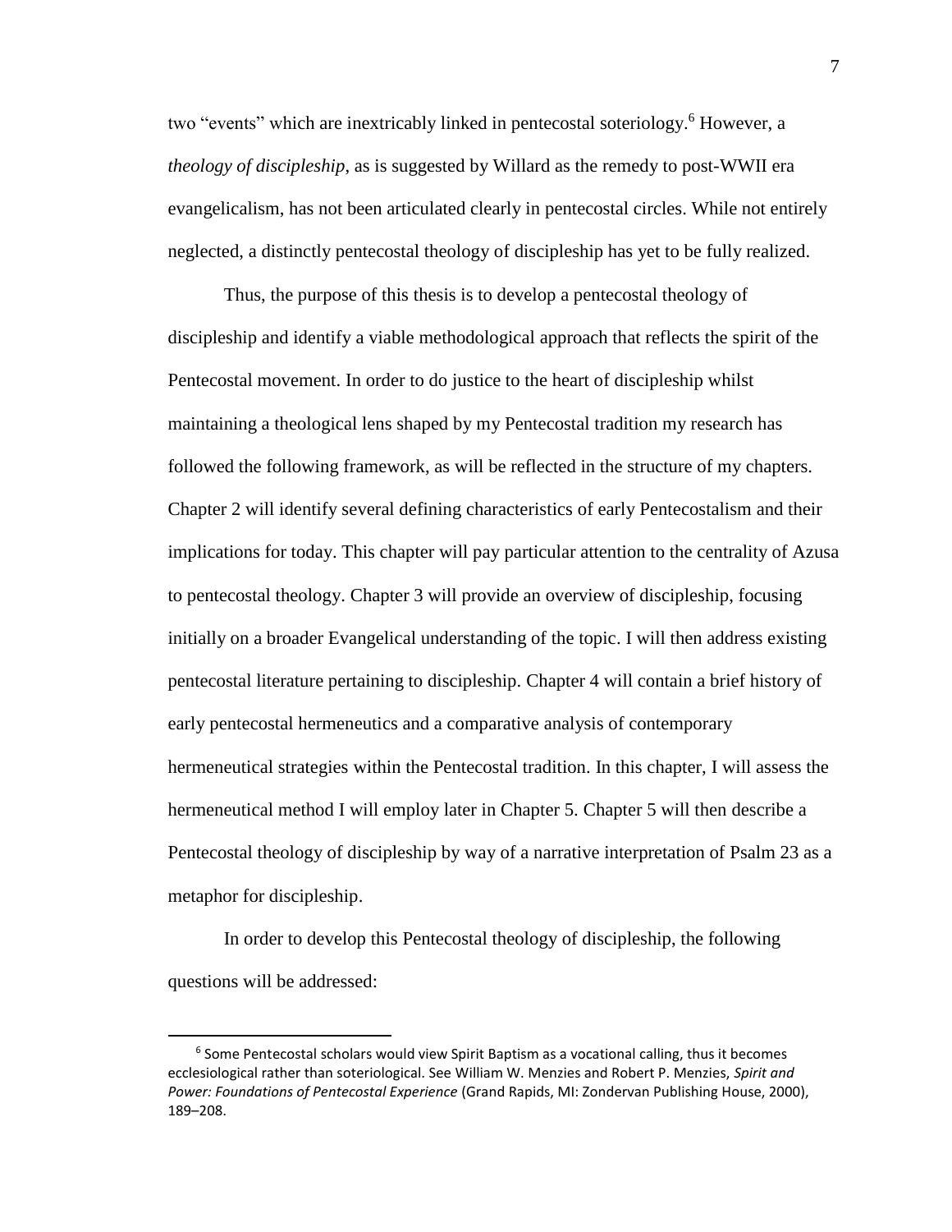two "events" which are inextricably linked in pentecostal soteriology.[6] However, a *theology of discipleship*, as is suggested by Willard as the remedy to post-WWII era evangelicalism, has not been articulated clearly in pentecostal circles. While not entirely neglected, a distinctly pentecostal theology of discipleship has yet to be fully realized.

Thus, the purpose of this thesis is to develop a pentecostal theology of discipleship and identify a viable methodological approach that reflects the spirit of the Pentecostal movement. In order to do justice to the heart of discipleship whilst maintaining a theological lens shaped by my Pentecostal tradition my research has followed the following framework, as will be reflected in the structure of my chapters. Chapter 2 will identify several defining characteristics of early Pentecostalism and their implications for today. This chapter will pay particular attention to the centrality of Azusa to pentecostal theology. Chapter 3 will provide an overview of discipleship, focusing initially on a broader Evangelical understanding of the topic. I will then address existing pentecostal literature pertaining to discipleship. Chapter 4 will contain a brief history of early pentecostal hermeneutics and a comparative analysis of contemporary hermeneutical strategies within the Pentecostal tradition. In this chapter, I will assess the hermeneutical method I will employ later in Chapter 5. Chapter 5 will then describe a Pentecostal theology of discipleship by way of a narrative interpretation of Psalm 23 as a metaphor for discipleship.

In order to develop this Pentecostal theology of discipleship, the following questions will be addressed:

---

[6] Some Pentecostal scholars would view Spirit Baptism as a vocational calling, thus it becomes ecclesiological rather than soteriological. See William W. Menzies and Robert P. Menzies, *Spirit and Power: Foundations of Pentecostal Experience* (Grand Rapids, MI: Zondervan Publishing House, 2000), 189–208.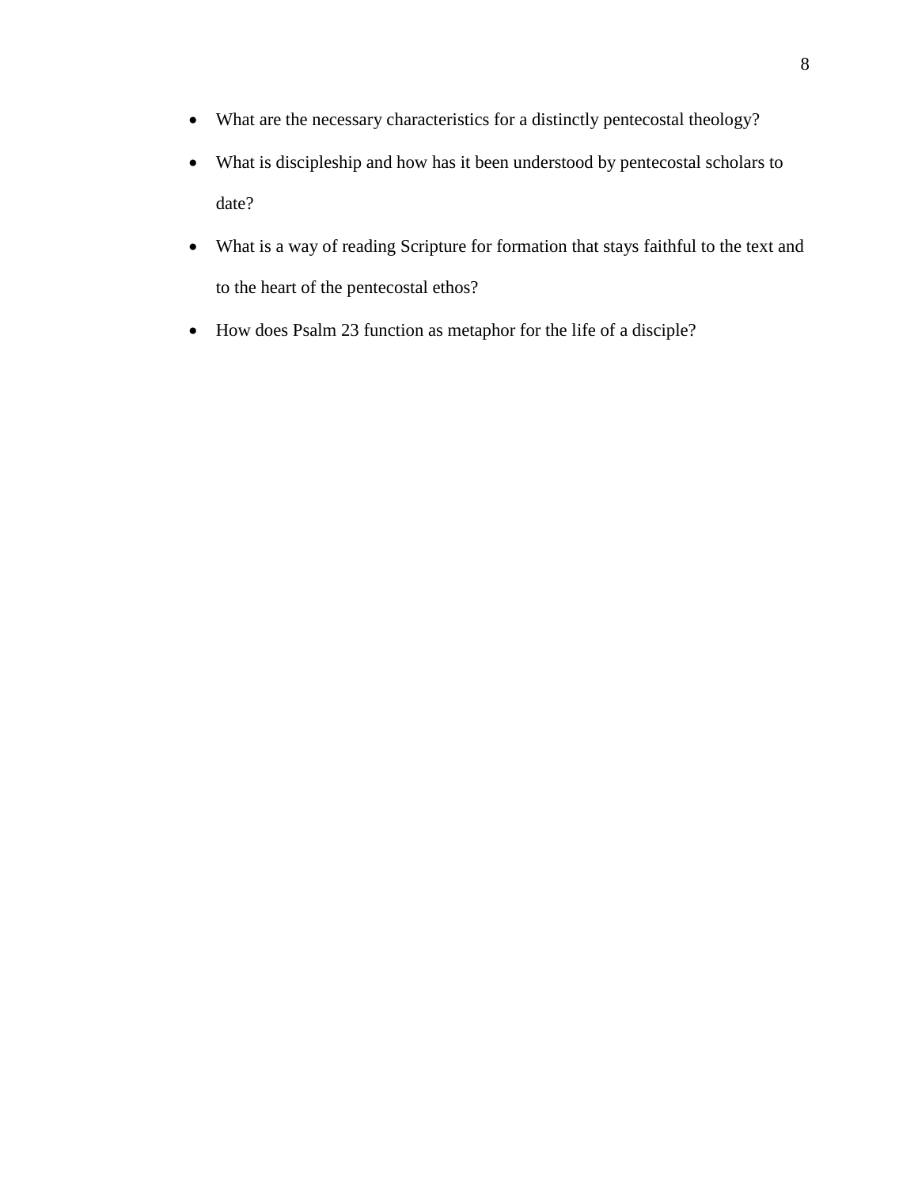- What are the necessary characteristics for a distinctly pentecostal theology?
- What is discipleship and how has it been understood by pentecostal scholars to date?
- What is a way of reading Scripture for formation that stays faithful to the text and to the heart of the pentecostal ethos?
- How does Psalm 23 function as metaphor for the life of a disciple?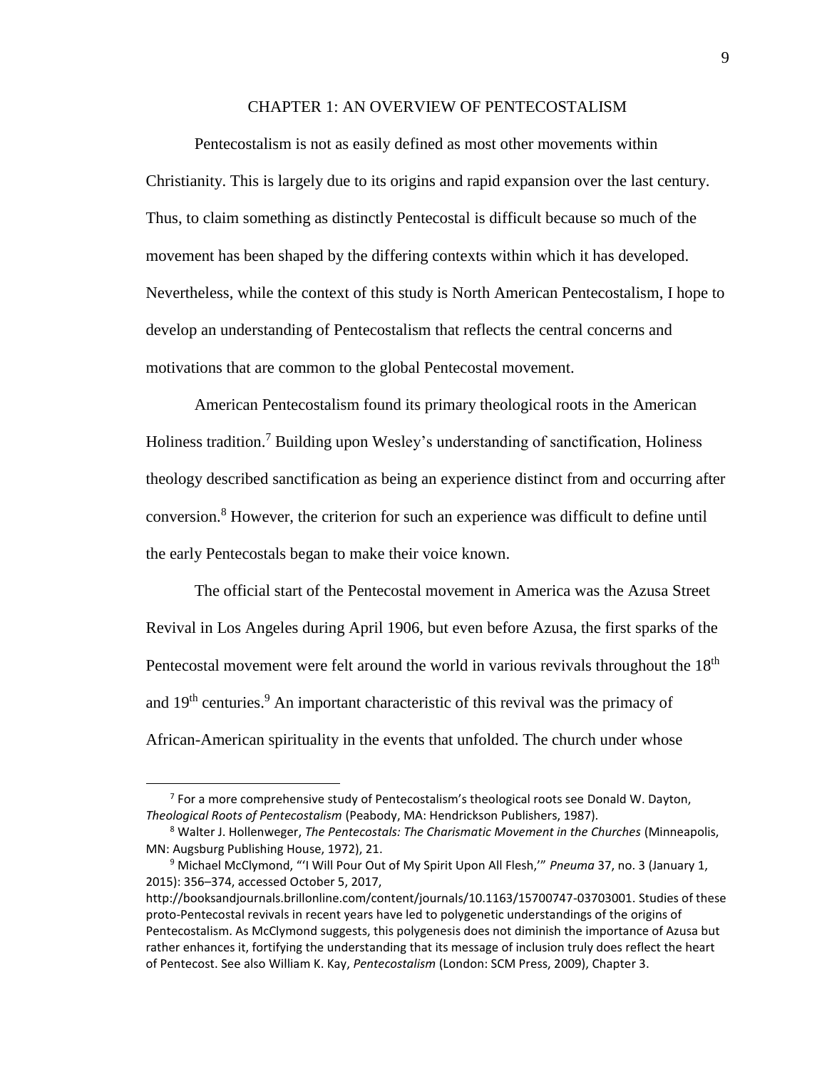# CHAPTER 1: AN OVERVIEW OF PENTECOSTALISM

Pentecostalism is not as easily defined as most other movements within Christianity. This is largely due to its origins and rapid expansion over the last century. Thus, to claim something as distinctly Pentecostal is difficult because so much of the movement has been shaped by the differing contexts within which it has developed. Nevertheless, while the context of this study is North American Pentecostalism, I hope to develop an understanding of Pentecostalism that reflects the central concerns and motivations that are common to the global Pentecostal movement.

American Pentecostalism found its primary theological roots in the American Holiness tradition.[7] Building upon Wesley's understanding of sanctification, Holiness theology described sanctification as being an experience distinct from and occurring after conversion.[8] However, the criterion for such an experience was difficult to define until the early Pentecostals began to make their voice known.

The official start of the Pentecostal movement in America was the Azusa Street Revival in Los Angeles during April 1906, but even before Azusa, the first sparks of the Pentecostal movement were felt around the world in various revivals throughout the 18th and 19th centuries.[9] An important characteristic of this revival was the primacy of African-American spirituality in the events that unfolded. The church under whose

---

[7] For a more comprehensive study of Pentecostalism's theological roots see Donald W. Dayton, *Theological Roots of Pentecostalism* (Peabody, MA: Hendrickson Publishers, 1987).

[8] Walter J. Hollenweger, *The Pentecostals: The Charismatic Movement in the Churches* (Minneapolis, MN: Augsburg Publishing House, 1972), 21.

[9] Michael McClymond, "'I Will Pour Out of My Spirit Upon All Flesh,'" *Pneuma* 37, no. 3 (January 1, 2015): 356–374, accessed October 5, 2017, http://booksandjournals.brillonline.com/content/journals/10.1163/15700747-03703001. Studies of these proto-Pentecostal revivals in recent years have led to polygenetic understandings of the origins of Pentecostalism. As McClymond suggests, this polygenesis does not diminish the importance of Azusa but rather enhances it, fortifying the understanding that its message of inclusion truly does reflect the heart of Pentecost. See also William K. Kay, *Pentecostalism* (London: SCM Press, 2009), Chapter 3.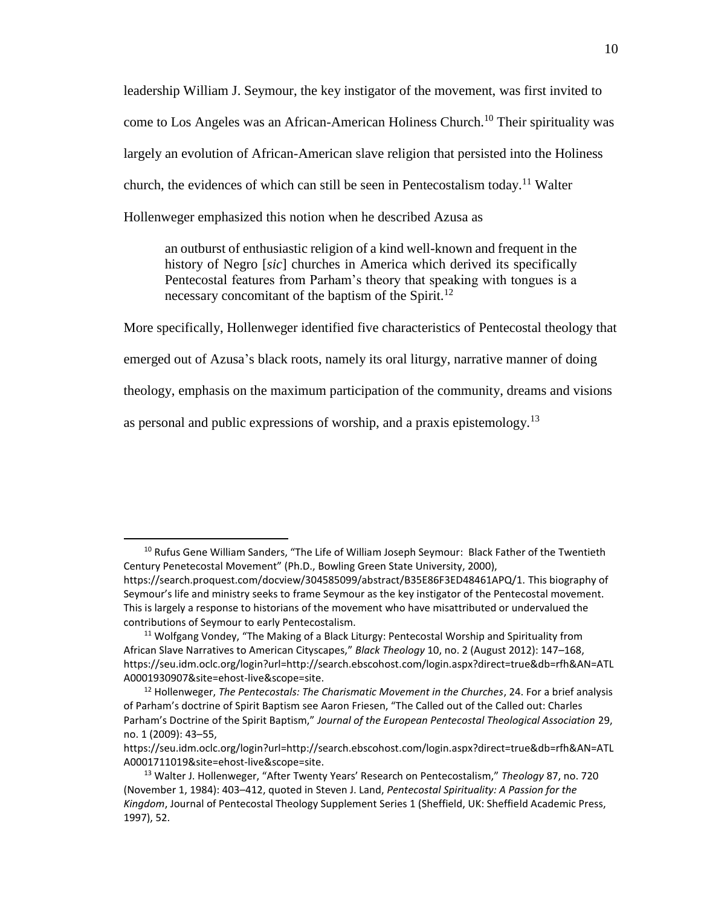leadership William J. Seymour, the key instigator of the movement, was first invited to come to Los Angeles was an African-American Holiness Church.[10] Their spirituality was largely an evolution of African-American slave religion that persisted into the Holiness church, the evidences of which can still be seen in Pentecostalism today.[11] Walter Hollenweger emphasized this notion when he described Azusa as

> an outburst of enthusiastic religion of a kind well-known and frequent in the history of Negro [*sic*] churches in America which derived its specifically Pentecostal features from Parham's theory that speaking with tongues is a necessary concomitant of the baptism of the Spirit.[12]

More specifically, Hollenweger identified five characteristics of Pentecostal theology that emerged out of Azusa's black roots, namely its oral liturgy, narrative manner of doing theology, emphasis on the maximum participation of the community, dreams and visions as personal and public expressions of worship, and a praxis epistemology.[13]

---

[10] Rufus Gene William Sanders, "The Life of William Joseph Seymour: Black Father of the Twentieth Century Penetecostal Movement" (Ph.D., Bowling Green State University, 2000), https://search.proquest.com/docview/304585099/abstract/B35E86F3ED48461APQ/1. This biography of Seymour's life and ministry seeks to frame Seymour as the key instigator of the Pentecostal movement. This is largely a response to historians of the movement who have misattributed or undervalued the contributions of Seymour to early Pentecostalism.

[11] Wolfgang Vondey, "The Making of a Black Liturgy: Pentecostal Worship and Spirituality from African Slave Narratives to American Cityscapes," *Black Theology* 10, no. 2 (August 2012): 147–168, https://seu.idm.oclc.org/login?url=http://search.ebscohost.com/login.aspx?direct=true&db=rfh&AN=ATLA0001930907&site=ehost-live&scope=site.

[12] Hollenweger, *The Pentecostals: The Charismatic Movement in the Churches*, 24. For a brief analysis of Parham's doctrine of Spirit Baptism see Aaron Friesen, "The Called out of the Called out: Charles Parham's Doctrine of the Spirit Baptism," *Journal of the European Pentecostal Theological Association* 29, no. 1 (2009): 43–55, https://seu.idm.oclc.org/login?url=http://search.ebscohost.com/login.aspx?direct=true&db=rfh&AN=ATLA0001711019&site=ehost-live&scope=site.

[13] Walter J. Hollenweger, "After Twenty Years' Research on Pentecostalism," *Theology* 87, no. 720 (November 1, 1984): 403–412, quoted in Steven J. Land, *Pentecostal Spirituality: A Passion for the Kingdom*, Journal of Pentecostal Theology Supplement Series 1 (Sheffield, UK: Sheffield Academic Press, 1997), 52.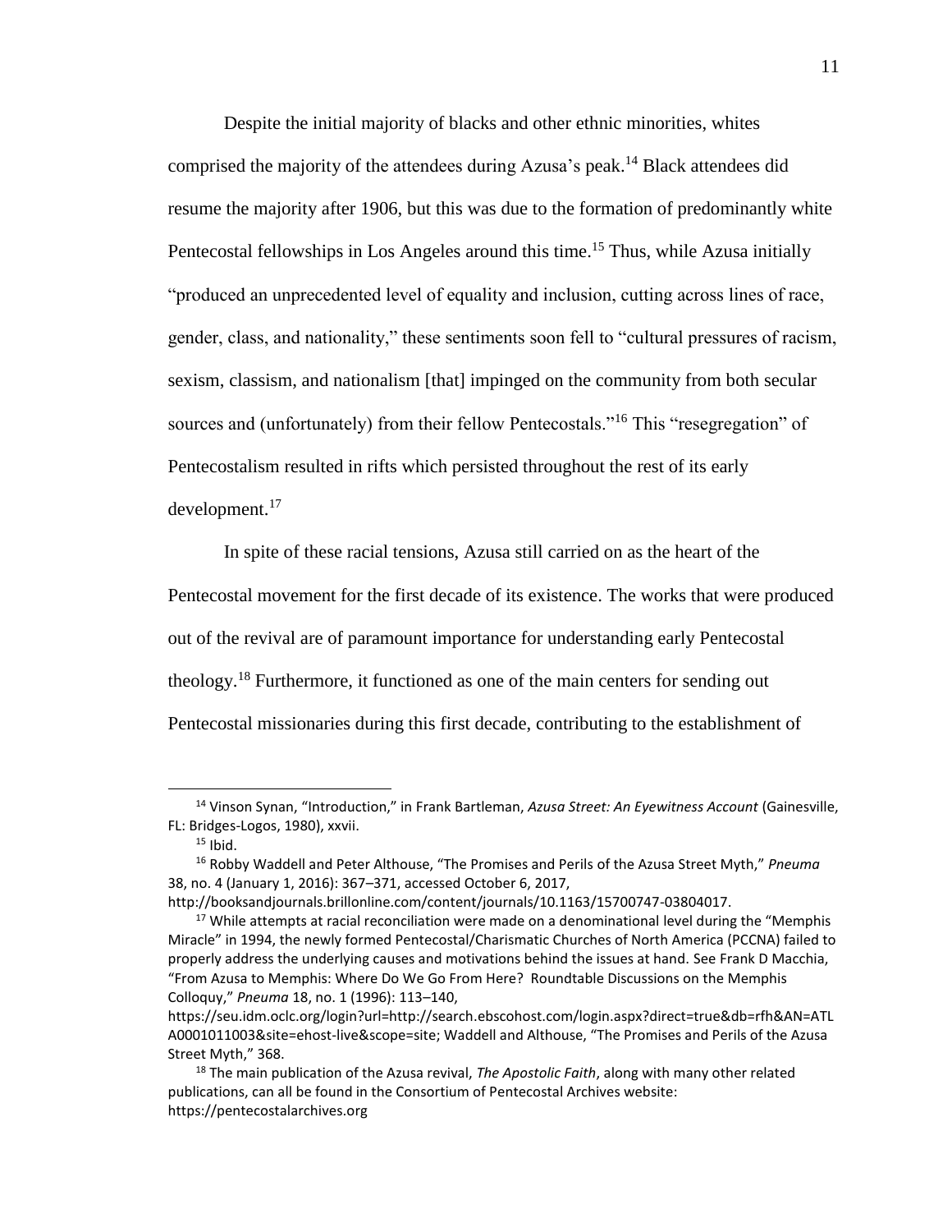Despite the initial majority of blacks and other ethnic minorities, whites comprised the majority of the attendees during Azusa's peak.[14] Black attendees did resume the majority after 1906, but this was due to the formation of predominantly white Pentecostal fellowships in Los Angeles around this time.[15] Thus, while Azusa initially "produced an unprecedented level of equality and inclusion, cutting across lines of race, gender, class, and nationality," these sentiments soon fell to "cultural pressures of racism, sexism, classism, and nationalism [that] impinged on the community from both secular sources and (unfortunately) from their fellow Pentecostals."[16] This "resegregation" of Pentecostalism resulted in rifts which persisted throughout the rest of its early development.[17]

In spite of these racial tensions, Azusa still carried on as the heart of the Pentecostal movement for the first decade of its existence. The works that were produced out of the revival are of paramount importance for understanding early Pentecostal theology.[18] Furthermore, it functioned as one of the main centers for sending out Pentecostal missionaries during this first decade, contributing to the establishment of

---

[14] Vinson Synan, "Introduction," in Frank Bartleman, *Azusa Street: An Eyewitness Account* (Gainesville, FL: Bridges-Logos, 1980), xxvii.

[15] Ibid.

[16] Robby Waddell and Peter Althouse, "The Promises and Perils of the Azusa Street Myth," *Pneuma* 38, no. 4 (January 1, 2016): 367–371, accessed October 6, 2017, http://booksandjournals.brillonline.com/content/journals/10.1163/15700747-03804017.

[17] While attempts at racial reconciliation were made on a denominational level during the "Memphis Miracle" in 1994, the newly formed Pentecostal/Charismatic Churches of North America (PCCNA) failed to properly address the underlying causes and motivations behind the issues at hand. See Frank D Macchia, "From Azusa to Memphis: Where Do We Go From Here? Roundtable Discussions on the Memphis Colloquy," *Pneuma* 18, no. 1 (1996): 113–140, https://seu.idm.oclc.org/login?url=http://search.ebscohost.com/login.aspx?direct=true&db=rfh&AN=ATLA0001011003&site=ehost-live&scope=site; Waddell and Althouse, "The Promises and Perils of the Azusa Street Myth," 368.

[18] The main publication of the Azusa revival, *The Apostolic Faith*, along with many other related publications, can all be found in the Consortium of Pentecostal Archives website: https://pentecostalarchives.org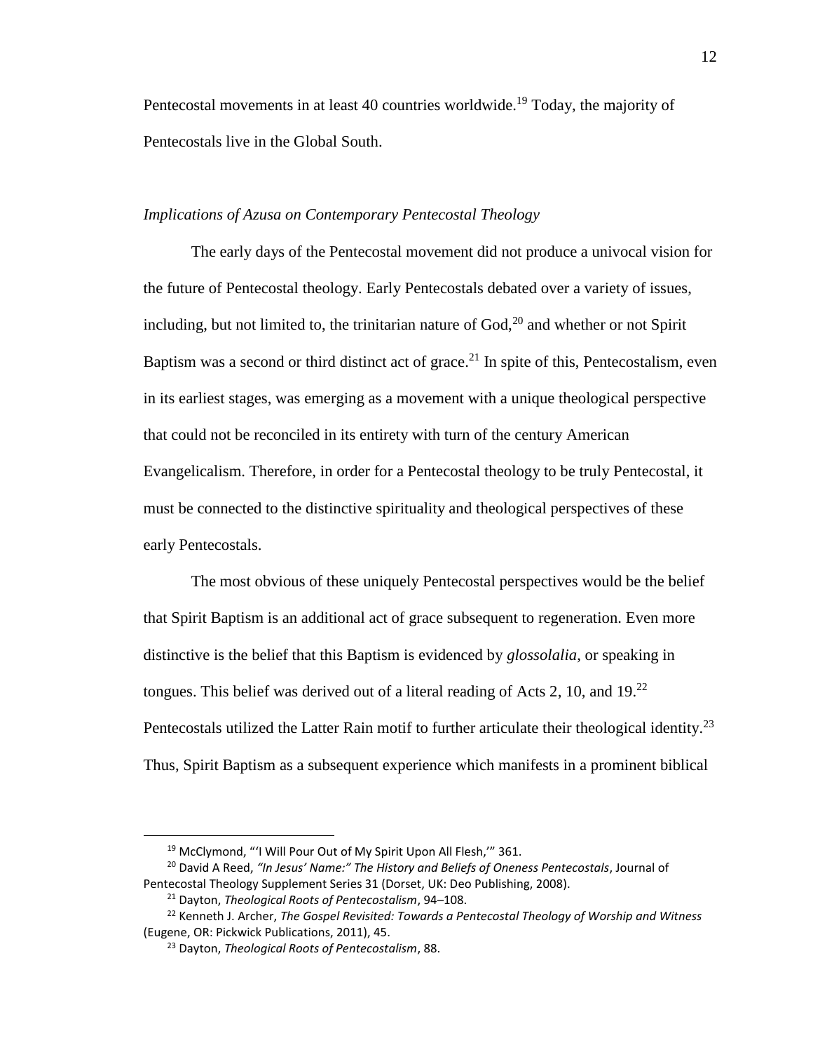Pentecostal movements in at least 40 countries worldwide.[19] Today, the majority of Pentecostals live in the Global South.

*Implications of Azusa on Contemporary Pentecostal Theology*

The early days of the Pentecostal movement did not produce a univocal vision for the future of Pentecostal theology. Early Pentecostals debated over a variety of issues, including, but not limited to, the trinitarian nature of God,[20] and whether or not Spirit Baptism was a second or third distinct act of grace.[21] In spite of this, Pentecostalism, even in its earliest stages, was emerging as a movement with a unique theological perspective that could not be reconciled in its entirety with turn of the century American Evangelicalism. Therefore, in order for a Pentecostal theology to be truly Pentecostal, it must be connected to the distinctive spirituality and theological perspectives of these early Pentecostals.

The most obvious of these uniquely Pentecostal perspectives would be the belief that Spirit Baptism is an additional act of grace subsequent to regeneration. Even more distinctive is the belief that this Baptism is evidenced by *glossolalia*, or speaking in tongues. This belief was derived out of a literal reading of Acts 2, 10, and 19.[22] Pentecostals utilized the Latter Rain motif to further articulate their theological identity.[23] Thus, Spirit Baptism as a subsequent experience which manifests in a prominent biblical

---

[19] McClymond, "'I Will Pour Out of My Spirit Upon All Flesh,'" 361.

[20] David A Reed, *"In Jesus' Name:" The History and Beliefs of Oneness Pentecostals*, Journal of Pentecostal Theology Supplement Series 31 (Dorset, UK: Deo Publishing, 2008).

[21] Dayton, *Theological Roots of Pentecostalism*, 94–108.

[22] Kenneth J. Archer, *The Gospel Revisited: Towards a Pentecostal Theology of Worship and Witness* (Eugene, OR: Pickwick Publications, 2011), 45.

[23] Dayton, *Theological Roots of Pentecostalism*, 88.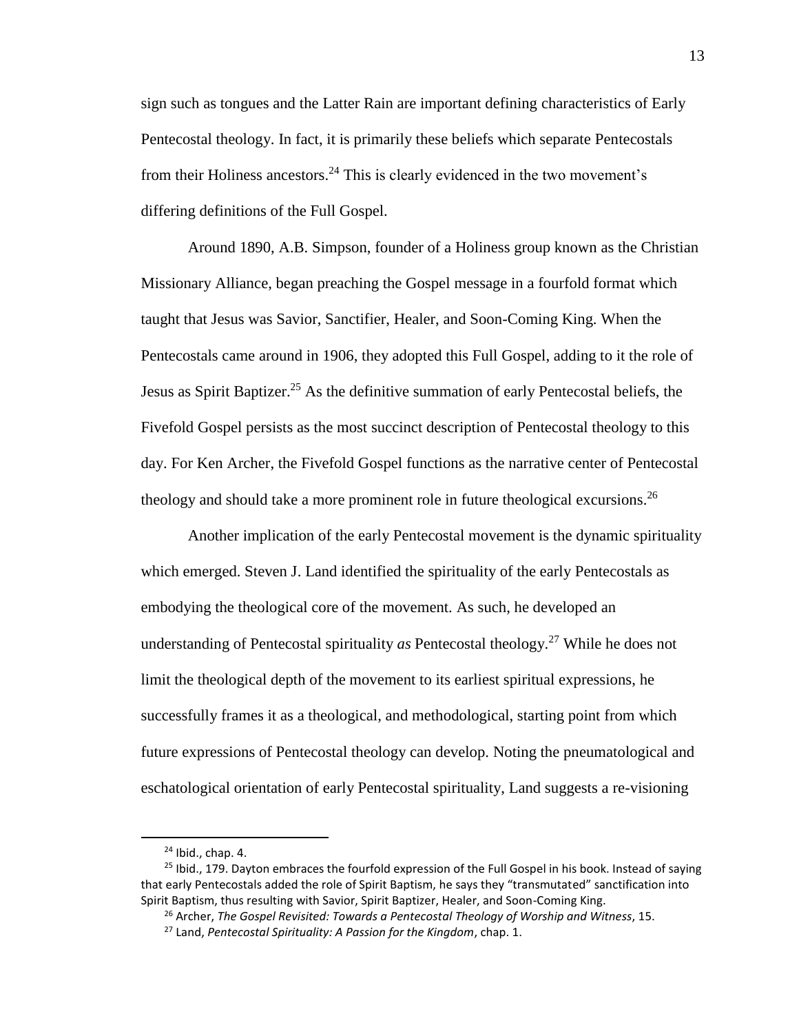sign such as tongues and the Latter Rain are important defining characteristics of Early Pentecostal theology. In fact, it is primarily these beliefs which separate Pentecostals from their Holiness ancestors.[24] This is clearly evidenced in the two movement's differing definitions of the Full Gospel.

Around 1890, A.B. Simpson, founder of a Holiness group known as the Christian Missionary Alliance, began preaching the Gospel message in a fourfold format which taught that Jesus was Savior, Sanctifier, Healer, and Soon-Coming King. When the Pentecostals came around in 1906, they adopted this Full Gospel, adding to it the role of Jesus as Spirit Baptizer.[25] As the definitive summation of early Pentecostal beliefs, the Fivefold Gospel persists as the most succinct description of Pentecostal theology to this day. For Ken Archer, the Fivefold Gospel functions as the narrative center of Pentecostal theology and should take a more prominent role in future theological excursions.[26]

Another implication of the early Pentecostal movement is the dynamic spirituality which emerged. Steven J. Land identified the spirituality of the early Pentecostals as embodying the theological core of the movement. As such, he developed an understanding of Pentecostal spirituality *as* Pentecostal theology.[27] While he does not limit the theological depth of the movement to its earliest spiritual expressions, he successfully frames it as a theological, and methodological, starting point from which future expressions of Pentecostal theology can develop. Noting the pneumatological and eschatological orientation of early Pentecostal spirituality, Land suggests a re-visioning

---

[24] Ibid., chap. 4.

[25] Ibid., 179. Dayton embraces the fourfold expression of the Full Gospel in his book. Instead of saying that early Pentecostals added the role of Spirit Baptism, he says they "transmutated" sanctification into Spirit Baptism, thus resulting with Savior, Spirit Baptizer, Healer, and Soon-Coming King.

[26] Archer, *The Gospel Revisited: Towards a Pentecostal Theology of Worship and Witness*, 15.

[27] Land, *Pentecostal Spirituality: A Passion for the Kingdom*, chap. 1.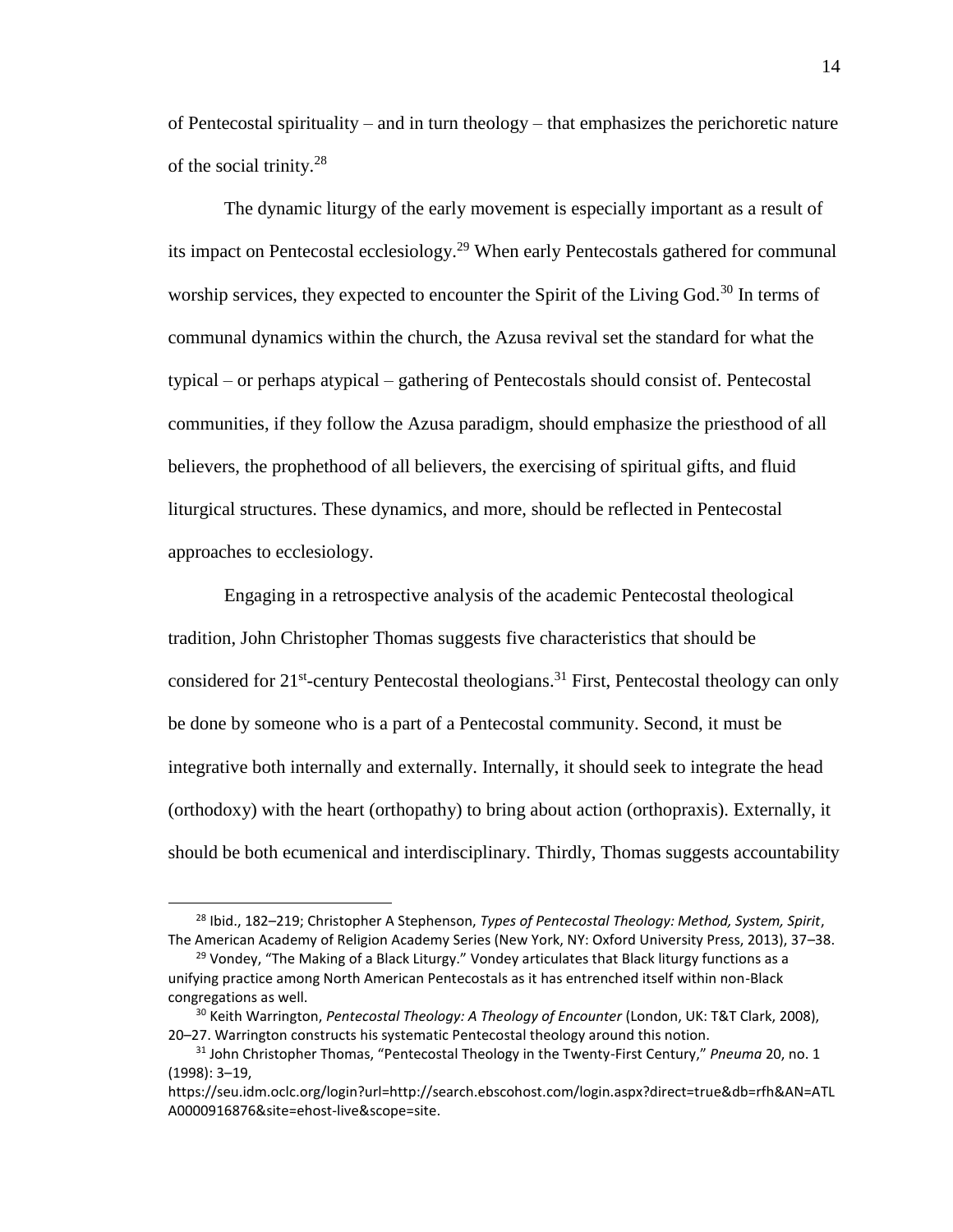of Pentecostal spirituality – and in turn theology – that emphasizes the perichoretic nature of the social trinity.[28]

The dynamic liturgy of the early movement is especially important as a result of its impact on Pentecostal ecclesiology.[29] When early Pentecostals gathered for communal worship services, they expected to encounter the Spirit of the Living God.[30] In terms of communal dynamics within the church, the Azusa revival set the standard for what the typical – or perhaps atypical – gathering of Pentecostals should consist of. Pentecostal communities, if they follow the Azusa paradigm, should emphasize the priesthood of all believers, the prophethood of all believers, the exercising of spiritual gifts, and fluid liturgical structures. These dynamics, and more, should be reflected in Pentecostal approaches to ecclesiology.

Engaging in a retrospective analysis of the academic Pentecostal theological tradition, John Christopher Thomas suggests five characteristics that should be considered for 21st-century Pentecostal theologians.[31] First, Pentecostal theology can only be done by someone who is a part of a Pentecostal community. Second, it must be integrative both internally and externally. Internally, it should seek to integrate the head (orthodoxy) with the heart (orthopathy) to bring about action (orthopraxis). Externally, it should be both ecumenical and interdisciplinary. Thirdly, Thomas suggests accountability

---

[28] Ibid., 182–219; Christopher A Stephenson, *Types of Pentecostal Theology: Method, System, Spirit*, The American Academy of Religion Academy Series (New York, NY: Oxford University Press, 2013), 37–38.

[29] Vondey, "The Making of a Black Liturgy." Vondey articulates that Black liturgy functions as a unifying practice among North American Pentecostals as it has entrenched itself within non-Black congregations as well.

[30] Keith Warrington, *Pentecostal Theology: A Theology of Encounter* (London, UK: T&T Clark, 2008), 20–27. Warrington constructs his systematic Pentecostal theology around this notion.

[31] John Christopher Thomas, "Pentecostal Theology in the Twenty-First Century," *Pneuma* 20, no. 1 (1998): 3–19, https://seu.idm.oclc.org/login?url=http://search.ebscohost.com/login.aspx?direct=true&db=rfh&AN=ATLA0000916876&site=ehost-live&scope=site.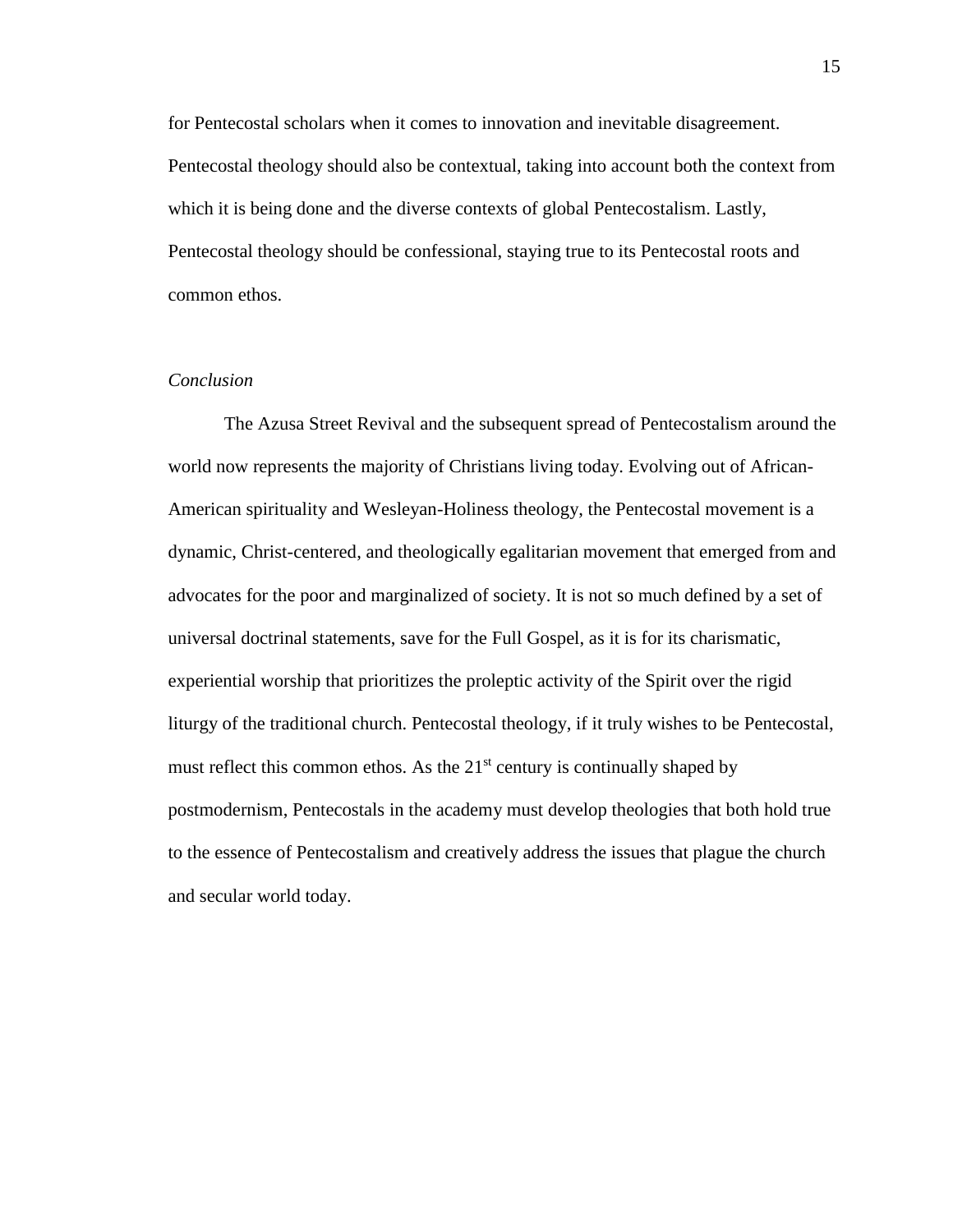for Pentecostal scholars when it comes to innovation and inevitable disagreement. Pentecostal theology should also be contextual, taking into account both the context from which it is being done and the diverse contexts of global Pentecostalism. Lastly, Pentecostal theology should be confessional, staying true to its Pentecostal roots and common ethos.

*Conclusion*

The Azusa Street Revival and the subsequent spread of Pentecostalism around the world now represents the majority of Christians living today. Evolving out of African-American spirituality and Wesleyan-Holiness theology, the Pentecostal movement is a dynamic, Christ-centered, and theologically egalitarian movement that emerged from and advocates for the poor and marginalized of society. It is not so much defined by a set of universal doctrinal statements, save for the Full Gospel, as it is for its charismatic, experiential worship that prioritizes the proleptic activity of the Spirit over the rigid liturgy of the traditional church. Pentecostal theology, if it truly wishes to be Pentecostal, must reflect this common ethos. As the 21st century is continually shaped by postmodernism, Pentecostals in the academy must develop theologies that both hold true to the essence of Pentecostalism and creatively address the issues that plague the church and secular world today.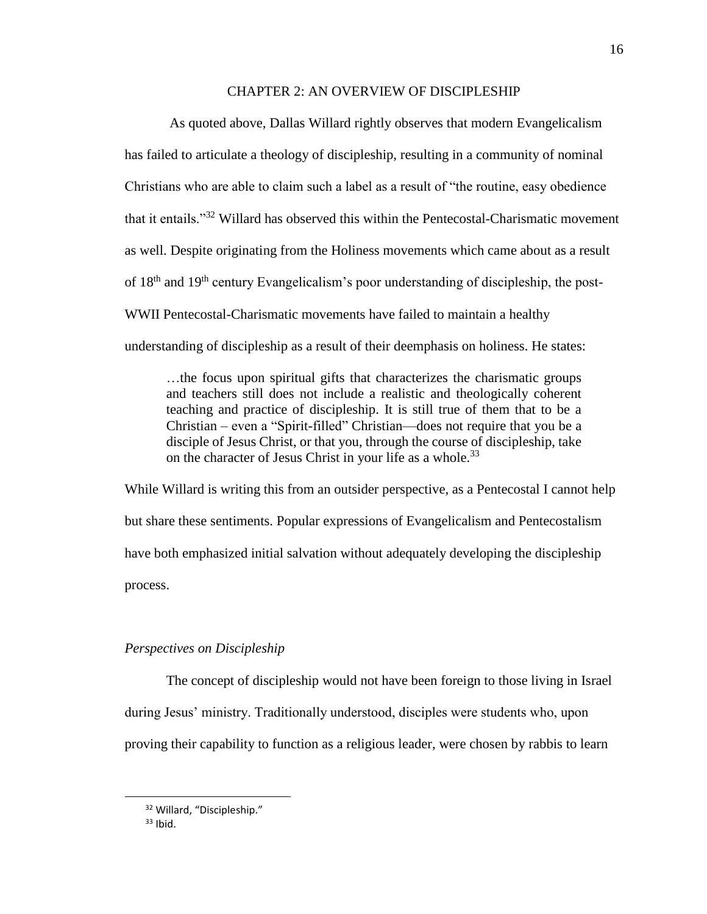## CHAPTER 2: AN OVERVIEW OF DISCIPLESHIP

As quoted above, Dallas Willard rightly observes that modern Evangelicalism has failed to articulate a theology of discipleship, resulting in a community of nominal Christians who are able to claim such a label as a result of "the routine, easy obedience that it entails."[32] Willard has observed this within the Pentecostal-Charismatic movement as well. Despite originating from the Holiness movements which came about as a result of 18th and 19th century Evangelicalism's poor understanding of discipleship, the post-WWII Pentecostal-Charismatic movements have failed to maintain a healthy understanding of discipleship as a result of their deemphasis on holiness. He states:

> …the focus upon spiritual gifts that characterizes the charismatic groups and teachers still does not include a realistic and theologically coherent teaching and practice of discipleship. It is still true of them that to be a Christian – even a "Spirit-filled" Christian—does not require that you be a disciple of Jesus Christ, or that you, through the course of discipleship, take on the character of Jesus Christ in your life as a whole.[33]

While Willard is writing this from an outsider perspective, as a Pentecostal I cannot help but share these sentiments. Popular expressions of Evangelicalism and Pentecostalism have both emphasized initial salvation without adequately developing the discipleship process.

### *Perspectives on Discipleship*

The concept of discipleship would not have been foreign to those living in Israel during Jesus' ministry. Traditionally understood, disciples were students who, upon proving their capability to function as a religious leader, were chosen by rabbis to learn

---

[32] Willard, "Discipleship."

[33] Ibid.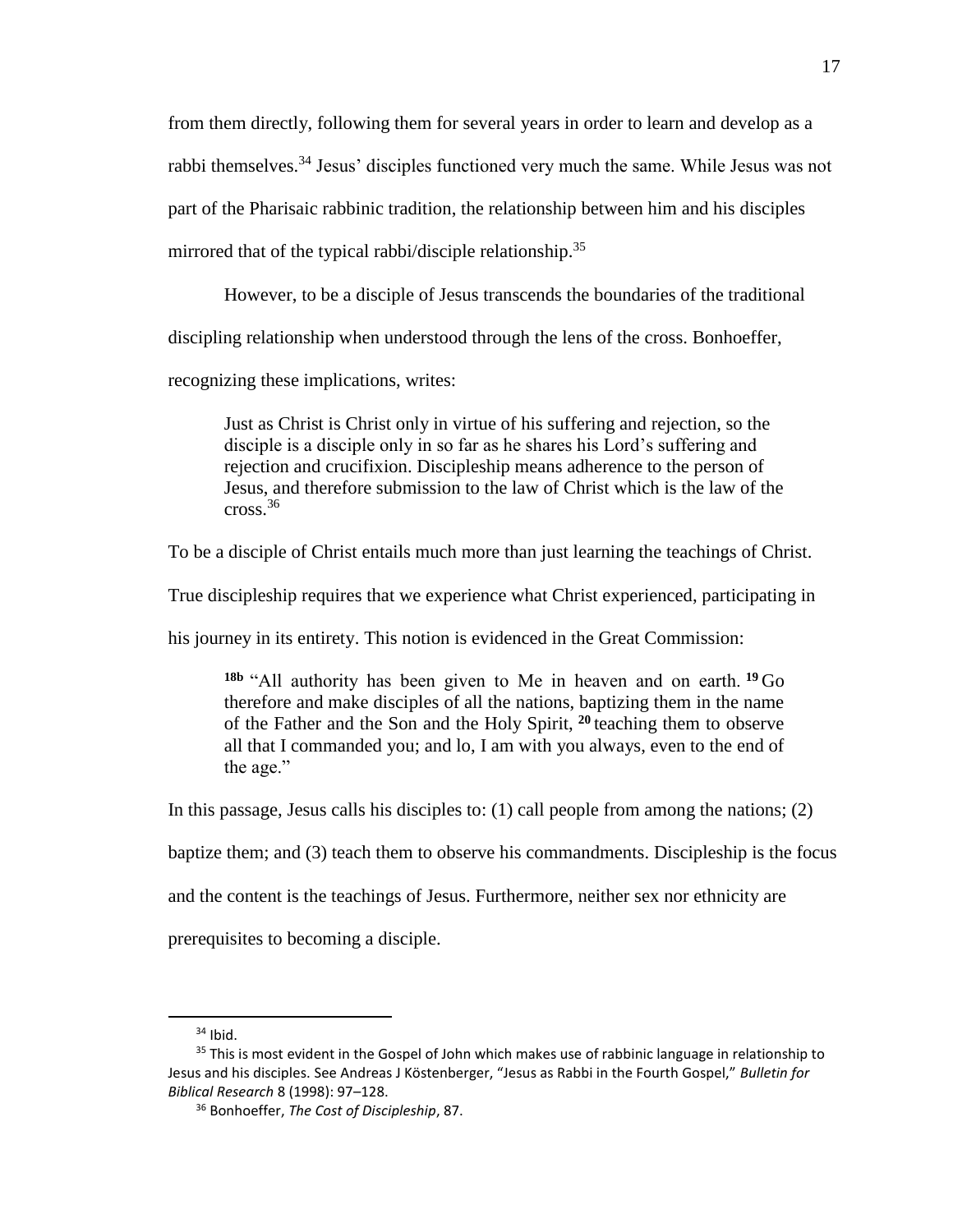from them directly, following them for several years in order to learn and develop as a rabbi themselves.[34] Jesus' disciples functioned very much the same. While Jesus was not part of the Pharisaic rabbinic tradition, the relationship between him and his disciples mirrored that of the typical rabbi/disciple relationship.[35]

However, to be a disciple of Jesus transcends the boundaries of the traditional discipling relationship when understood through the lens of the cross. Bonhoeffer, recognizing these implications, writes:

> Just as Christ is Christ only in virtue of his suffering and rejection, so the disciple is a disciple only in so far as he shares his Lord's suffering and rejection and crucifixion. Discipleship means adherence to the person of Jesus, and therefore submission to the law of Christ which is the law of the cross.[36]

To be a disciple of Christ entails much more than just learning the teachings of Christ. True discipleship requires that we experience what Christ experienced, participating in his journey in its entirety. This notion is evidenced in the Great Commission:

> **18b** "All authority has been given to Me in heaven and on earth. **19** Go therefore and make disciples of all the nations, baptizing them in the name of the Father and the Son and the Holy Spirit, **20** teaching them to observe all that I commanded you; and lo, I am with you always, even to the end of the age."

In this passage, Jesus calls his disciples to: (1) call people from among the nations; (2) baptize them; and (3) teach them to observe his commandments. Discipleship is the focus and the content is the teachings of Jesus. Furthermore, neither sex nor ethnicity are prerequisites to becoming a disciple.

---

[34] Ibid.

[35] This is most evident in the Gospel of John which makes use of rabbinic language in relationship to Jesus and his disciples. See Andreas J Köstenberger, "Jesus as Rabbi in the Fourth Gospel," *Bulletin for Biblical Research* 8 (1998): 97–128.

[36] Bonhoeffer, *The Cost of Discipleship*, 87.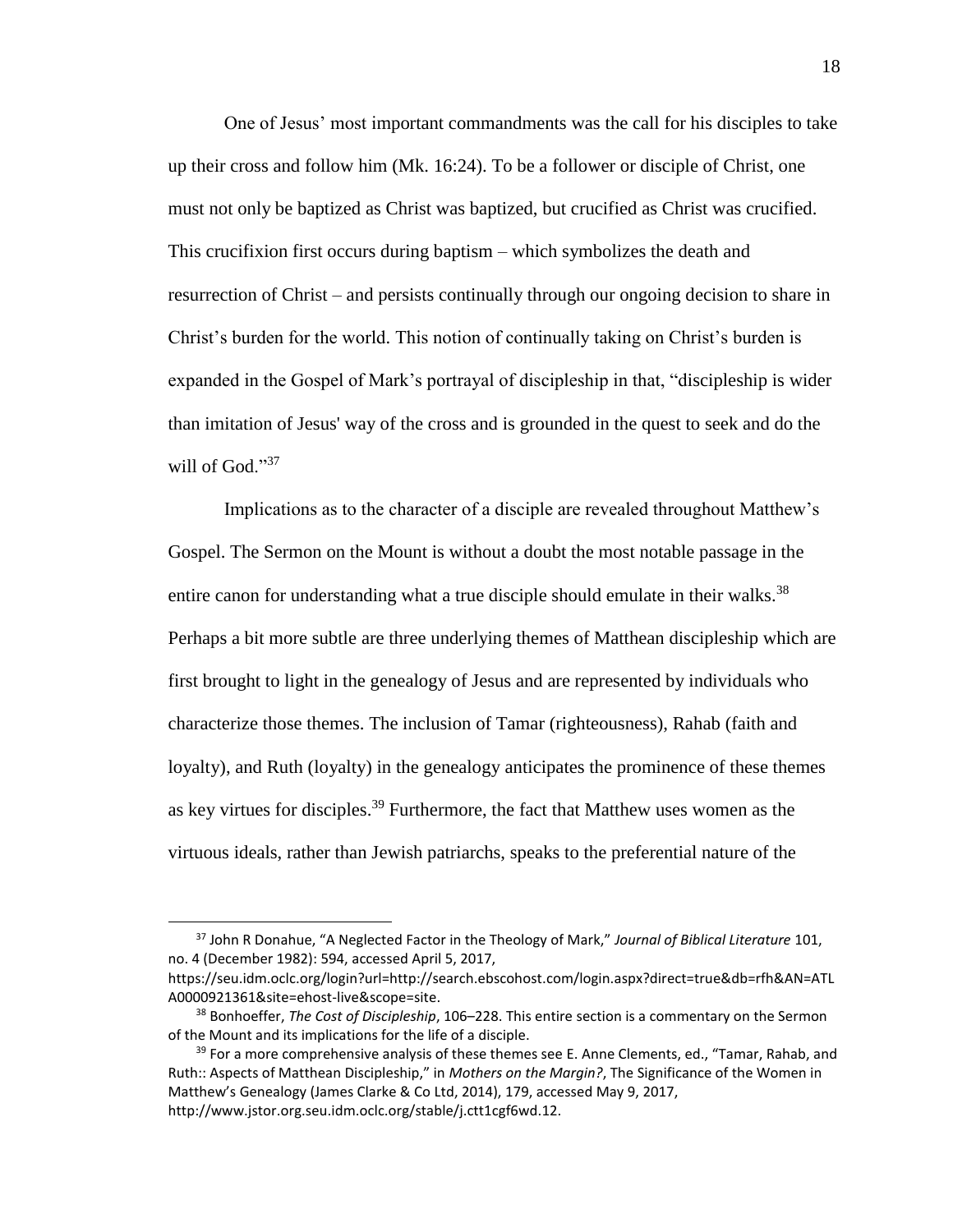One of Jesus' most important commandments was the call for his disciples to take up their cross and follow him (Mk. 16:24). To be a follower or disciple of Christ, one must not only be baptized as Christ was baptized, but crucified as Christ was crucified. This crucifixion first occurs during baptism – which symbolizes the death and resurrection of Christ – and persists continually through our ongoing decision to share in Christ's burden for the world. This notion of continually taking on Christ's burden is expanded in the Gospel of Mark's portrayal of discipleship in that, "discipleship is wider than imitation of Jesus' way of the cross and is grounded in the quest to seek and do the will of God."[37]

Implications as to the character of a disciple are revealed throughout Matthew's Gospel. The Sermon on the Mount is without a doubt the most notable passage in the entire canon for understanding what a true disciple should emulate in their walks.[38] Perhaps a bit more subtle are three underlying themes of Matthean discipleship which are first brought to light in the genealogy of Jesus and are represented by individuals who characterize those themes. The inclusion of Tamar (righteousness), Rahab (faith and loyalty), and Ruth (loyalty) in the genealogy anticipates the prominence of these themes as key virtues for disciples.[39] Furthermore, the fact that Matthew uses women as the virtuous ideals, rather than Jewish patriarchs, speaks to the preferential nature of the

---

[37] John R Donahue, "A Neglected Factor in the Theology of Mark," *Journal of Biblical Literature* 101, no. 4 (December 1982): 594, accessed April 5, 2017, https://seu.idm.oclc.org/login?url=http://search.ebscohost.com/login.aspx?direct=true&db=rfh&AN=ATLA0000921361&site=ehost-live&scope=site.

[38] Bonhoeffer, *The Cost of Discipleship*, 106–228. This entire section is a commentary on the Sermon of the Mount and its implications for the life of a disciple.

[39] For a more comprehensive analysis of these themes see E. Anne Clements, ed., "Tamar, Rahab, and Ruth:: Aspects of Matthean Discipleship," in *Mothers on the Margin?*, The Significance of the Women in Matthew's Genealogy (James Clarke & Co Ltd, 2014), 179, accessed May 9, 2017, http://www.jstor.org.seu.idm.oclc.org/stable/j.ctt1cgf6wd.12.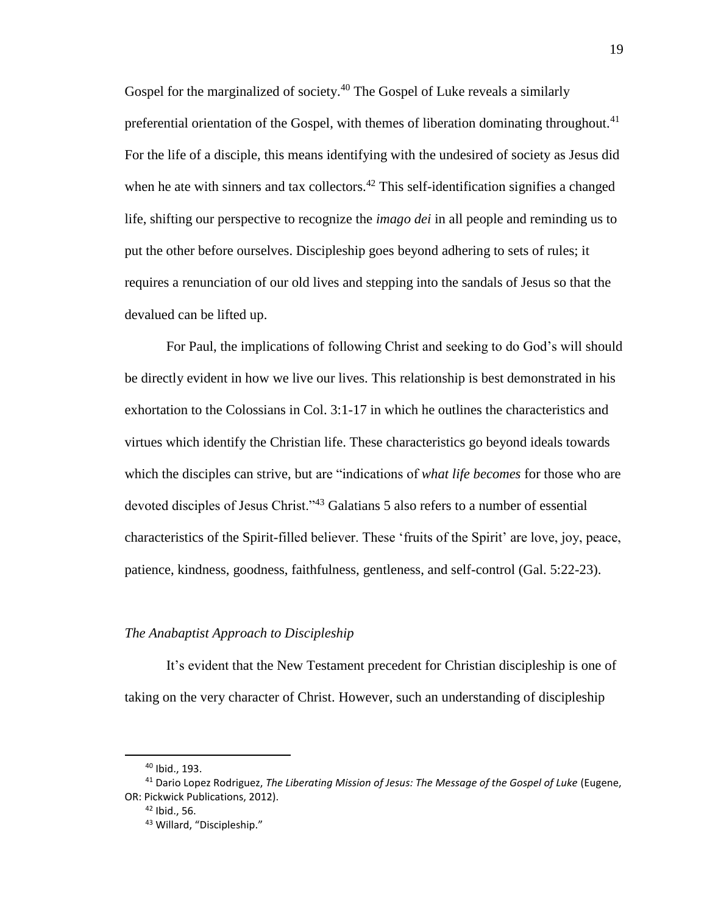Gospel for the marginalized of society.[40] The Gospel of Luke reveals a similarly preferential orientation of the Gospel, with themes of liberation dominating throughout.[41] For the life of a disciple, this means identifying with the undesired of society as Jesus did when he ate with sinners and tax collectors.[42] This self-identification signifies a changed life, shifting our perspective to recognize the *imago dei* in all people and reminding us to put the other before ourselves. Discipleship goes beyond adhering to sets of rules; it requires a renunciation of our old lives and stepping into the sandals of Jesus so that the devalued can be lifted up.

For Paul, the implications of following Christ and seeking to do God's will should be directly evident in how we live our lives. This relationship is best demonstrated in his exhortation to the Colossians in Col. 3:1-17 in which he outlines the characteristics and virtues which identify the Christian life. These characteristics go beyond ideals towards which the disciples can strive, but are "indications of *what life becomes* for those who are devoted disciples of Jesus Christ."[43] Galatians 5 also refers to a number of essential characteristics of the Spirit-filled believer. These 'fruits of the Spirit' are love, joy, peace, patience, kindness, goodness, faithfulness, gentleness, and self-control (Gal. 5:22-23).

### *The Anabaptist Approach to Discipleship*

It's evident that the New Testament precedent for Christian discipleship is one of taking on the very character of Christ. However, such an understanding of discipleship

---

[40] Ibid., 193.

[41] Dario Lopez Rodriguez, *The Liberating Mission of Jesus: The Message of the Gospel of Luke* (Eugene, OR: Pickwick Publications, 2012).

[42] Ibid., 56.

[43] Willard, "Discipleship."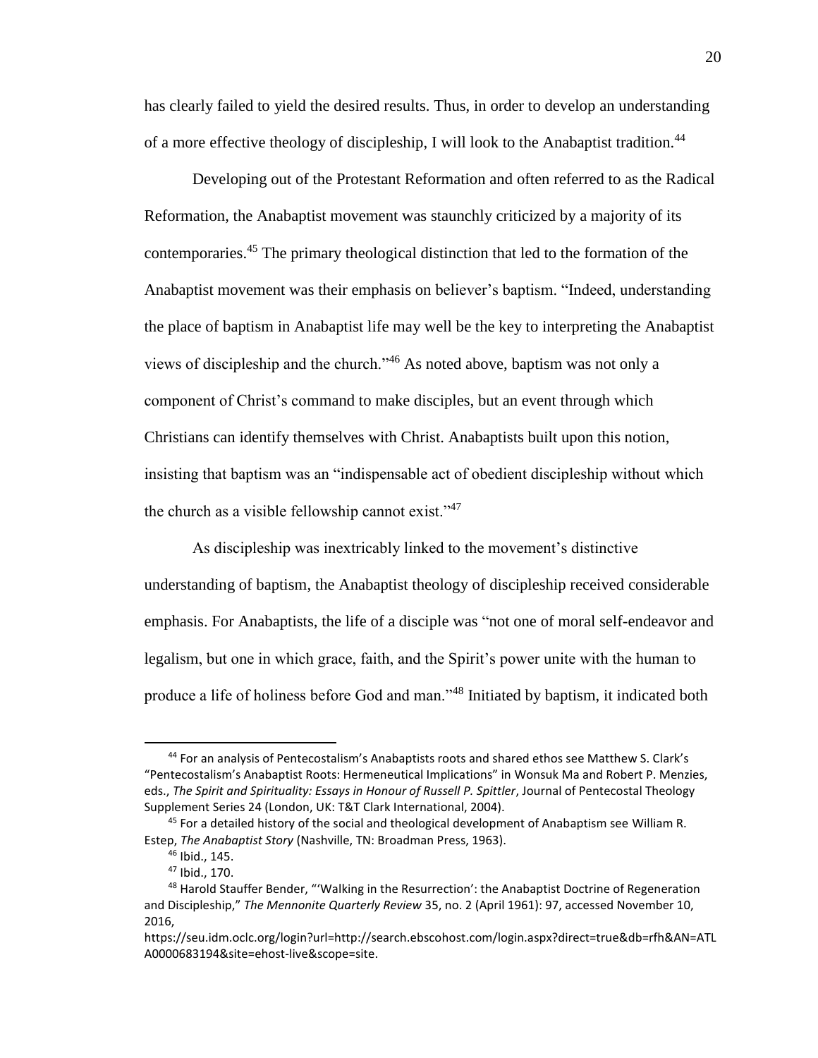has clearly failed to yield the desired results. Thus, in order to develop an understanding of a more effective theology of discipleship, I will look to the Anabaptist tradition.[44]

Developing out of the Protestant Reformation and often referred to as the Radical Reformation, the Anabaptist movement was staunchly criticized by a majority of its contemporaries.[45] The primary theological distinction that led to the formation of the Anabaptist movement was their emphasis on believer's baptism. "Indeed, understanding the place of baptism in Anabaptist life may well be the key to interpreting the Anabaptist views of discipleship and the church."[46] As noted above, baptism was not only a component of Christ's command to make disciples, but an event through which Christians can identify themselves with Christ. Anabaptists built upon this notion, insisting that baptism was an "indispensable act of obedient discipleship without which the church as a visible fellowship cannot exist."[47]

As discipleship was inextricably linked to the movement's distinctive understanding of baptism, the Anabaptist theology of discipleship received considerable emphasis. For Anabaptists, the life of a disciple was "not one of moral self-endeavor and legalism, but one in which grace, faith, and the Spirit's power unite with the human to produce a life of holiness before God and man."[48] Initiated by baptism, it indicated both

---

[44] For an analysis of Pentecostalism's Anabaptists roots and shared ethos see Matthew S. Clark's "Pentecostalism's Anabaptist Roots: Hermeneutical Implications" in Wonsuk Ma and Robert P. Menzies, eds., *The Spirit and Spirituality: Essays in Honour of Russell P. Spittler*, Journal of Pentecostal Theology Supplement Series 24 (London, UK: T&T Clark International, 2004).

[45] For a detailed history of the social and theological development of Anabaptism see William R. Estep, *The Anabaptist Story* (Nashville, TN: Broadman Press, 1963).

[46] Ibid., 145.

[47] Ibid., 170.

[48] Harold Stauffer Bender, "'Walking in the Resurrection': the Anabaptist Doctrine of Regeneration and Discipleship," *The Mennonite Quarterly Review* 35, no. 2 (April 1961): 97, accessed November 10, 2016, https://seu.idm.oclc.org/login?url=http://search.ebscohost.com/login.aspx?direct=true&db=rfh&AN=ATLA0000683194&site=ehost-live&scope=site.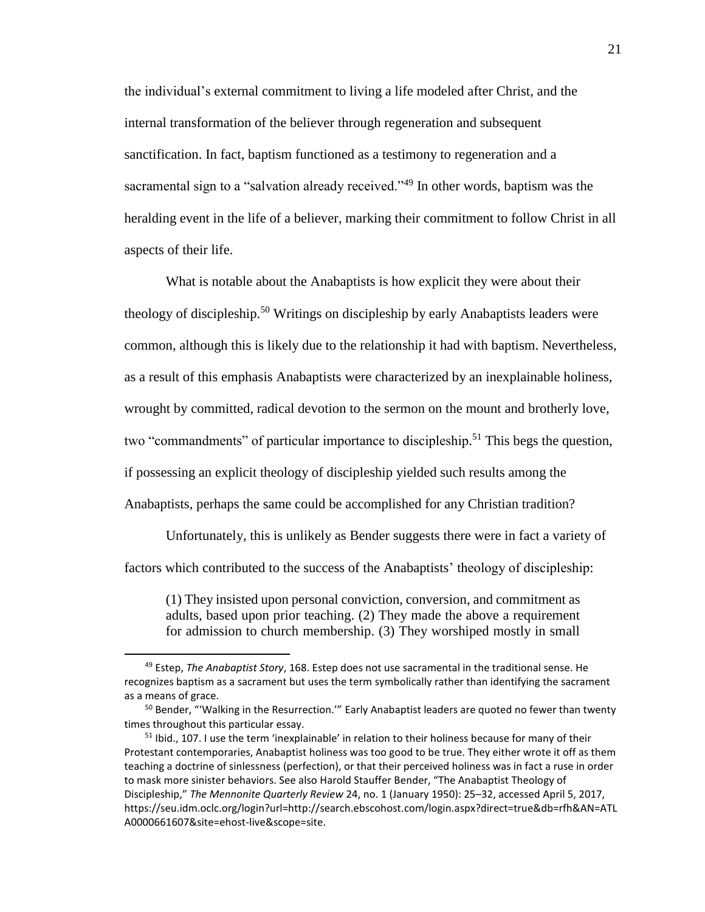the individual's external commitment to living a life modeled after Christ, and the internal transformation of the believer through regeneration and subsequent sanctification. In fact, baptism functioned as a testimony to regeneration and a sacramental sign to a "salvation already received."[49] In other words, baptism was the heralding event in the life of a believer, marking their commitment to follow Christ in all aspects of their life.

What is notable about the Anabaptists is how explicit they were about their theology of discipleship.[50] Writings on discipleship by early Anabaptists leaders were common, although this is likely due to the relationship it had with baptism. Nevertheless, as a result of this emphasis Anabaptists were characterized by an inexplainable holiness, wrought by committed, radical devotion to the sermon on the mount and brotherly love, two "commandments" of particular importance to discipleship.[51] This begs the question, if possessing an explicit theology of discipleship yielded such results among the Anabaptists, perhaps the same could be accomplished for any Christian tradition?

Unfortunately, this is unlikely as Bender suggests there were in fact a variety of factors which contributed to the success of the Anabaptists' theology of discipleship:

> (1) They insisted upon personal conviction, conversion, and commitment as adults, based upon prior teaching. (2) They made the above a requirement for admission to church membership. (3) They worshiped mostly in small

---

[49] Estep, *The Anabaptist Story*, 168. Estep does not use sacramental in the traditional sense. He recognizes baptism as a sacrament but uses the term symbolically rather than identifying the sacrament as a means of grace.

[50] Bender, "'Walking in the Resurrection.'" Early Anabaptist leaders are quoted no fewer than twenty times throughout this particular essay.

[51] Ibid., 107. I use the term 'inexplainable' in relation to their holiness because for many of their Protestant contemporaries, Anabaptist holiness was too good to be true. They either wrote it off as them teaching a doctrine of sinlessness (perfection), or that their perceived holiness was in fact a ruse in order to mask more sinister behaviors. See also Harold Stauffer Bender, "The Anabaptist Theology of Discipleship," *The Mennonite Quarterly Review* 24, no. 1 (January 1950): 25–32, accessed April 5, 2017, https://seu.idm.oclc.org/login?url=http://search.ebscohost.com/login.aspx?direct=true&db=rfh&AN=ATLA0000661607&site=ehost-live&scope=site.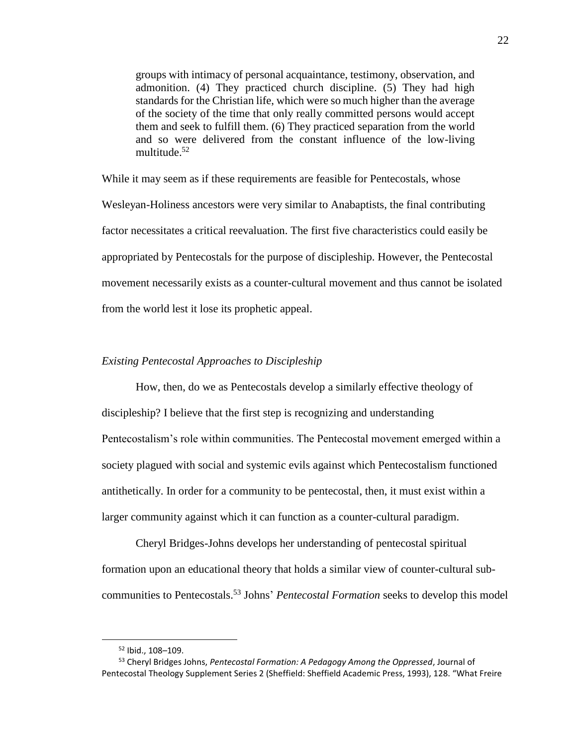> groups with intimacy of personal acquaintance, testimony, observation, and admonition. (4) They practiced church discipline. (5) They had high standards for the Christian life, which were so much higher than the average of the society of the time that only really committed persons would accept them and seek to fulfill them. (6) They practiced separation from the world and so were delivered from the constant influence of the low-living multitude.[52]

While it may seem as if these requirements are feasible for Pentecostals, whose Wesleyan-Holiness ancestors were very similar to Anabaptists, the final contributing factor necessitates a critical reevaluation. The first five characteristics could easily be appropriated by Pentecostals for the purpose of discipleship. However, the Pentecostal movement necessarily exists as a counter-cultural movement and thus cannot be isolated from the world lest it lose its prophetic appeal.

### *Existing Pentecostal Approaches to Discipleship*

How, then, do we as Pentecostals develop a similarly effective theology of discipleship? I believe that the first step is recognizing and understanding Pentecostalism's role within communities. The Pentecostal movement emerged within a society plagued with social and systemic evils against which Pentecostalism functioned antithetically. In order for a community to be pentecostal, then, it must exist within a larger community against which it can function as a counter-cultural paradigm.

Cheryl Bridges-Johns develops her understanding of pentecostal spiritual formation upon an educational theory that holds a similar view of counter-cultural sub-communities to Pentecostals.[53] Johns' *Pentecostal Formation* seeks to develop this model

---

[52] Ibid., 108–109.

[53] Cheryl Bridges Johns, *Pentecostal Formation: A Pedagogy Among the Oppressed*, Journal of Pentecostal Theology Supplement Series 2 (Sheffield: Sheffield Academic Press, 1993), 128. "What Freire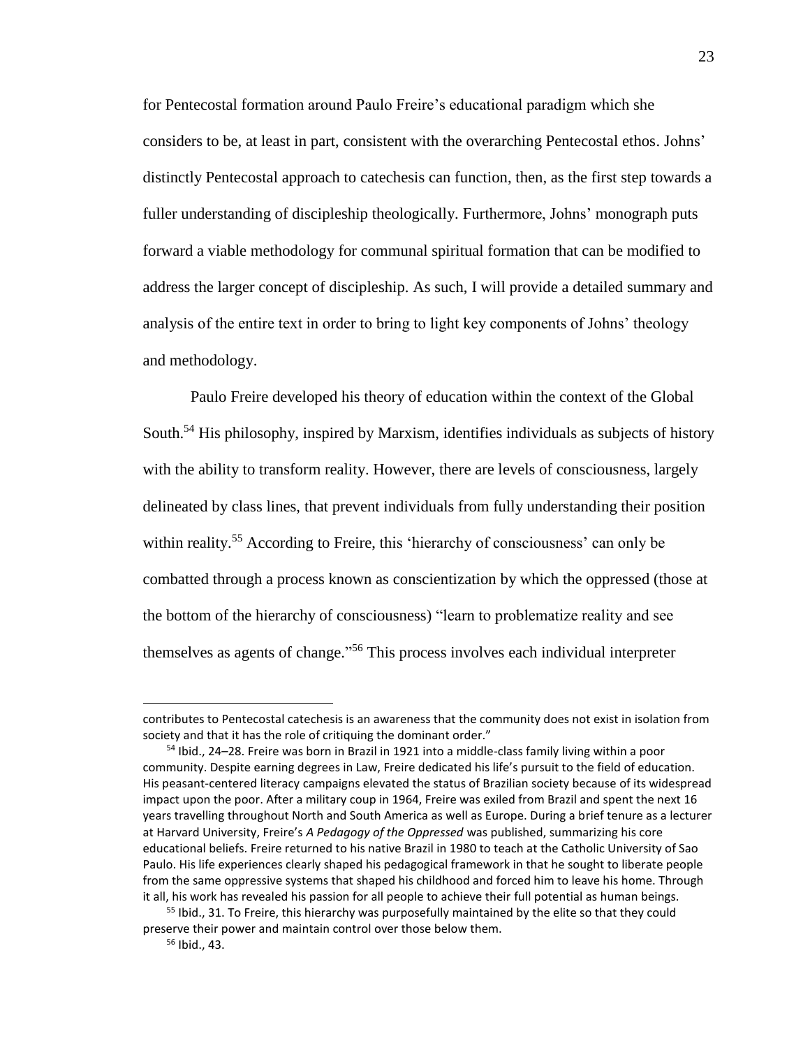for Pentecostal formation around Paulo Freire's educational paradigm which she considers to be, at least in part, consistent with the overarching Pentecostal ethos. Johns' distinctly Pentecostal approach to catechesis can function, then, as the first step towards a fuller understanding of discipleship theologically. Furthermore, Johns' monograph puts forward a viable methodology for communal spiritual formation that can be modified to address the larger concept of discipleship. As such, I will provide a detailed summary and analysis of the entire text in order to bring to light key components of Johns' theology and methodology.

Paulo Freire developed his theory of education within the context of the Global South.[54] His philosophy, inspired by Marxism, identifies individuals as subjects of history with the ability to transform reality. However, there are levels of consciousness, largely delineated by class lines, that prevent individuals from fully understanding their position within reality.[55] According to Freire, this 'hierarchy of consciousness' can only be combatted through a process known as conscientization by which the oppressed (those at the bottom of the hierarchy of consciousness) "learn to problematize reality and see themselves as agents of change."[56] This process involves each individual interpreter

---

contributes to Pentecostal catechesis is an awareness that the community does not exist in isolation from society and that it has the role of critiquing the dominant order."

[54] Ibid., 24–28. Freire was born in Brazil in 1921 into a middle-class family living within a poor community. Despite earning degrees in Law, Freire dedicated his life's pursuit to the field of education. His peasant-centered literacy campaigns elevated the status of Brazilian society because of its widespread impact upon the poor. After a military coup in 1964, Freire was exiled from Brazil and spent the next 16 years travelling throughout North and South America as well as Europe. During a brief tenure as a lecturer at Harvard University, Freire's *A Pedagogy of the Oppressed* was published, summarizing his core educational beliefs. Freire returned to his native Brazil in 1980 to teach at the Catholic University of Sao Paulo. His life experiences clearly shaped his pedagogical framework in that he sought to liberate people from the same oppressive systems that shaped his childhood and forced him to leave his home. Through it all, his work has revealed his passion for all people to achieve their full potential as human beings.

[55] Ibid., 31. To Freire, this hierarchy was purposefully maintained by the elite so that they could preserve their power and maintain control over those below them.

[56] Ibid., 43.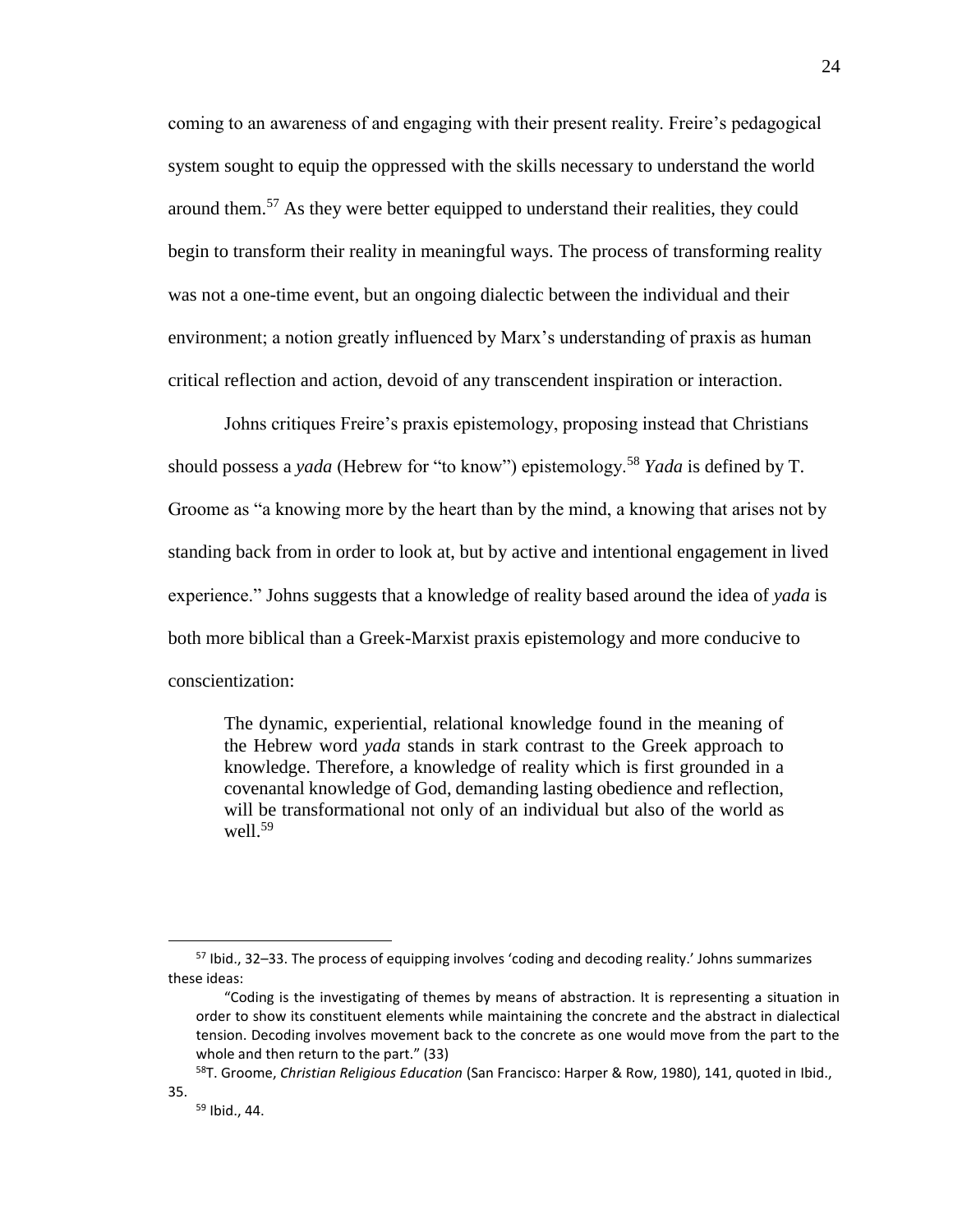coming to an awareness of and engaging with their present reality. Freire's pedagogical system sought to equip the oppressed with the skills necessary to understand the world around them.[57] As they were better equipped to understand their realities, they could begin to transform their reality in meaningful ways. The process of transforming reality was not a one-time event, but an ongoing dialectic between the individual and their environment; a notion greatly influenced by Marx's understanding of praxis as human critical reflection and action, devoid of any transcendent inspiration or interaction.

Johns critiques Freire's praxis epistemology, proposing instead that Christians should possess a *yada* (Hebrew for "to know") epistemology.[58] *Yada* is defined by T. Groome as "a knowing more by the heart than by the mind, a knowing that arises not by standing back from in order to look at, but by active and intentional engagement in lived experience." Johns suggests that a knowledge of reality based around the idea of *yada* is both more biblical than a Greek-Marxist praxis epistemology and more conducive to conscientization:

> The dynamic, experiential, relational knowledge found in the meaning of the Hebrew word *yada* stands in stark contrast to the Greek approach to knowledge. Therefore, a knowledge of reality which is first grounded in a covenantal knowledge of God, demanding lasting obedience and reflection, will be transformational not only of an individual but also of the world as well.[59]

---

[57] Ibid., 32–33. The process of equipping involves 'coding and decoding reality.' Johns summarizes these ideas:

> "Coding is the investigating of themes by means of abstraction. It is representing a situation in order to show its constituent elements while maintaining the concrete and the abstract in dialectical tension. Decoding involves movement back to the concrete as one would move from the part to the whole and then return to the part." (33)

[58] T. Groome, *Christian Religious Education* (San Francisco: Harper & Row, 1980), 141, quoted in Ibid., 35.

[59] Ibid., 44.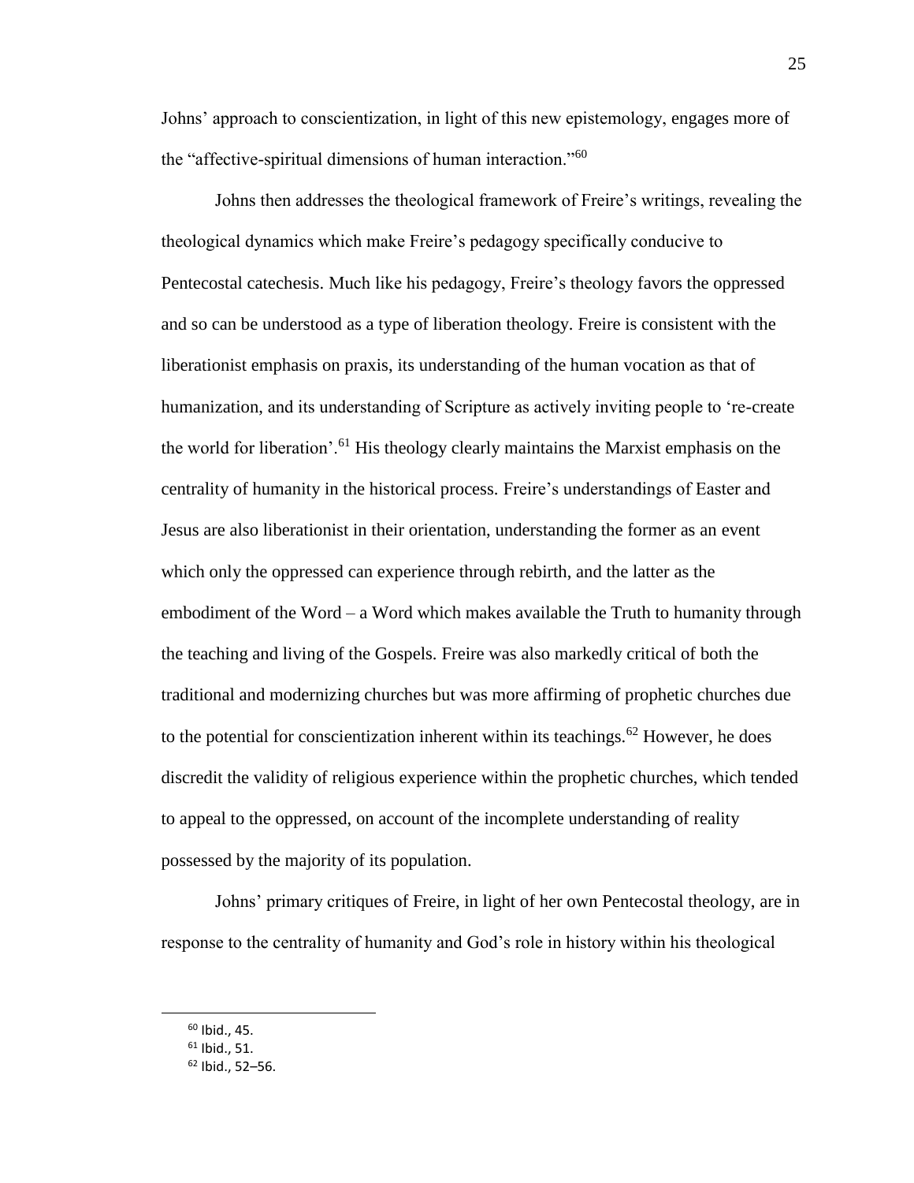Johns' approach to conscientization, in light of this new epistemology, engages more of the "affective-spiritual dimensions of human interaction."[60]

Johns then addresses the theological framework of Freire's writings, revealing the theological dynamics which make Freire's pedagogy specifically conducive to Pentecostal catechesis. Much like his pedagogy, Freire's theology favors the oppressed and so can be understood as a type of liberation theology. Freire is consistent with the liberationist emphasis on praxis, its understanding of the human vocation as that of humanization, and its understanding of Scripture as actively inviting people to 're-create the world for liberation'.[61] His theology clearly maintains the Marxist emphasis on the centrality of humanity in the historical process. Freire's understandings of Easter and Jesus are also liberationist in their orientation, understanding the former as an event which only the oppressed can experience through rebirth, and the latter as the embodiment of the Word – a Word which makes available the Truth to humanity through the teaching and living of the Gospels. Freire was also markedly critical of both the traditional and modernizing churches but was more affirming of prophetic churches due to the potential for conscientization inherent within its teachings.[62] However, he does discredit the validity of religious experience within the prophetic churches, which tended to appeal to the oppressed, on account of the incomplete understanding of reality possessed by the majority of its population.

Johns' primary critiques of Freire, in light of her own Pentecostal theology, are in response to the centrality of humanity and God's role in history within his theological

---

[60] Ibid., 45.

[61] Ibid., 51.

[62] Ibid., 52–56.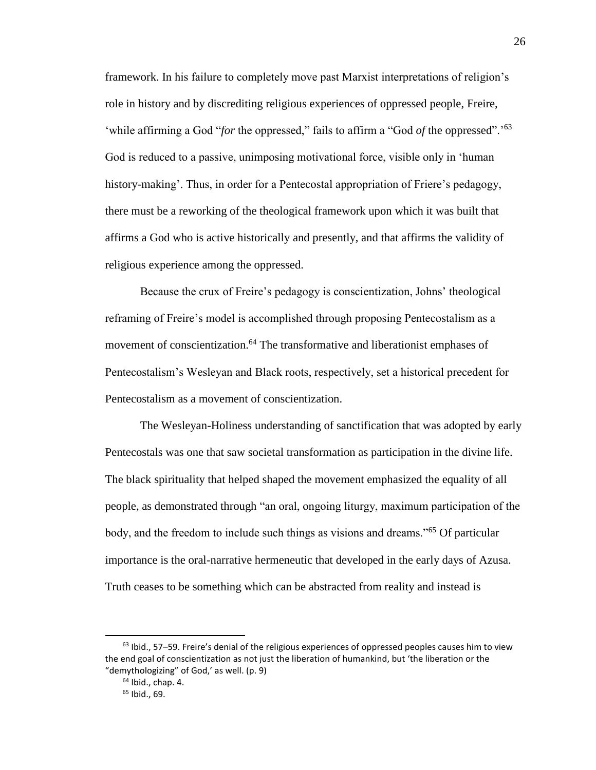framework. In his failure to completely move past Marxist interpretations of religion's role in history and by discrediting religious experiences of oppressed people, Freire, 'while affirming a God "*for* the oppressed," fails to affirm a "God *of* the oppressed".'[63] God is reduced to a passive, unimposing motivational force, visible only in 'human history-making'. Thus, in order for a Pentecostal appropriation of Friere's pedagogy, there must be a reworking of the theological framework upon which it was built that affirms a God who is active historically and presently, and that affirms the validity of religious experience among the oppressed.

Because the crux of Freire's pedagogy is conscientization, Johns' theological reframing of Freire's model is accomplished through proposing Pentecostalism as a movement of conscientization.[64] The transformative and liberationist emphases of Pentecostalism's Wesleyan and Black roots, respectively, set a historical precedent for Pentecostalism as a movement of conscientization.

The Wesleyan-Holiness understanding of sanctification that was adopted by early Pentecostals was one that saw societal transformation as participation in the divine life. The black spirituality that helped shaped the movement emphasized the equality of all people, as demonstrated through "an oral, ongoing liturgy, maximum participation of the body, and the freedom to include such things as visions and dreams."[65] Of particular importance is the oral-narrative hermeneutic that developed in the early days of Azusa. Truth ceases to be something which can be abstracted from reality and instead is

---

[63] Ibid., 57–59. Freire's denial of the religious experiences of oppressed peoples causes him to view the end goal of conscientization as not just the liberation of humankind, but 'the liberation or the "demythologizing" of God,' as well. (p. 9)

[64] Ibid., chap. 4.

[65] Ibid., 69.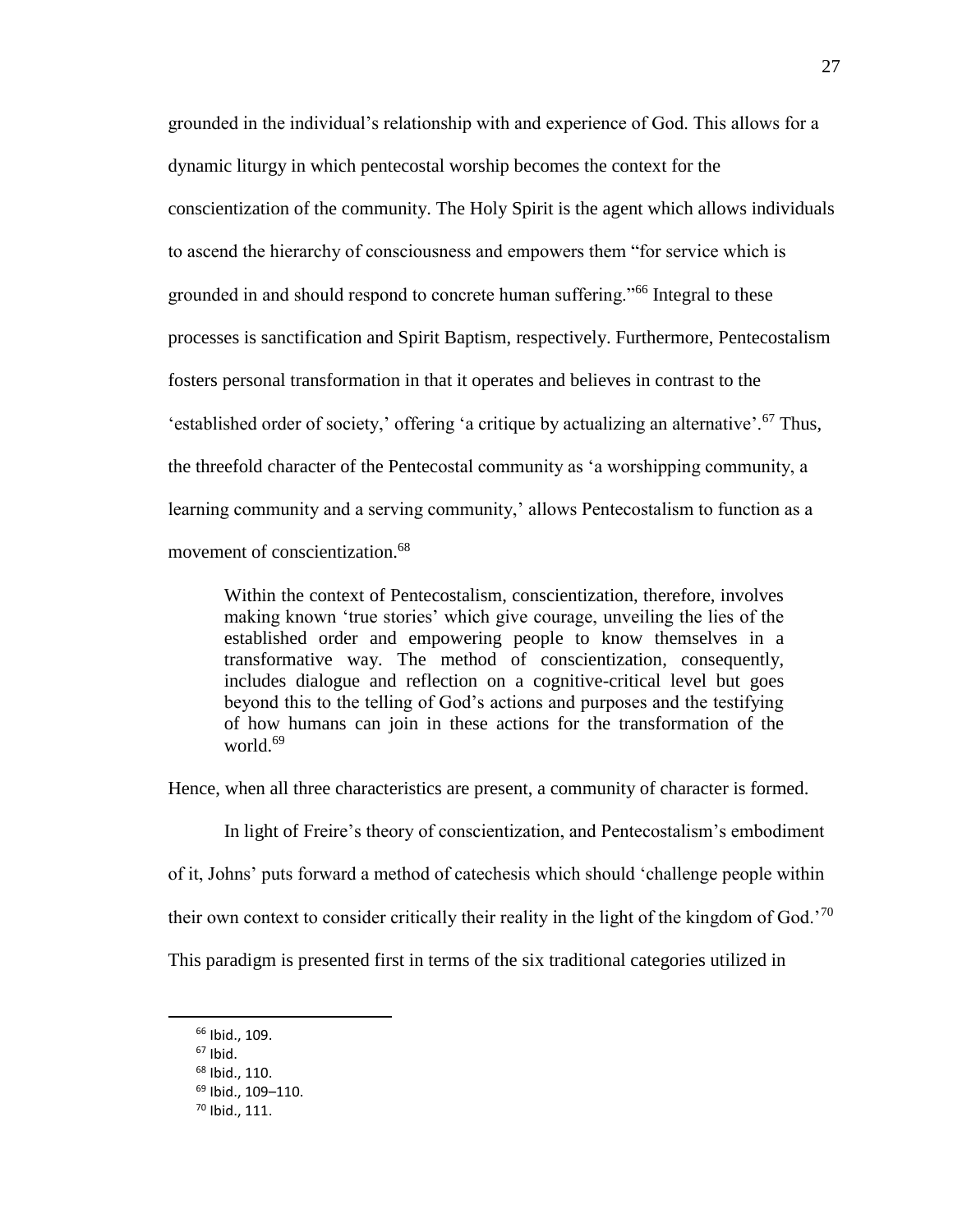grounded in the individual's relationship with and experience of God. This allows for a dynamic liturgy in which pentecostal worship becomes the context for the conscientization of the community. The Holy Spirit is the agent which allows individuals to ascend the hierarchy of consciousness and empowers them "for service which is grounded in and should respond to concrete human suffering."[66] Integral to these processes is sanctification and Spirit Baptism, respectively. Furthermore, Pentecostalism fosters personal transformation in that it operates and believes in contrast to the 'established order of society,' offering 'a critique by actualizing an alternative'.[67] Thus, the threefold character of the Pentecostal community as 'a worshipping community, a learning community and a serving community,' allows Pentecostalism to function as a movement of conscientization.[68]

> Within the context of Pentecostalism, conscientization, therefore, involves making known 'true stories' which give courage, unveiling the lies of the established order and empowering people to know themselves in a transformative way. The method of conscientization, consequently, includes dialogue and reflection on a cognitive-critical level but goes beyond this to the telling of God's actions and purposes and the testifying of how humans can join in these actions for the transformation of the world.[69]

Hence, when all three characteristics are present, a community of character is formed.

In light of Freire's theory of conscientization, and Pentecostalism's embodiment of it, Johns' puts forward a method of catechesis which should 'challenge people within their own context to consider critically their reality in the light of the kingdom of God.'[70] This paradigm is presented first in terms of the six traditional categories utilized in

---

[66] Ibid., 109.

[67] Ibid.

[68] Ibid., 110.

[69] Ibid., 109–110.

[70] Ibid., 111.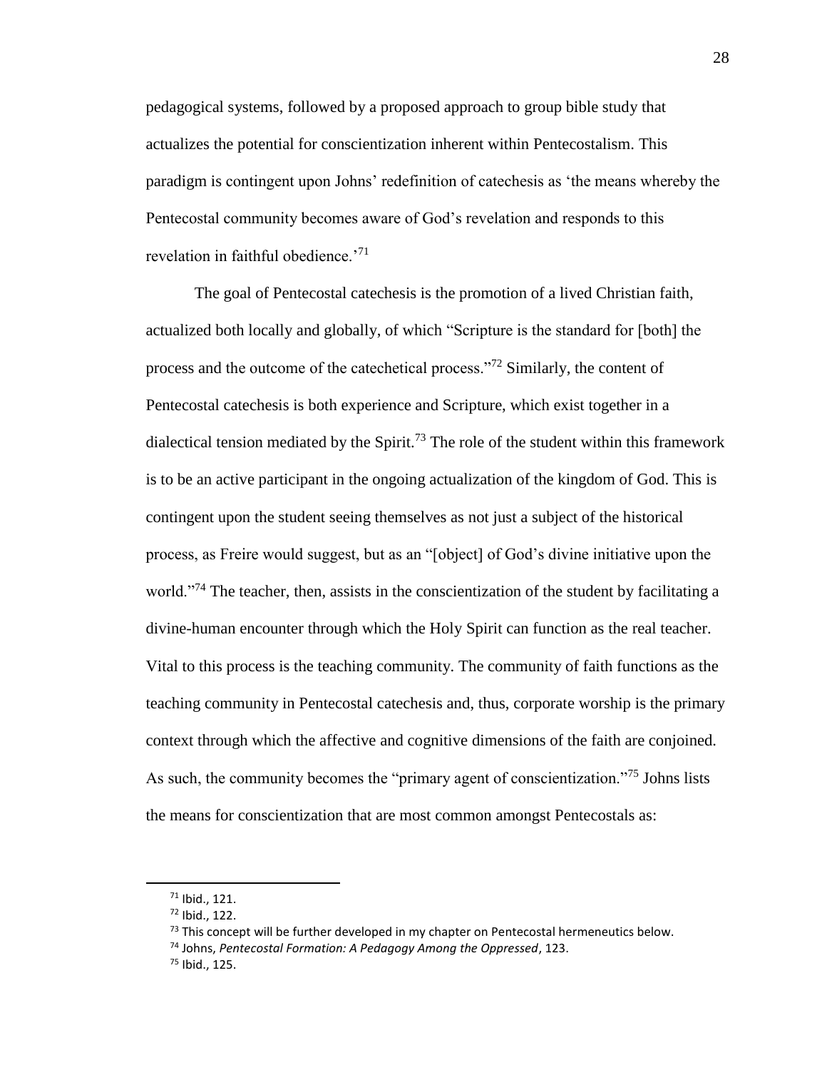pedagogical systems, followed by a proposed approach to group bible study that actualizes the potential for conscientization inherent within Pentecostalism. This paradigm is contingent upon Johns' redefinition of catechesis as 'the means whereby the Pentecostal community becomes aware of God's revelation and responds to this revelation in faithful obedience.'[71]

The goal of Pentecostal catechesis is the promotion of a lived Christian faith, actualized both locally and globally, of which "Scripture is the standard for [both] the process and the outcome of the catechetical process."[72] Similarly, the content of Pentecostal catechesis is both experience and Scripture, which exist together in a dialectical tension mediated by the Spirit.[73] The role of the student within this framework is to be an active participant in the ongoing actualization of the kingdom of God. This is contingent upon the student seeing themselves as not just a subject of the historical process, as Freire would suggest, but as an "[object] of God's divine initiative upon the world."[74] The teacher, then, assists in the conscientization of the student by facilitating a divine-human encounter through which the Holy Spirit can function as the real teacher. Vital to this process is the teaching community. The community of faith functions as the teaching community in Pentecostal catechesis and, thus, corporate worship is the primary context through which the affective and cognitive dimensions of the faith are conjoined. As such, the community becomes the "primary agent of conscientization."[75] Johns lists the means for conscientization that are most common amongst Pentecostals as:

---

[71] Ibid., 121.

[72] Ibid., 122.

[73] This concept will be further developed in my chapter on Pentecostal hermeneutics below.

[74] Johns, *Pentecostal Formation: A Pedagogy Among the Oppressed*, 123.

[75] Ibid., 125.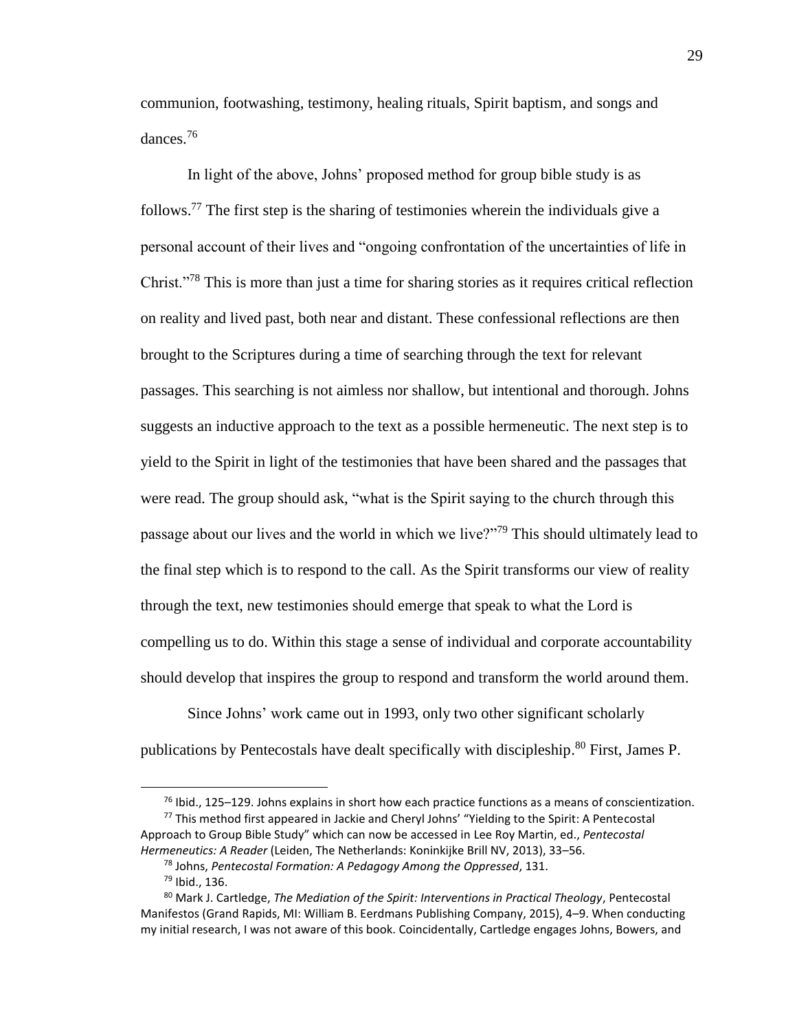communion, footwashing, testimony, healing rituals, Spirit baptism, and songs and dances.[76]

In light of the above, Johns' proposed method for group bible study is as follows.[77] The first step is the sharing of testimonies wherein the individuals give a personal account of their lives and "ongoing confrontation of the uncertainties of life in Christ."[78] This is more than just a time for sharing stories as it requires critical reflection on reality and lived past, both near and distant. These confessional reflections are then brought to the Scriptures during a time of searching through the text for relevant passages. This searching is not aimless nor shallow, but intentional and thorough. Johns suggests an inductive approach to the text as a possible hermeneutic. The next step is to yield to the Spirit in light of the testimonies that have been shared and the passages that were read. The group should ask, "what is the Spirit saying to the church through this passage about our lives and the world in which we live?"[79] This should ultimately lead to the final step which is to respond to the call. As the Spirit transforms our view of reality through the text, new testimonies should emerge that speak to what the Lord is compelling us to do. Within this stage a sense of individual and corporate accountability should develop that inspires the group to respond and transform the world around them.

Since Johns' work came out in 1993, only two other significant scholarly publications by Pentecostals have dealt specifically with discipleship.[80] First, James P.

---

[76] Ibid., 125–129. Johns explains in short how each practice functions as a means of conscientization.

[77] This method first appeared in Jackie and Cheryl Johns' "Yielding to the Spirit: A Pentecostal Approach to Group Bible Study" which can now be accessed in Lee Roy Martin, ed., *Pentecostal Hermeneutics: A Reader* (Leiden, The Netherlands: Koninkijke Brill NV, 2013), 33–56.

[78] Johns, *Pentecostal Formation: A Pedagogy Among the Oppressed*, 131.

[79] Ibid., 136.

[80] Mark J. Cartledge, *The Mediation of the Spirit: Interventions in Practical Theology*, Pentecostal Manifestos (Grand Rapids, MI: William B. Eerdmans Publishing Company, 2015), 4–9. When conducting my initial research, I was not aware of this book. Coincidentally, Cartledge engages Johns, Bowers, and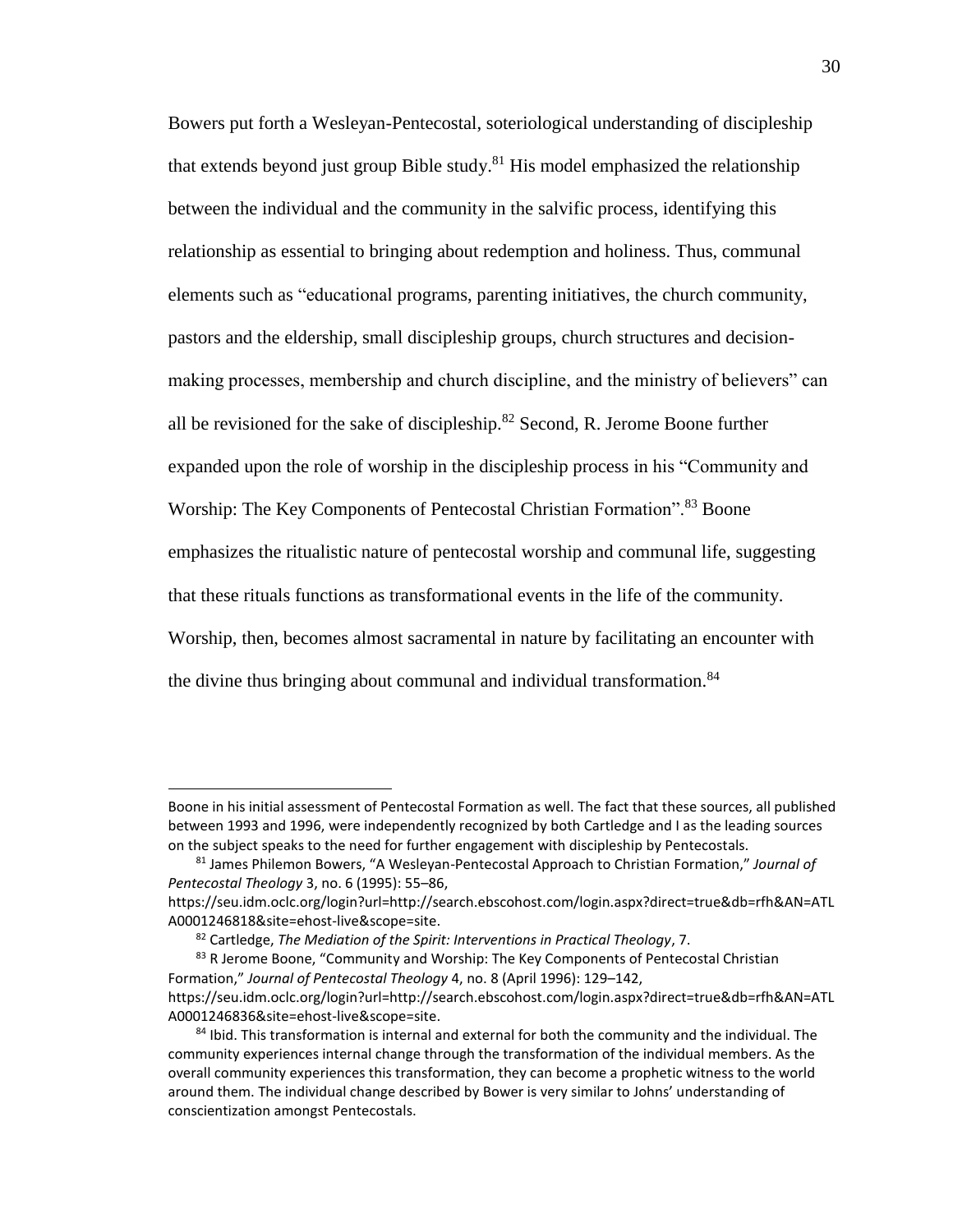Bowers put forth a Wesleyan-Pentecostal, soteriological understanding of discipleship that extends beyond just group Bible study.[81] His model emphasized the relationship between the individual and the community in the salvific process, identifying this relationship as essential to bringing about redemption and holiness. Thus, communal elements such as "educational programs, parenting initiatives, the church community, pastors and the eldership, small discipleship groups, church structures and decision-making processes, membership and church discipline, and the ministry of believers" can all be revisioned for the sake of discipleship.[82] Second, R. Jerome Boone further expanded upon the role of worship in the discipleship process in his "Community and Worship: The Key Components of Pentecostal Christian Formation".[83] Boone emphasizes the ritualistic nature of pentecostal worship and communal life, suggesting that these rituals functions as transformational events in the life of the community. Worship, then, becomes almost sacramental in nature by facilitating an encounter with the divine thus bringing about communal and individual transformation.[84]

---

Boone in his initial assessment of Pentecostal Formation as well. The fact that these sources, all published between 1993 and 1996, were independently recognized by both Cartledge and I as the leading sources on the subject speaks to the need for further engagement with discipleship by Pentecostals.

[81] James Philemon Bowers, "A Wesleyan-Pentecostal Approach to Christian Formation," *Journal of Pentecostal Theology* 3, no. 6 (1995): 55–86, https://seu.idm.oclc.org/login?url=http://search.ebscohost.com/login.aspx?direct=true&db=rfh&AN=ATLA0001246818&site=ehost-live&scope=site.

[82] Cartledge, *The Mediation of the Spirit: Interventions in Practical Theology*, 7.

[83] R Jerome Boone, "Community and Worship: The Key Components of Pentecostal Christian Formation," *Journal of Pentecostal Theology* 4, no. 8 (April 1996): 129–142, https://seu.idm.oclc.org/login?url=http://search.ebscohost.com/login.aspx?direct=true&db=rfh&AN=ATLA0001246836&site=ehost-live&scope=site.

[84] Ibid. This transformation is internal and external for both the community and the individual. The community experiences internal change through the transformation of the individual members. As the overall community experiences this transformation, they can become a prophetic witness to the world around them. The individual change described by Bower is very similar to Johns' understanding of conscientization amongst Pentecostals.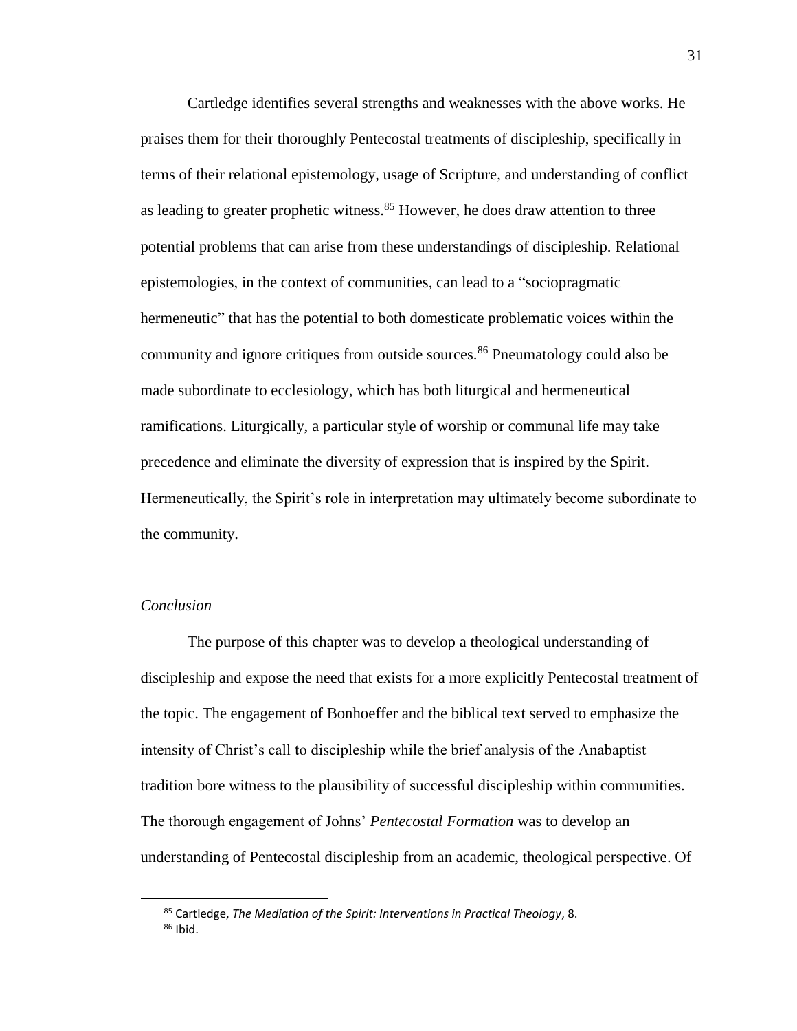Cartledge identifies several strengths and weaknesses with the above works. He praises them for their thoroughly Pentecostal treatments of discipleship, specifically in terms of their relational epistemology, usage of Scripture, and understanding of conflict as leading to greater prophetic witness.[85] However, he does draw attention to three potential problems that can arise from these understandings of discipleship. Relational epistemologies, in the context of communities, can lead to a "sociopragmatic hermeneutic" that has the potential to both domesticate problematic voices within the community and ignore critiques from outside sources.[86] Pneumatology could also be made subordinate to ecclesiology, which has both liturgical and hermeneutical ramifications. Liturgically, a particular style of worship or communal life may take precedence and eliminate the diversity of expression that is inspired by the Spirit. Hermeneutically, the Spirit's role in interpretation may ultimately become subordinate to the community.

### *Conclusion*

The purpose of this chapter was to develop a theological understanding of discipleship and expose the need that exists for a more explicitly Pentecostal treatment of the topic. The engagement of Bonhoeffer and the biblical text served to emphasize the intensity of Christ's call to discipleship while the brief analysis of the Anabaptist tradition bore witness to the plausibility of successful discipleship within communities. The thorough engagement of Johns' *Pentecostal Formation* was to develop an understanding of Pentecostal discipleship from an academic, theological perspective. Of

---

[85] Cartledge, *The Mediation of the Spirit: Interventions in Practical Theology*, 8.

[86] Ibid.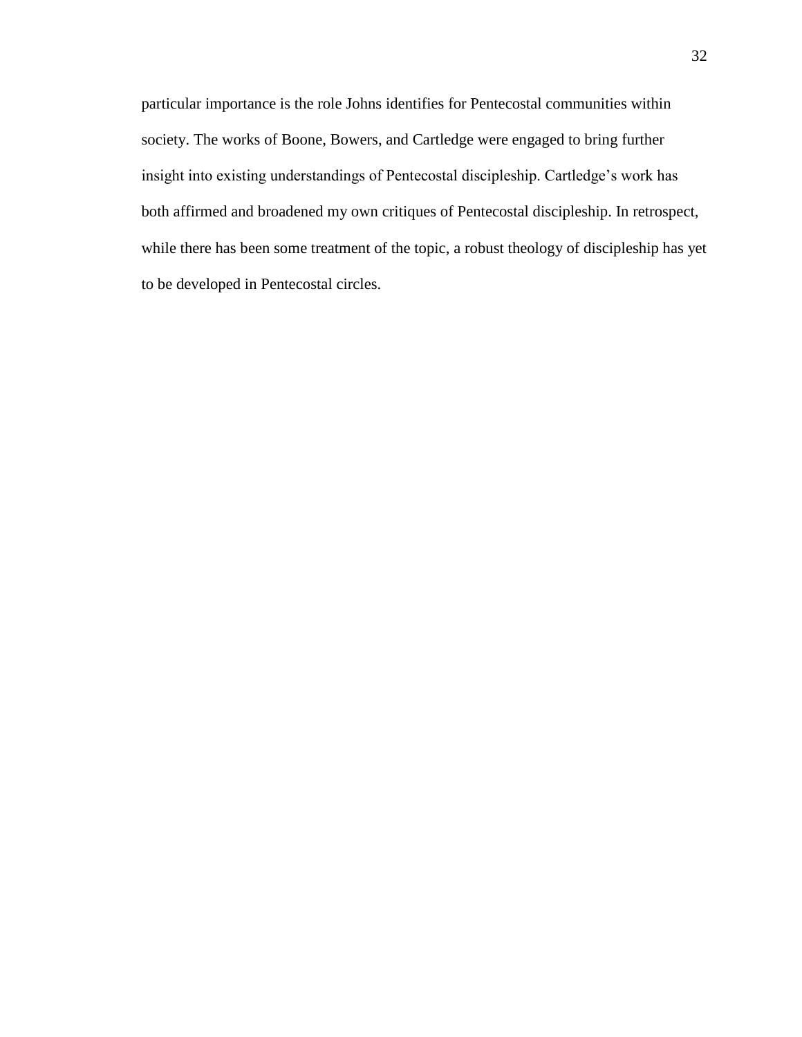particular importance is the role Johns identifies for Pentecostal communities within society. The works of Boone, Bowers, and Cartledge were engaged to bring further insight into existing understandings of Pentecostal discipleship. Cartledge's work has both affirmed and broadened my own critiques of Pentecostal discipleship. In retrospect, while there has been some treatment of the topic, a robust theology of discipleship has yet to be developed in Pentecostal circles.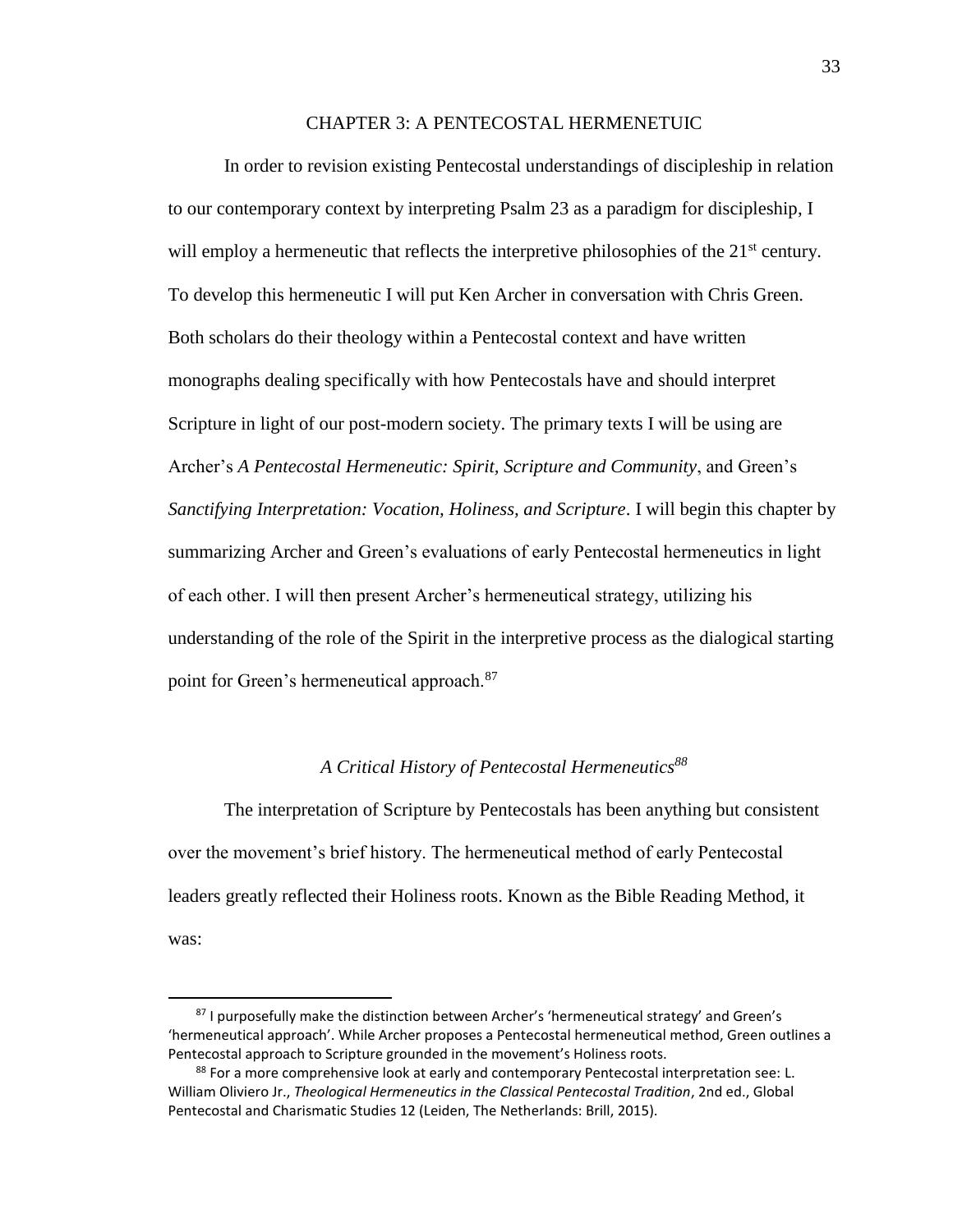## CHAPTER 3: A PENTECOSTAL HERMENETUIC

In order to revision existing Pentecostal understandings of discipleship in relation to our contemporary context by interpreting Psalm 23 as a paradigm for discipleship, I will employ a hermeneutic that reflects the interpretive philosophies of the 21st century. To develop this hermeneutic I will put Ken Archer in conversation with Chris Green. Both scholars do their theology within a Pentecostal context and have written monographs dealing specifically with how Pentecostals have and should interpret Scripture in light of our post-modern society. The primary texts I will be using are Archer's *A Pentecostal Hermeneutic: Spirit, Scripture and Community*, and Green's *Sanctifying Interpretation: Vocation, Holiness, and Scripture*. I will begin this chapter by summarizing Archer and Green's evaluations of early Pentecostal hermeneutics in light of each other. I will then present Archer's hermeneutical strategy, utilizing his understanding of the role of the Spirit in the interpretive process as the dialogical starting point for Green's hermeneutical approach.[87]

### *A Critical History of Pentecostal Hermeneutics*[88]

The interpretation of Scripture by Pentecostals has been anything but consistent over the movement's brief history. The hermeneutical method of early Pentecostal leaders greatly reflected their Holiness roots. Known as the Bible Reading Method, it was:

---

[87] I purposefully make the distinction between Archer's 'hermeneutical strategy' and Green's 'hermeneutical approach'. While Archer proposes a Pentecostal hermeneutical method, Green outlines a Pentecostal approach to Scripture grounded in the movement's Holiness roots.

[88] For a more comprehensive look at early and contemporary Pentecostal interpretation see: L. William Oliviero Jr., *Theological Hermeneutics in the Classical Pentecostal Tradition*, 2nd ed., Global Pentecostal and Charismatic Studies 12 (Leiden, The Netherlands: Brill, 2015).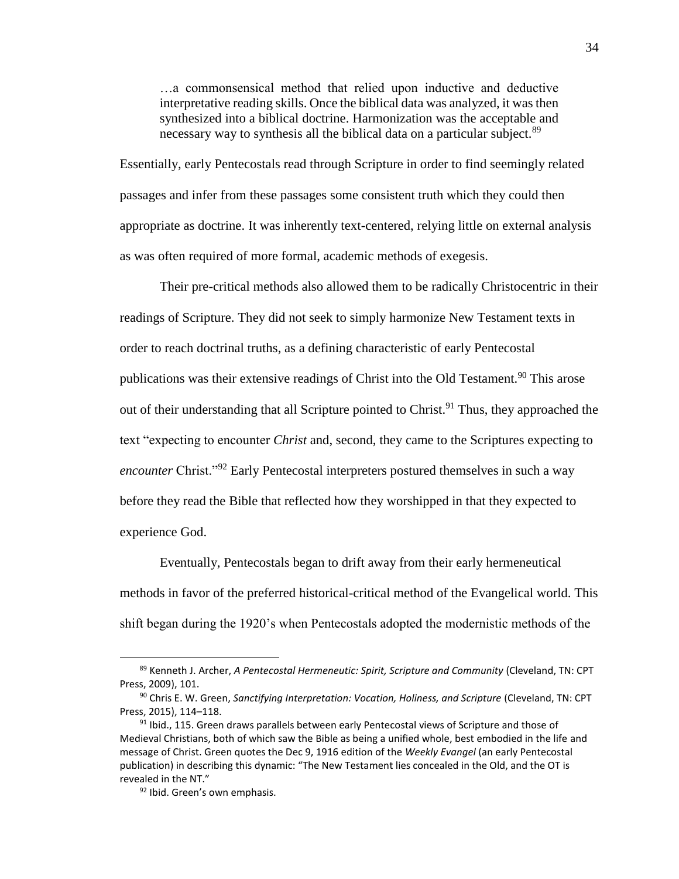> …a commonsensical method that relied upon inductive and deductive interpretative reading skills. Once the biblical data was analyzed, it was then synthesized into a biblical doctrine. Harmonization was the acceptable and necessary way to synthesis all the biblical data on a particular subject.[89]

Essentially, early Pentecostals read through Scripture in order to find seemingly related passages and infer from these passages some consistent truth which they could then appropriate as doctrine. It was inherently text-centered, relying little on external analysis as was often required of more formal, academic methods of exegesis.

Their pre-critical methods also allowed them to be radically Christocentric in their readings of Scripture. They did not seek to simply harmonize New Testament texts in order to reach doctrinal truths, as a defining characteristic of early Pentecostal publications was their extensive readings of Christ into the Old Testament.[90] This arose out of their understanding that all Scripture pointed to Christ.[91] Thus, they approached the text "expecting to encounter *Christ* and, second, they came to the Scriptures expecting to *encounter* Christ."[92] Early Pentecostal interpreters postured themselves in such a way before they read the Bible that reflected how they worshipped in that they expected to experience God.

Eventually, Pentecostals began to drift away from their early hermeneutical methods in favor of the preferred historical-critical method of the Evangelical world. This shift began during the 1920's when Pentecostals adopted the modernistic methods of the

---

[89] Kenneth J. Archer, *A Pentecostal Hermeneutic: Spirit, Scripture and Community* (Cleveland, TN: CPT Press, 2009), 101.

[90] Chris E. W. Green, *Sanctifying Interpretation: Vocation, Holiness, and Scripture* (Cleveland, TN: CPT Press, 2015), 114–118.

[91] Ibid., 115. Green draws parallels between early Pentecostal views of Scripture and those of Medieval Christians, both of which saw the Bible as being a unified whole, best embodied in the life and message of Christ. Green quotes the Dec 9, 1916 edition of the *Weekly Evangel* (an early Pentecostal publication) in describing this dynamic: "The New Testament lies concealed in the Old, and the OT is revealed in the NT."

[92] Ibid. Green's own emphasis.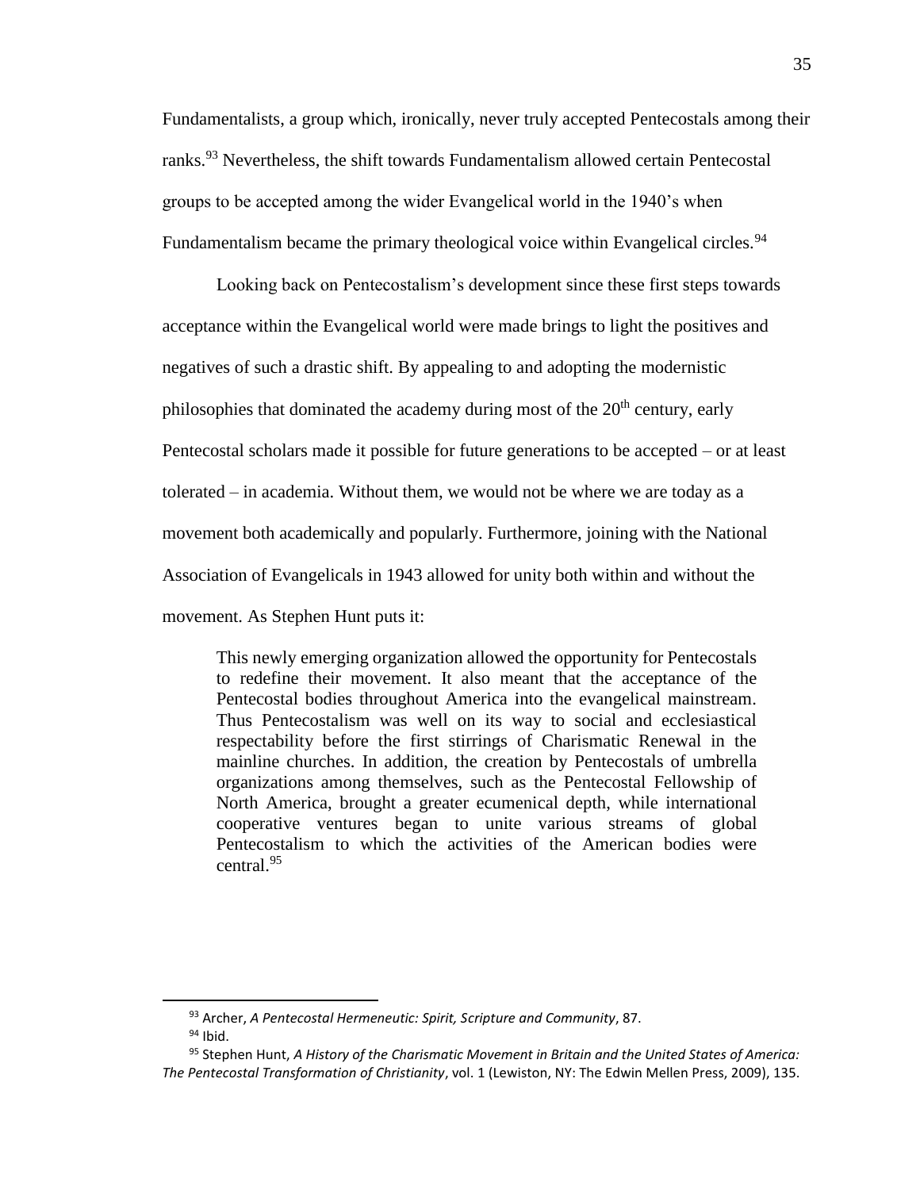Fundamentalists, a group which, ironically, never truly accepted Pentecostals among their ranks.[93] Nevertheless, the shift towards Fundamentalism allowed certain Pentecostal groups to be accepted among the wider Evangelical world in the 1940's when Fundamentalism became the primary theological voice within Evangelical circles.[94]

Looking back on Pentecostalism's development since these first steps towards acceptance within the Evangelical world were made brings to light the positives and negatives of such a drastic shift. By appealing to and adopting the modernistic philosophies that dominated the academy during most of the 20th century, early Pentecostal scholars made it possible for future generations to be accepted – or at least tolerated – in academia. Without them, we would not be where we are today as a movement both academically and popularly. Furthermore, joining with the National Association of Evangelicals in 1943 allowed for unity both within and without the movement. As Stephen Hunt puts it:

> This newly emerging organization allowed the opportunity for Pentecostals to redefine their movement. It also meant that the acceptance of the Pentecostal bodies throughout America into the evangelical mainstream. Thus Pentecostalism was well on its way to social and ecclesiastical respectability before the first stirrings of Charismatic Renewal in the mainline churches. In addition, the creation by Pentecostals of umbrella organizations among themselves, such as the Pentecostal Fellowship of North America, brought a greater ecumenical depth, while international cooperative ventures began to unite various streams of global Pentecostalism to which the activities of the American bodies were central.[95]

---

[93] Archer, *A Pentecostal Hermeneutic: Spirit, Scripture and Community*, 87.

[94] Ibid.

[95] Stephen Hunt, *A History of the Charismatic Movement in Britain and the United States of America: The Pentecostal Transformation of Christianity*, vol. 1 (Lewiston, NY: The Edwin Mellen Press, 2009), 135.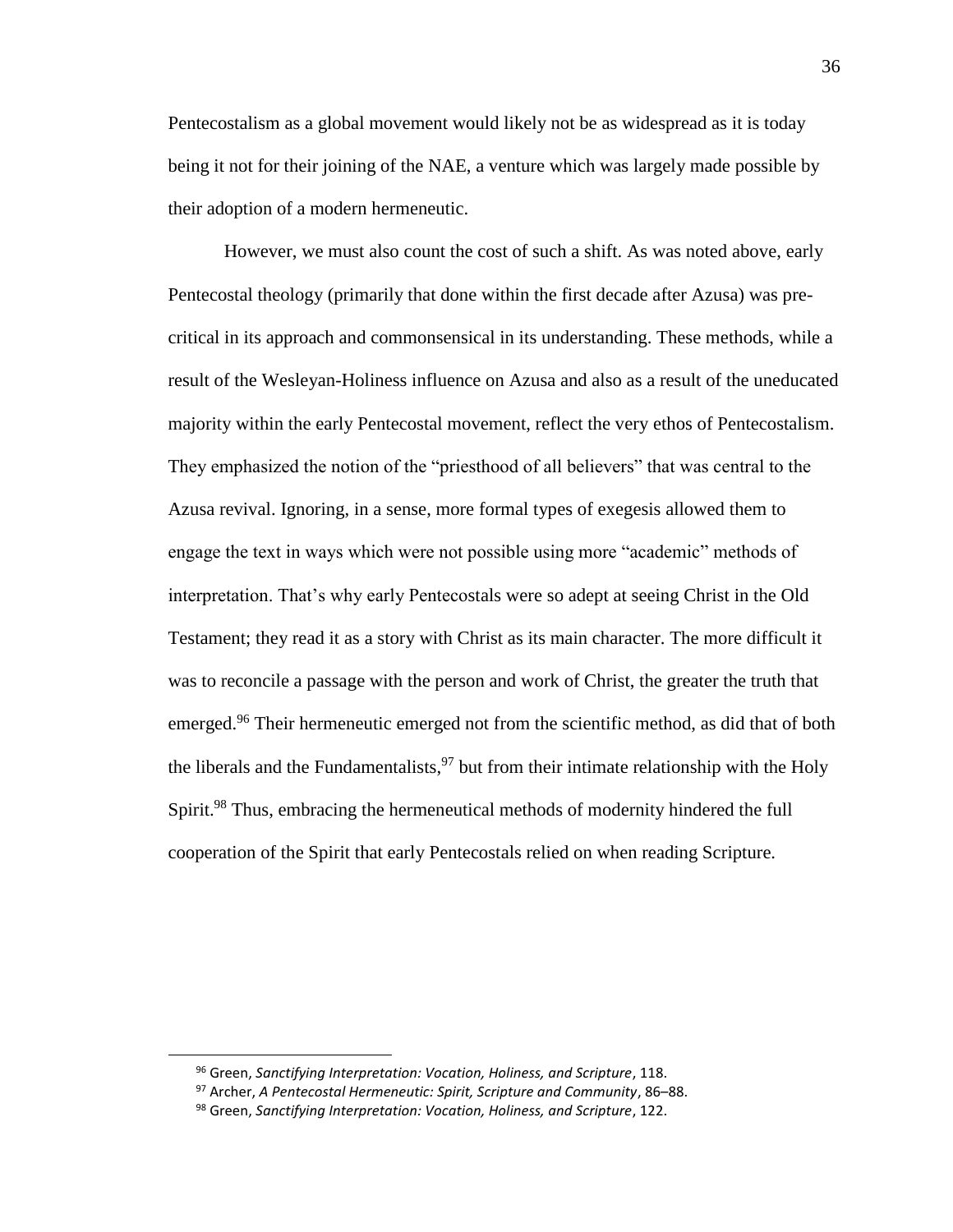Pentecostalism as a global movement would likely not be as widespread as it is today being it not for their joining of the NAE, a venture which was largely made possible by their adoption of a modern hermeneutic.

However, we must also count the cost of such a shift. As was noted above, early Pentecostal theology (primarily that done within the first decade after Azusa) was pre-critical in its approach and commonsensical in its understanding. These methods, while a result of the Wesleyan-Holiness influence on Azusa and also as a result of the uneducated majority within the early Pentecostal movement, reflect the very ethos of Pentecostalism. They emphasized the notion of the "priesthood of all believers" that was central to the Azusa revival. Ignoring, in a sense, more formal types of exegesis allowed them to engage the text in ways which were not possible using more "academic" methods of interpretation. That's why early Pentecostals were so adept at seeing Christ in the Old Testament; they read it as a story with Christ as its main character. The more difficult it was to reconcile a passage with the person and work of Christ, the greater the truth that emerged.[96] Their hermeneutic emerged not from the scientific method, as did that of both the liberals and the Fundamentalists,[97] but from their intimate relationship with the Holy Spirit.[98] Thus, embracing the hermeneutical methods of modernity hindered the full cooperation of the Spirit that early Pentecostals relied on when reading Scripture.

---

[96] Green, *Sanctifying Interpretation: Vocation, Holiness, and Scripture*, 118.

[97] Archer, *A Pentecostal Hermeneutic: Spirit, Scripture and Community*, 86–88.

[98] Green, *Sanctifying Interpretation: Vocation, Holiness, and Scripture*, 122.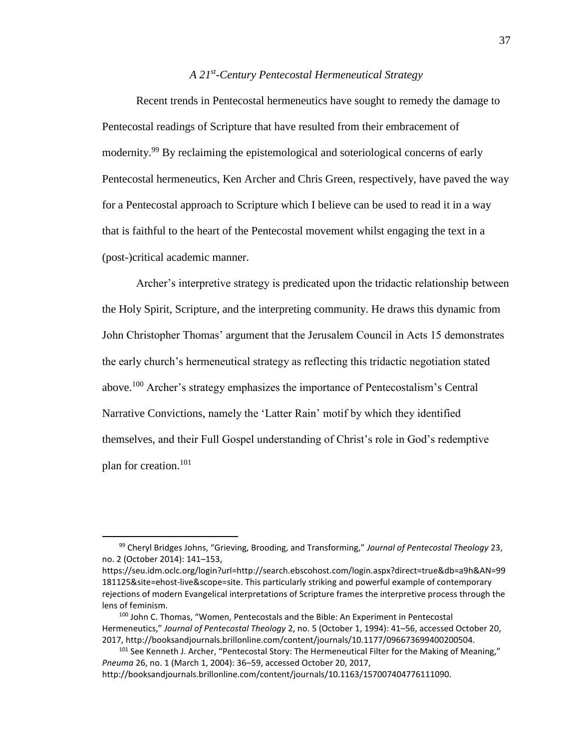*A 21st-Century Pentecostal Hermeneutical Strategy*

Recent trends in Pentecostal hermeneutics have sought to remedy the damage to Pentecostal readings of Scripture that have resulted from their embracement of modernity.[99] By reclaiming the epistemological and soteriological concerns of early Pentecostal hermeneutics, Ken Archer and Chris Green, respectively, have paved the way for a Pentecostal approach to Scripture which I believe can be used to read it in a way that is faithful to the heart of the Pentecostal movement whilst engaging the text in a (post-)critical academic manner.

Archer's interpretive strategy is predicated upon the tridactic relationship between the Holy Spirit, Scripture, and the interpreting community. He draws this dynamic from John Christopher Thomas' argument that the Jerusalem Council in Acts 15 demonstrates the early church's hermeneutical strategy as reflecting this tridactic negotiation stated above.[100] Archer's strategy emphasizes the importance of Pentecostalism's Central Narrative Convictions, namely the 'Latter Rain' motif by which they identified themselves, and their Full Gospel understanding of Christ's role in God's redemptive plan for creation.[101]

---

[99] Cheryl Bridges Johns, "Grieving, Brooding, and Transforming," *Journal of Pentecostal Theology* 23, no. 2 (October 2014): 141–153, https://seu.idm.oclc.org/login?url=http://search.ebscohost.com/login.aspx?direct=true&db=a9h&AN=99181125&site=ehost-live&scope=site. This particularly striking and powerful example of contemporary rejections of modern Evangelical interpretations of Scripture frames the interpretive process through the lens of feminism.

[100] John C. Thomas, "Women, Pentecostals and the Bible: An Experiment in Pentecostal Hermeneutics," *Journal of Pentecostal Theology* 2, no. 5 (October 1, 1994): 41–56, accessed October 20, 2017, http://booksandjournals.brillonline.com/content/journals/10.1177/096673699400200504.

[101] See Kenneth J. Archer, "Pentecostal Story: The Hermeneutical Filter for the Making of Meaning," *Pneuma* 26, no. 1 (March 1, 2004): 36–59, accessed October 20, 2017, http://booksandjournals.brillonline.com/content/journals/10.1163/157007404776111090.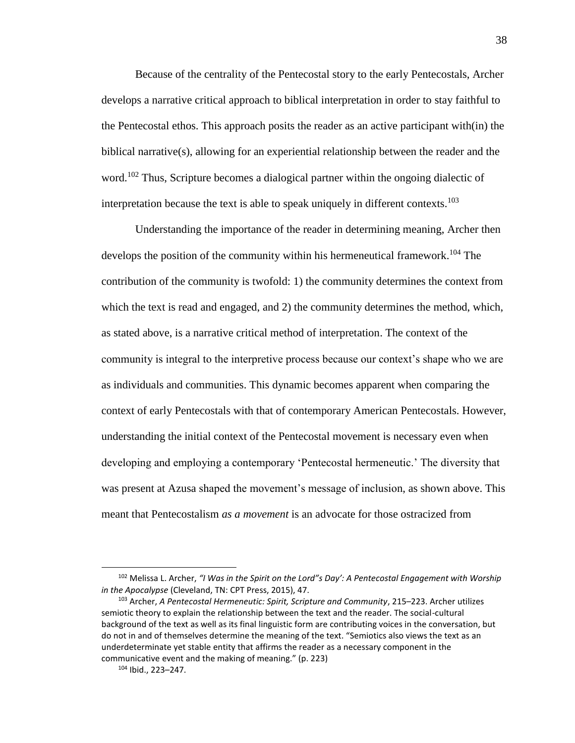Because of the centrality of the Pentecostal story to the early Pentecostals, Archer develops a narrative critical approach to biblical interpretation in order to stay faithful to the Pentecostal ethos. This approach posits the reader as an active participant with(in) the biblical narrative(s), allowing for an experiential relationship between the reader and the word.[102] Thus, Scripture becomes a dialogical partner within the ongoing dialectic of interpretation because the text is able to speak uniquely in different contexts.[103]

Understanding the importance of the reader in determining meaning, Archer then develops the position of the community within his hermeneutical framework.[104] The contribution of the community is twofold: 1) the community determines the context from which the text is read and engaged, and 2) the community determines the method, which, as stated above, is a narrative critical method of interpretation. The context of the community is integral to the interpretive process because our context's shape who we are as individuals and communities. This dynamic becomes apparent when comparing the context of early Pentecostals with that of contemporary American Pentecostals. However, understanding the initial context of the Pentecostal movement is necessary even when developing and employing a contemporary 'Pentecostal hermeneutic.' The diversity that was present at Azusa shaped the movement's message of inclusion, as shown above. This meant that Pentecostalism *as a movement* is an advocate for those ostracized from

---

[102] Melissa L. Archer, *"I Was in the Spirit on the Lord"s Day': A Pentecostal Engagement with Worship in the Apocalypse* (Cleveland, TN: CPT Press, 2015), 47.

[103] Archer, *A Pentecostal Hermeneutic: Spirit, Scripture and Community*, 215–223. Archer utilizes semiotic theory to explain the relationship between the text and the reader. The social-cultural background of the text as well as its final linguistic form are contributing voices in the conversation, but do not in and of themselves determine the meaning of the text. "Semiotics also views the text as an underdeterminate yet stable entity that affirms the reader as a necessary component in the communicative event and the making of meaning." (p. 223)

[104] Ibid., 223–247.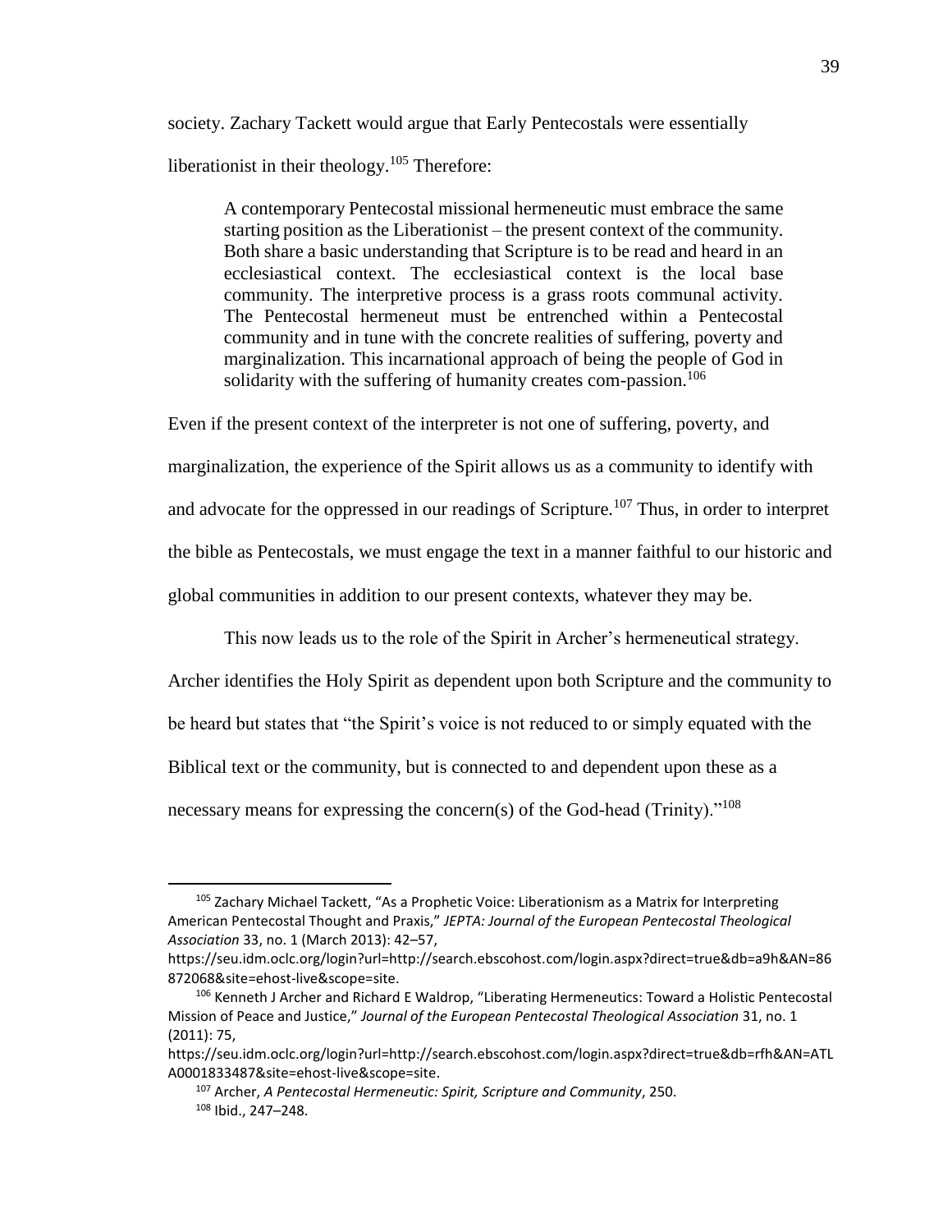society. Zachary Tackett would argue that Early Pentecostals were essentially liberationist in their theology.[105] Therefore:

> A contemporary Pentecostal missional hermeneutic must embrace the same starting position as the Liberationist – the present context of the community. Both share a basic understanding that Scripture is to be read and heard in an ecclesiastical context. The ecclesiastical context is the local base community. The interpretive process is a grass roots communal activity. The Pentecostal hermeneut must be entrenched within a Pentecostal community and in tune with the concrete realities of suffering, poverty and marginalization. This incarnational approach of being the people of God in solidarity with the suffering of humanity creates com-passion.[106]

Even if the present context of the interpreter is not one of suffering, poverty, and marginalization, the experience of the Spirit allows us as a community to identify with and advocate for the oppressed in our readings of Scripture.[107] Thus, in order to interpret the bible as Pentecostals, we must engage the text in a manner faithful to our historic and global communities in addition to our present contexts, whatever they may be.

This now leads us to the role of the Spirit in Archer's hermeneutical strategy. Archer identifies the Holy Spirit as dependent upon both Scripture and the community to be heard but states that "the Spirit's voice is not reduced to or simply equated with the Biblical text or the community, but is connected to and dependent upon these as a necessary means for expressing the concern(s) of the God-head (Trinity)."[108]

---

[105] Zachary Michael Tackett, "As a Prophetic Voice: Liberationism as a Matrix for Interpreting American Pentecostal Thought and Praxis," *JEPTA: Journal of the European Pentecostal Theological Association* 33, no. 1 (March 2013): 42–57, https://seu.idm.oclc.org/login?url=http://search.ebscohost.com/login.aspx?direct=true&db=a9h&AN=86872068&site=ehost-live&scope=site.

[106] Kenneth J Archer and Richard E Waldrop, "Liberating Hermeneutics: Toward a Holistic Pentecostal Mission of Peace and Justice," *Journal of the European Pentecostal Theological Association* 31, no. 1 (2011): 75, https://seu.idm.oclc.org/login?url=http://search.ebscohost.com/login.aspx?direct=true&db=rfh&AN=ATLA0001833487&site=ehost-live&scope=site.

[107] Archer, *A Pentecostal Hermeneutic: Spirit, Scripture and Community*, 250.

[108] Ibid., 247–248.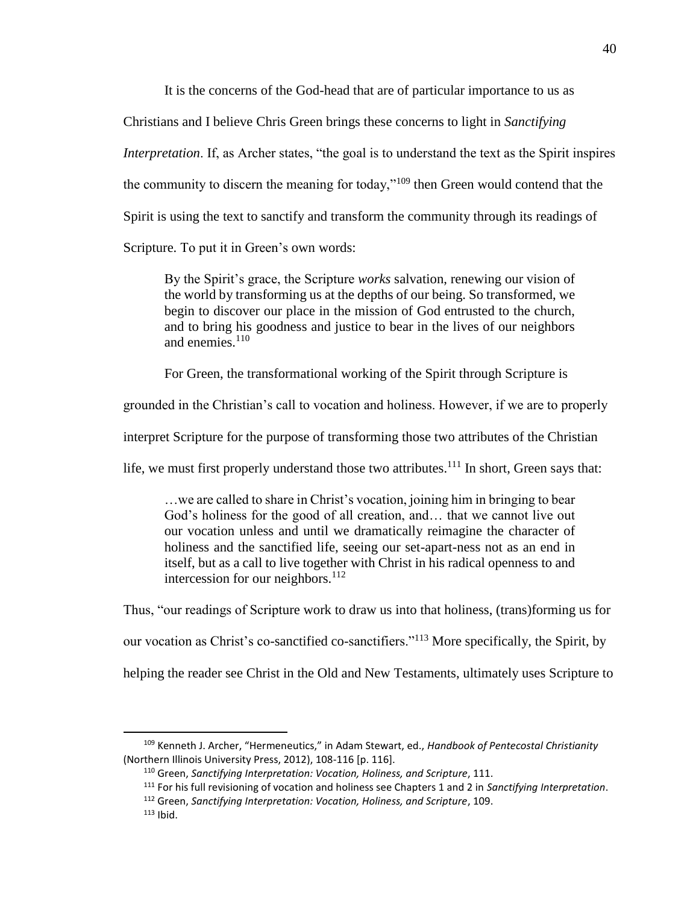It is the concerns of the God-head that are of particular importance to us as Christians and I believe Chris Green brings these concerns to light in *Sanctifying Interpretation*. If, as Archer states, "the goal is to understand the text as the Spirit inspires the community to discern the meaning for today,"[109] then Green would contend that the Spirit is using the text to sanctify and transform the community through its readings of Scripture. To put it in Green's own words:

> By the Spirit's grace, the Scripture *works* salvation, renewing our vision of the world by transforming us at the depths of our being. So transformed, we begin to discover our place in the mission of God entrusted to the church, and to bring his goodness and justice to bear in the lives of our neighbors and enemies.[110]

For Green, the transformational working of the Spirit through Scripture is grounded in the Christian's call to vocation and holiness. However, if we are to properly interpret Scripture for the purpose of transforming those two attributes of the Christian life, we must first properly understand those two attributes.[111] In short, Green says that:

> …we are called to share in Christ's vocation, joining him in bringing to bear God's holiness for the good of all creation, and… that we cannot live out our vocation unless and until we dramatically reimagine the character of holiness and the sanctified life, seeing our set-apart-ness not as an end in itself, but as a call to live together with Christ in his radical openness to and intercession for our neighbors.[112]

Thus, "our readings of Scripture work to draw us into that holiness, (trans)forming us for our vocation as Christ's co-sanctified co-sanctifiers."[113] More specifically, the Spirit, by helping the reader see Christ in the Old and New Testaments, ultimately uses Scripture to

---

[109] Kenneth J. Archer, "Hermeneutics," in Adam Stewart, ed., *Handbook of Pentecostal Christianity* (Northern Illinois University Press, 2012), 108-116 [p. 116].

[110] Green, *Sanctifying Interpretation: Vocation, Holiness, and Scripture*, 111.

[111] For his full revisioning of vocation and holiness see Chapters 1 and 2 in *Sanctifying Interpretation*.

[112] Green, *Sanctifying Interpretation: Vocation, Holiness, and Scripture*, 109.

[113] Ibid.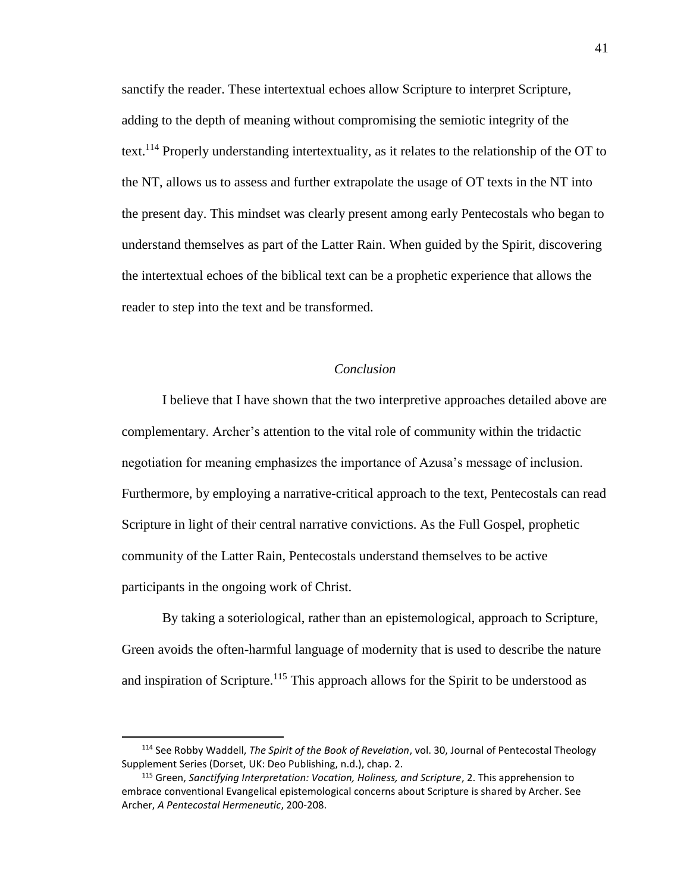sanctify the reader. These intertextual echoes allow Scripture to interpret Scripture, adding to the depth of meaning without compromising the semiotic integrity of the text.[114] Properly understanding intertextuality, as it relates to the relationship of the OT to the NT, allows us to assess and further extrapolate the usage of OT texts in the NT into the present day. This mindset was clearly present among early Pentecostals who began to understand themselves as part of the Latter Rain. When guided by the Spirit, discovering the intertextual echoes of the biblical text can be a prophetic experience that allows the reader to step into the text and be transformed.

### *Conclusion*

I believe that I have shown that the two interpretive approaches detailed above are complementary. Archer's attention to the vital role of community within the tridactic negotiation for meaning emphasizes the importance of Azusa's message of inclusion. Furthermore, by employing a narrative-critical approach to the text, Pentecostals can read Scripture in light of their central narrative convictions. As the Full Gospel, prophetic community of the Latter Rain, Pentecostals understand themselves to be active participants in the ongoing work of Christ.

By taking a soteriological, rather than an epistemological, approach to Scripture, Green avoids the often-harmful language of modernity that is used to describe the nature and inspiration of Scripture.[115] This approach allows for the Spirit to be understood as

---

[114] See Robby Waddell, *The Spirit of the Book of Revelation*, vol. 30, Journal of Pentecostal Theology Supplement Series (Dorset, UK: Deo Publishing, n.d.), chap. 2.

[115] Green, *Sanctifying Interpretation: Vocation, Holiness, and Scripture*, 2. This apprehension to embrace conventional Evangelical epistemological concerns about Scripture is shared by Archer. See Archer, *A Pentecostal Hermeneutic*, 200-208.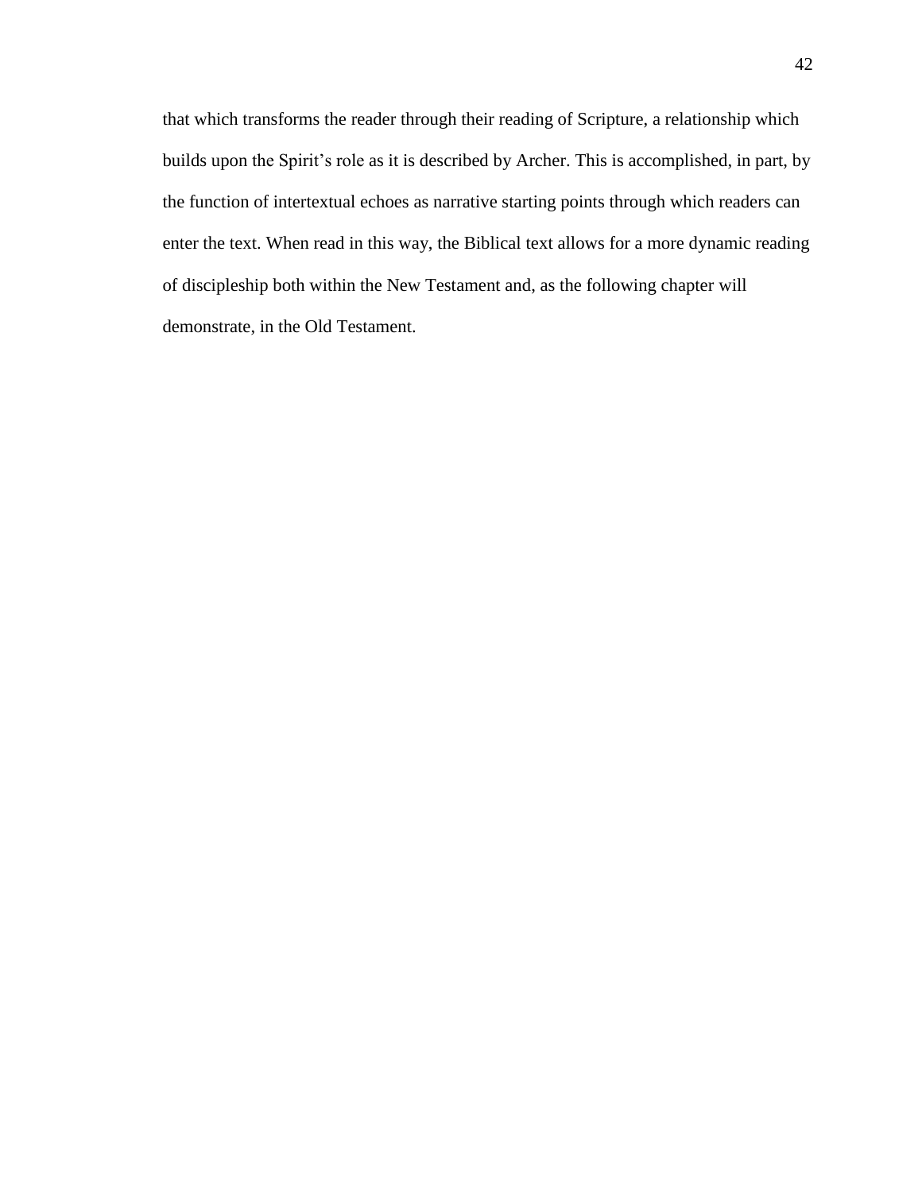that which transforms the reader through their reading of Scripture, a relationship which builds upon the Spirit's role as it is described by Archer. This is accomplished, in part, by the function of intertextual echoes as narrative starting points through which readers can enter the text. When read in this way, the Biblical text allows for a more dynamic reading of discipleship both within the New Testament and, as the following chapter will demonstrate, in the Old Testament.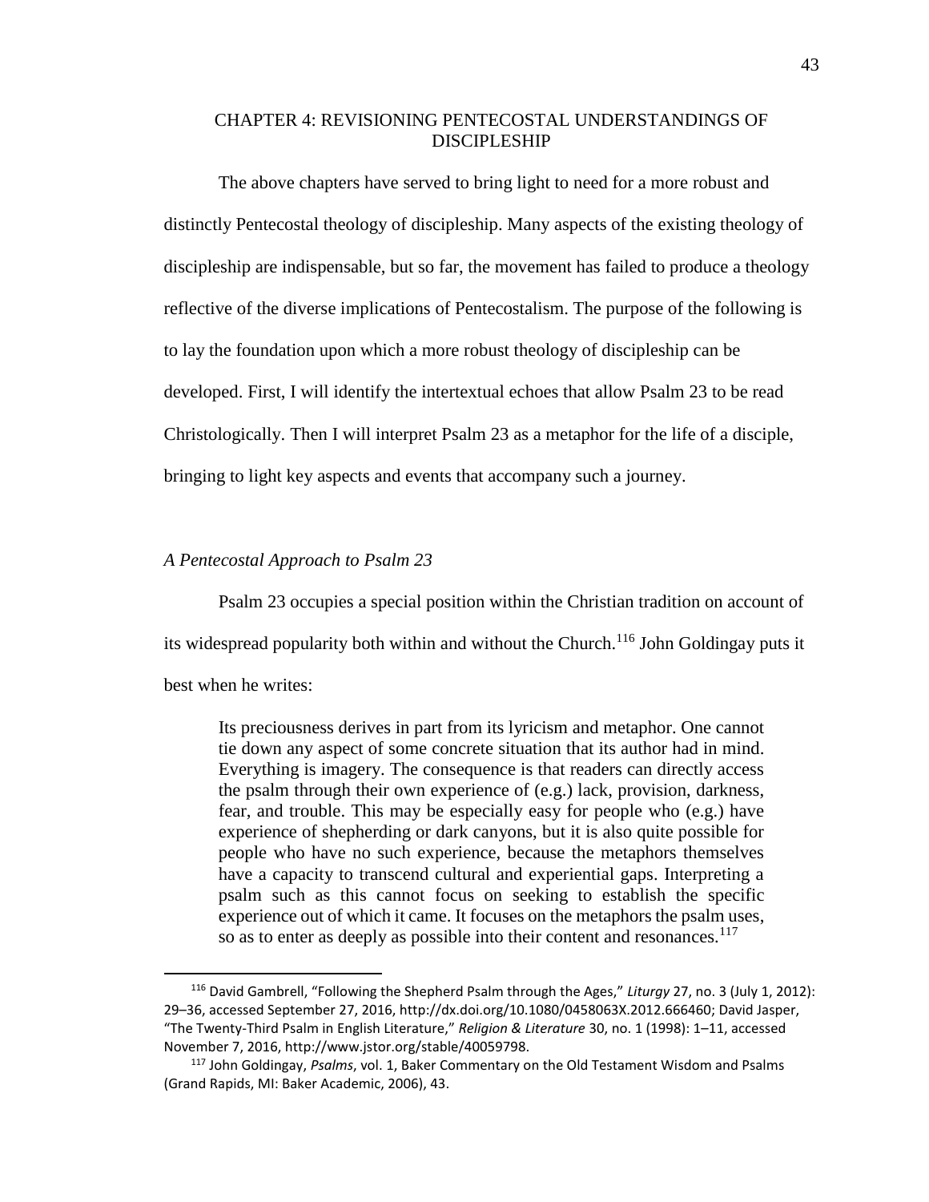# CHAPTER 4: REVISIONING PENTECOSTAL UNDERSTANDINGS OF DISCIPLESHIP

The above chapters have served to bring light to need for a more robust and distinctly Pentecostal theology of discipleship. Many aspects of the existing theology of discipleship are indispensable, but so far, the movement has failed to produce a theology reflective of the diverse implications of Pentecostalism. The purpose of the following is to lay the foundation upon which a more robust theology of discipleship can be developed. First, I will identify the intertextual echoes that allow Psalm 23 to be read Christologically. Then I will interpret Psalm 23 as a metaphor for the life of a disciple, bringing to light key aspects and events that accompany such a journey.

## *A Pentecostal Approach to Psalm 23*

Psalm 23 occupies a special position within the Christian tradition on account of its widespread popularity both within and without the Church.[116] John Goldingay puts it best when he writes:

> Its preciousness derives in part from its lyricism and metaphor. One cannot tie down any aspect of some concrete situation that its author had in mind. Everything is imagery. The consequence is that readers can directly access the psalm through their own experience of (e.g.) lack, provision, darkness, fear, and trouble. This may be especially easy for people who (e.g.) have experience of shepherding or dark canyons, but it is also quite possible for people who have no such experience, because the metaphors themselves have a capacity to transcend cultural and experiential gaps. Interpreting a psalm such as this cannot focus on seeking to establish the specific experience out of which it came. It focuses on the metaphors the psalm uses, so as to enter as deeply as possible into their content and resonances.[117]

---

[116] David Gambrell, "Following the Shepherd Psalm through the Ages," *Liturgy* 27, no. 3 (July 1, 2012): 29–36, accessed September 27, 2016, http://dx.doi.org/10.1080/0458063X.2012.666460; David Jasper, "The Twenty-Third Psalm in English Literature," *Religion & Literature* 30, no. 1 (1998): 1–11, accessed November 7, 2016, http://www.jstor.org/stable/40059798.

[117] John Goldingay, *Psalms*, vol. 1, Baker Commentary on the Old Testament Wisdom and Psalms (Grand Rapids, MI: Baker Academic, 2006), 43.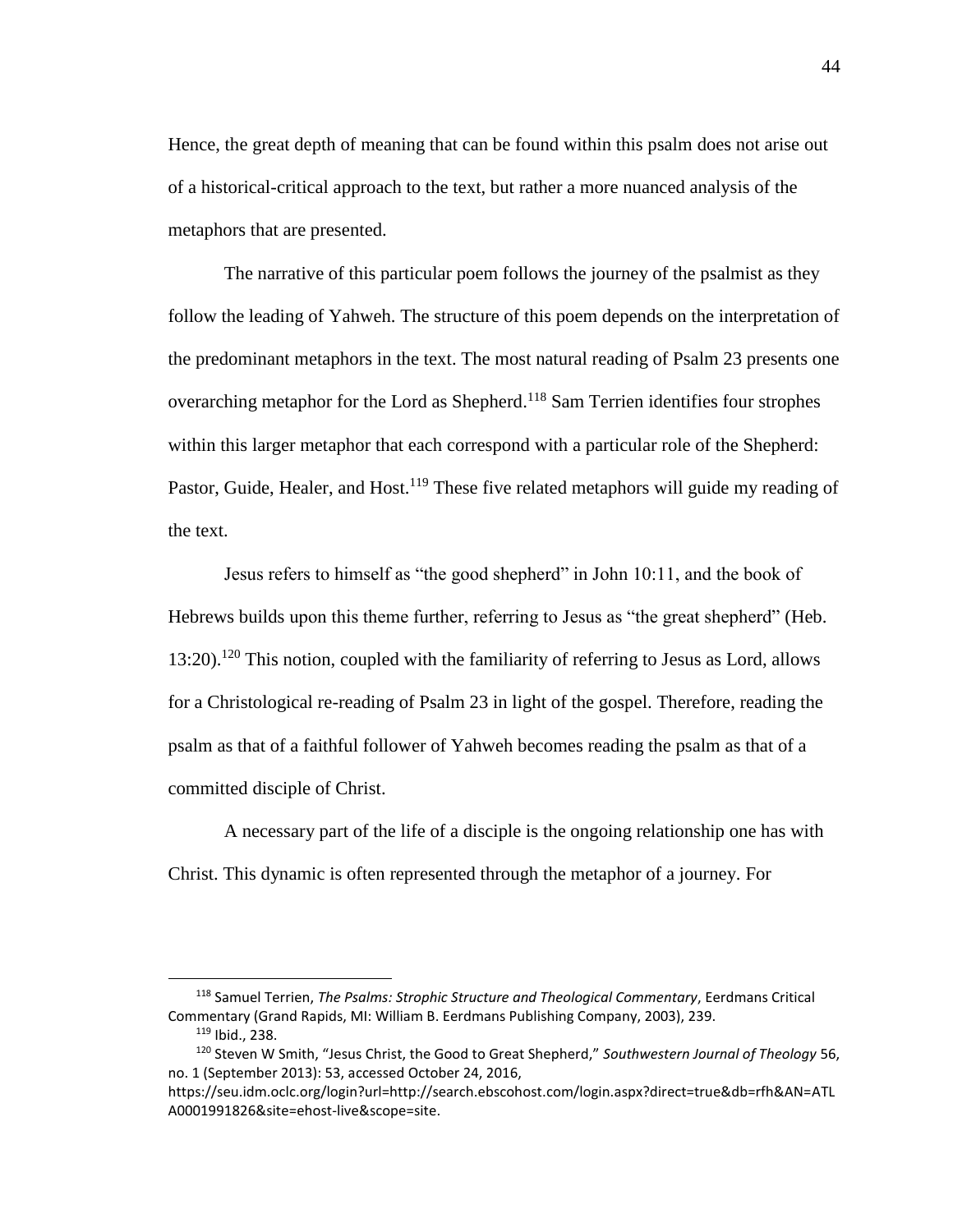Hence, the great depth of meaning that can be found within this psalm does not arise out of a historical-critical approach to the text, but rather a more nuanced analysis of the metaphors that are presented.

The narrative of this particular poem follows the journey of the psalmist as they follow the leading of Yahweh. The structure of this poem depends on the interpretation of the predominant metaphors in the text. The most natural reading of Psalm 23 presents one overarching metaphor for the Lord as Shepherd.[118] Sam Terrien identifies four strophes within this larger metaphor that each correspond with a particular role of the Shepherd: Pastor, Guide, Healer, and Host.[119] These five related metaphors will guide my reading of the text.

Jesus refers to himself as "the good shepherd" in John 10:11, and the book of Hebrews builds upon this theme further, referring to Jesus as "the great shepherd" (Heb. 13:20).[120] This notion, coupled with the familiarity of referring to Jesus as Lord, allows for a Christological re-reading of Psalm 23 in light of the gospel. Therefore, reading the psalm as that of a faithful follower of Yahweh becomes reading the psalm as that of a committed disciple of Christ.

A necessary part of the life of a disciple is the ongoing relationship one has with Christ. This dynamic is often represented through the metaphor of a journey. For

---

[118] Samuel Terrien, *The Psalms: Strophic Structure and Theological Commentary*, Eerdmans Critical Commentary (Grand Rapids, MI: William B. Eerdmans Publishing Company, 2003), 239.

[119] Ibid., 238.

[120] Steven W Smith, "Jesus Christ, the Good to Great Shepherd," *Southwestern Journal of Theology* 56, no. 1 (September 2013): 53, accessed October 24, 2016, https://seu.idm.oclc.org/login?url=http://search.ebscohost.com/login.aspx?direct=true&db=rfh&AN=ATLA0001991826&site=ehost-live&scope=site.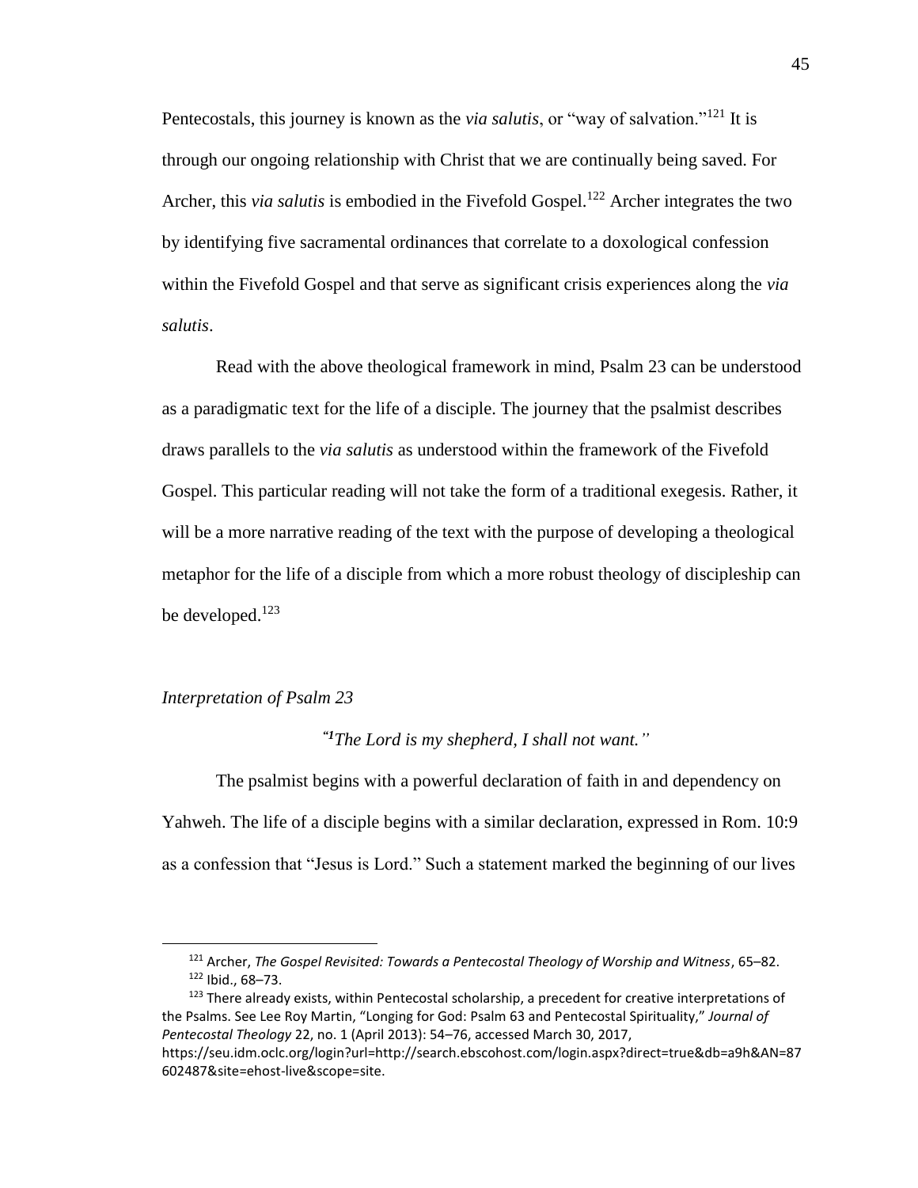Pentecostals, this journey is known as the *via salutis*, or "way of salvation."[121] It is through our ongoing relationship with Christ that we are continually being saved. For Archer, this *via salutis* is embodied in the Fivefold Gospel.[122] Archer integrates the two by identifying five sacramental ordinances that correlate to a doxological confession within the Fivefold Gospel and that serve as significant crisis experiences along the *via salutis*.

Read with the above theological framework in mind, Psalm 23 can be understood as a paradigmatic text for the life of a disciple. The journey that the psalmist describes draws parallels to the *via salutis* as understood within the framework of the Fivefold Gospel. This particular reading will not take the form of a traditional exegesis. Rather, it will be a more narrative reading of the text with the purpose of developing a theological metaphor for the life of a disciple from which a more robust theology of discipleship can be developed.[123]

### *Interpretation of Psalm 23*

*"[1]The Lord is my shepherd, I shall not want."*

The psalmist begins with a powerful declaration of faith in and dependency on Yahweh. The life of a disciple begins with a similar declaration, expressed in Rom. 10:9 as a confession that "Jesus is Lord." Such a statement marked the beginning of our lives

---

[121] Archer, *The Gospel Revisited: Towards a Pentecostal Theology of Worship and Witness*, 65–82.

[122] Ibid., 68–73.

[123] There already exists, within Pentecostal scholarship, a precedent for creative interpretations of the Psalms. See Lee Roy Martin, "Longing for God: Psalm 63 and Pentecostal Spirituality," *Journal of Pentecostal Theology* 22, no. 1 (April 2013): 54–76, accessed March 30, 2017, https://seu.idm.oclc.org/login?url=http://search.ebscohost.com/login.aspx?direct=true&db=a9h&AN=87602487&site=ehost-live&scope=site.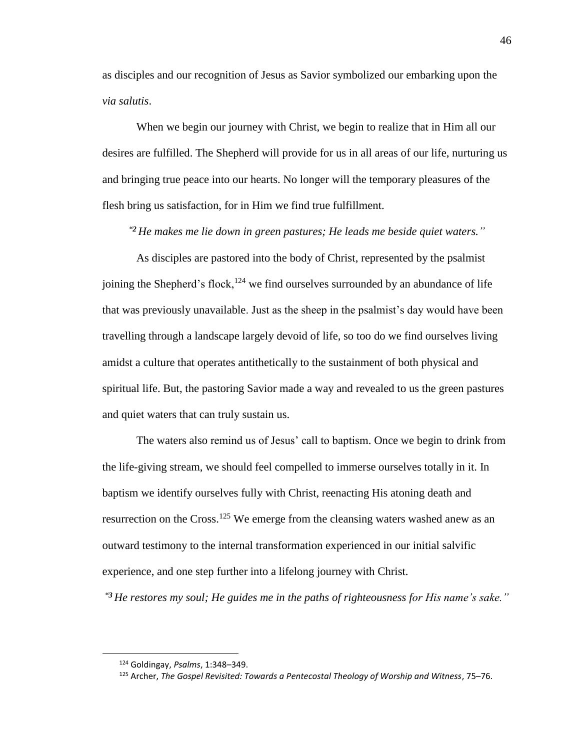as disciples and our recognition of Jesus as Savior symbolized our embarking upon the *via salutis*.

When we begin our journey with Christ, we begin to realize that in Him all our desires are fulfilled. The Shepherd will provide for us in all areas of our life, nurturing us and bringing true peace into our hearts. No longer will the temporary pleasures of the flesh bring us satisfaction, for in Him we find true fulfillment.

*"2 He makes me lie down in green pastures; He leads me beside quiet waters."*

As disciples are pastored into the body of Christ, represented by the psalmist joining the Shepherd's flock,[124] we find ourselves surrounded by an abundance of life that was previously unavailable. Just as the sheep in the psalmist's day would have been travelling through a landscape largely devoid of life, so too do we find ourselves living amidst a culture that operates antithetically to the sustainment of both physical and spiritual life. But, the pastoring Savior made a way and revealed to us the green pastures and quiet waters that can truly sustain us.

The waters also remind us of Jesus' call to baptism. Once we begin to drink from the life-giving stream, we should feel compelled to immerse ourselves totally in it. In baptism we identify ourselves fully with Christ, reenacting His atoning death and resurrection on the Cross.[125] We emerge from the cleansing waters washed anew as an outward testimony to the internal transformation experienced in our initial salvific experience, and one step further into a lifelong journey with Christ.

*"3 He restores my soul; He guides me in the paths of righteousness for His name's sake."*

---

[124] Goldingay, *Psalms*, 1:348–349.

[125] Archer, *The Gospel Revisited: Towards a Pentecostal Theology of Worship and Witness*, 75–76.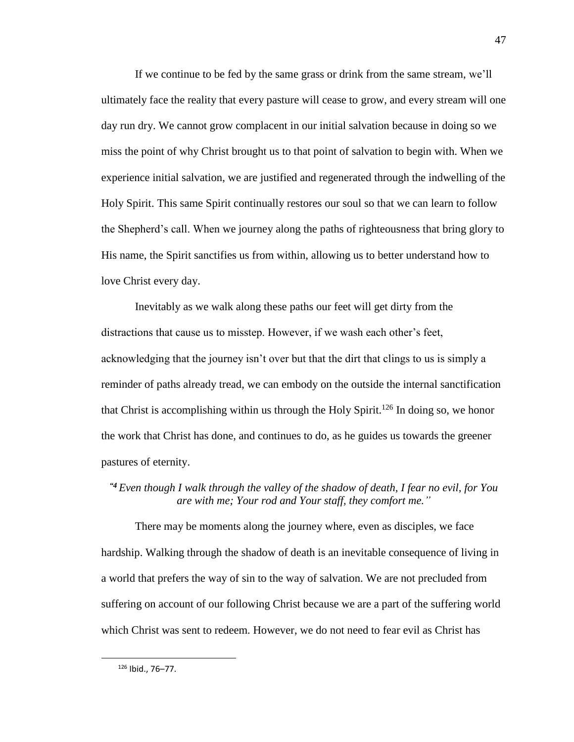If we continue to be fed by the same grass or drink from the same stream, we'll ultimately face the reality that every pasture will cease to grow, and every stream will one day run dry. We cannot grow complacent in our initial salvation because in doing so we miss the point of why Christ brought us to that point of salvation to begin with. When we experience initial salvation, we are justified and regenerated through the indwelling of the Holy Spirit. This same Spirit continually restores our soul so that we can learn to follow the Shepherd's call. When we journey along the paths of righteousness that bring glory to His name, the Spirit sanctifies us from within, allowing us to better understand how to love Christ every day.

Inevitably as we walk along these paths our feet will get dirty from the distractions that cause us to misstep. However, if we wash each other's feet, acknowledging that the journey isn't over but that the dirt that clings to us is simply a reminder of paths already tread, we can embody on the outside the internal sanctification that Christ is accomplishing within us through the Holy Spirit.[126] In doing so, we honor the work that Christ has done, and continues to do, as he guides us towards the greener pastures of eternity.

*"4 Even though I walk through the valley of the shadow of death, I fear no evil, for You are with me; Your rod and Your staff, they comfort me."*

There may be moments along the journey where, even as disciples, we face hardship. Walking through the shadow of death is an inevitable consequence of living in a world that prefers the way of sin to the way of salvation. We are not precluded from suffering on account of our following Christ because we are a part of the suffering world which Christ was sent to redeem. However, we do not need to fear evil as Christ has

[126] Ibid., 76–77.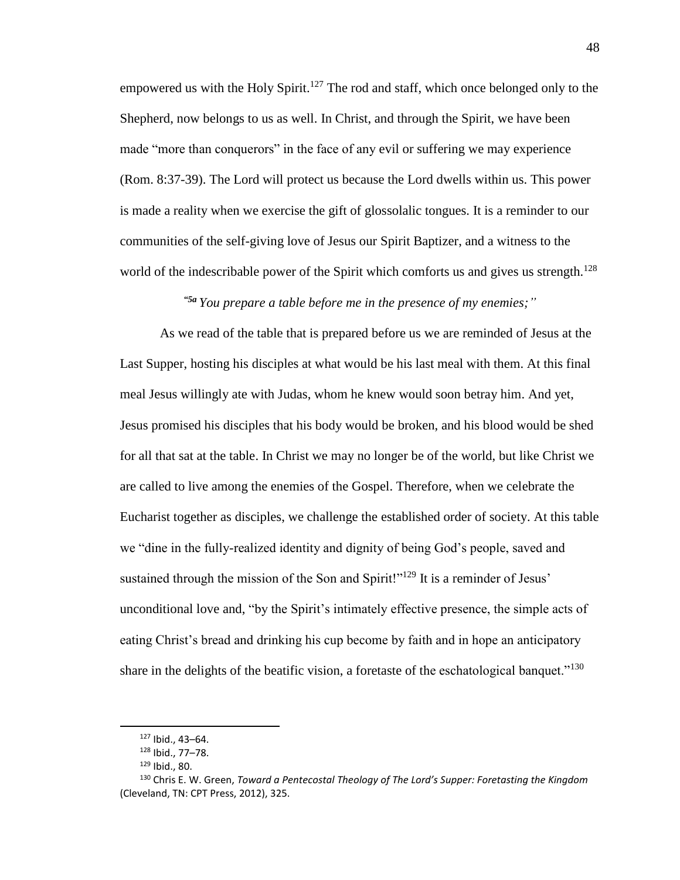empowered us with the Holy Spirit.[127] The rod and staff, which once belonged only to the Shepherd, now belongs to us as well. In Christ, and through the Spirit, we have been made "more than conquerors" in the face of any evil or suffering we may experience (Rom. 8:37-39). The Lord will protect us because the Lord dwells within us. This power is made a reality when we exercise the gift of glossolalic tongues. It is a reminder to our communities of the self-giving love of Jesus our Spirit Baptizer, and a witness to the world of the indescribable power of the Spirit which comforts us and gives us strength.[128]

*"[5a] You prepare a table before me in the presence of my enemies;"*

As we read of the table that is prepared before us we are reminded of Jesus at the Last Supper, hosting his disciples at what would be his last meal with them. At this final meal Jesus willingly ate with Judas, whom he knew would soon betray him. And yet, Jesus promised his disciples that his body would be broken, and his blood would be shed for all that sat at the table. In Christ we may no longer be of the world, but like Christ we are called to live among the enemies of the Gospel. Therefore, when we celebrate the Eucharist together as disciples, we challenge the established order of society. At this table we "dine in the fully-realized identity and dignity of being God's people, saved and sustained through the mission of the Son and Spirit!"[129] It is a reminder of Jesus' unconditional love and, "by the Spirit's intimately effective presence, the simple acts of eating Christ's bread and drinking his cup become by faith and in hope an anticipatory share in the delights of the beatific vision, a foretaste of the eschatological banquet."[130]

---

[127] Ibid., 43–64.

[128] Ibid., 77–78.

[129] Ibid., 80.

[130] Chris E. W. Green, *Toward a Pentecostal Theology of The Lord's Supper: Foretasting the Kingdom* (Cleveland, TN: CPT Press, 2012), 325.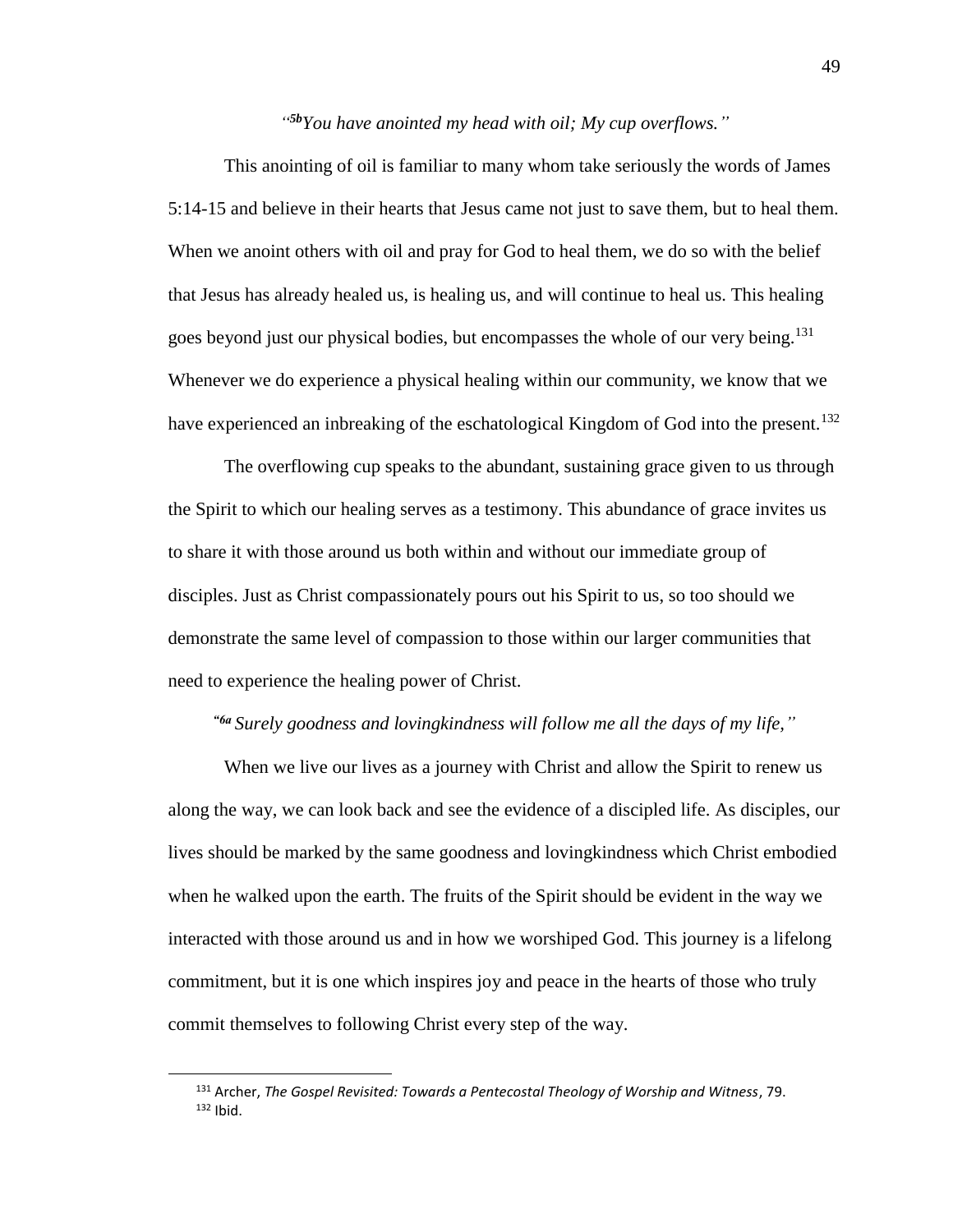*"5bYou have anointed my head with oil; My cup overflows."*

This anointing of oil is familiar to many whom take seriously the words of James 5:14-15 and believe in their hearts that Jesus came not just to save them, but to heal them. When we anoint others with oil and pray for God to heal them, we do so with the belief that Jesus has already healed us, is healing us, and will continue to heal us. This healing goes beyond just our physical bodies, but encompasses the whole of our very being.[131] Whenever we do experience a physical healing within our community, we know that we have experienced an inbreaking of the eschatological Kingdom of God into the present.[132]

The overflowing cup speaks to the abundant, sustaining grace given to us through the Spirit to which our healing serves as a testimony. This abundance of grace invites us to share it with those around us both within and without our immediate group of disciples. Just as Christ compassionately pours out his Spirit to us, so too should we demonstrate the same level of compassion to those within our larger communities that need to experience the healing power of Christ.

*"6a Surely goodness and lovingkindness will follow me all the days of my life,"*

When we live our lives as a journey with Christ and allow the Spirit to renew us along the way, we can look back and see the evidence of a discipled life. As disciples, our lives should be marked by the same goodness and lovingkindness which Christ embodied when he walked upon the earth. The fruits of the Spirit should be evident in the way we interacted with those around us and in how we worshiped God. This journey is a lifelong commitment, but it is one which inspires joy and peace in the hearts of those who truly commit themselves to following Christ every step of the way.

---

[131] Archer, *The Gospel Revisited: Towards a Pentecostal Theology of Worship and Witness*, 79.
[132] Ibid.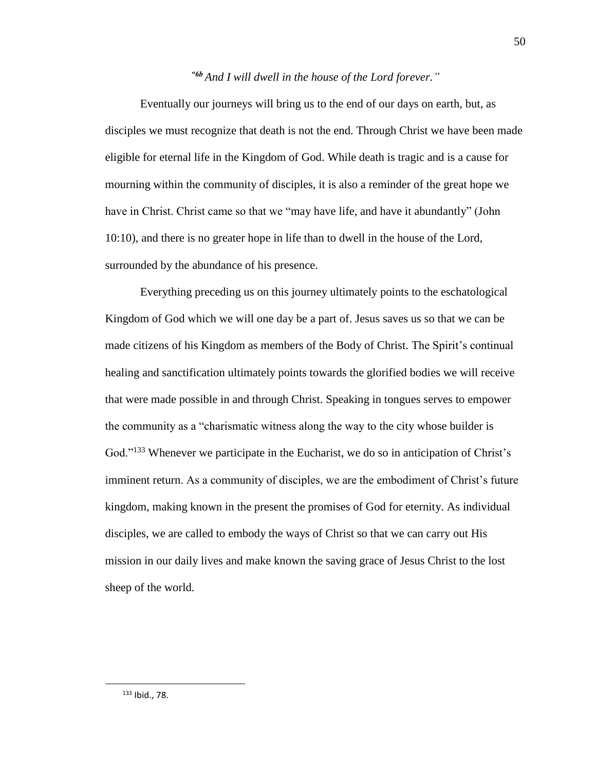*"6b And I will dwell in the house of the Lord forever."*

Eventually our journeys will bring us to the end of our days on earth, but, as disciples we must recognize that death is not the end. Through Christ we have been made eligible for eternal life in the Kingdom of God. While death is tragic and is a cause for mourning within the community of disciples, it is also a reminder of the great hope we have in Christ. Christ came so that we "may have life, and have it abundantly" (John 10:10), and there is no greater hope in life than to dwell in the house of the Lord, surrounded by the abundance of his presence.

Everything preceding us on this journey ultimately points to the eschatological Kingdom of God which we will one day be a part of. Jesus saves us so that we can be made citizens of his Kingdom as members of the Body of Christ. The Spirit's continual healing and sanctification ultimately points towards the glorified bodies we will receive that were made possible in and through Christ. Speaking in tongues serves to empower the community as a "charismatic witness along the way to the city whose builder is God."[133] Whenever we participate in the Eucharist, we do so in anticipation of Christ's imminent return. As a community of disciples, we are the embodiment of Christ's future kingdom, making known in the present the promises of God for eternity. As individual disciples, we are called to embody the ways of Christ so that we can carry out His mission in our daily lives and make known the saving grace of Jesus Christ to the lost sheep of the world.

---

[133] Ibid., 78.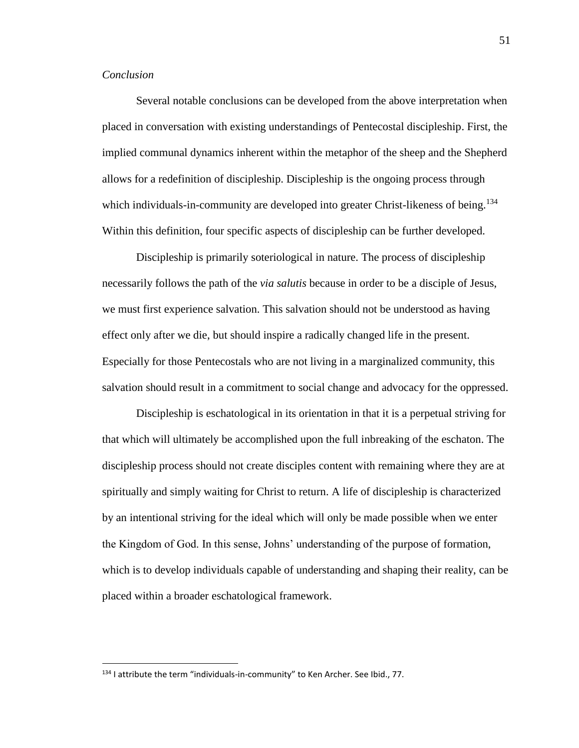*Conclusion*

Several notable conclusions can be developed from the above interpretation when placed in conversation with existing understandings of Pentecostal discipleship. First, the implied communal dynamics inherent within the metaphor of the sheep and the Shepherd allows for a redefinition of discipleship. Discipleship is the ongoing process through which individuals-in-community are developed into greater Christ-likeness of being.[134] Within this definition, four specific aspects of discipleship can be further developed.

Discipleship is primarily soteriological in nature. The process of discipleship necessarily follows the path of the *via salutis* because in order to be a disciple of Jesus, we must first experience salvation. This salvation should not be understood as having effect only after we die, but should inspire a radically changed life in the present. Especially for those Pentecostals who are not living in a marginalized community, this salvation should result in a commitment to social change and advocacy for the oppressed.

Discipleship is eschatological in its orientation in that it is a perpetual striving for that which will ultimately be accomplished upon the full inbreaking of the eschaton. The discipleship process should not create disciples content with remaining where they are at spiritually and simply waiting for Christ to return. A life of discipleship is characterized by an intentional striving for the ideal which will only be made possible when we enter the Kingdom of God. In this sense, Johns' understanding of the purpose of formation, which is to develop individuals capable of understanding and shaping their reality, can be placed within a broader eschatological framework.

[134] I attribute the term "individuals-in-community" to Ken Archer. See Ibid., 77.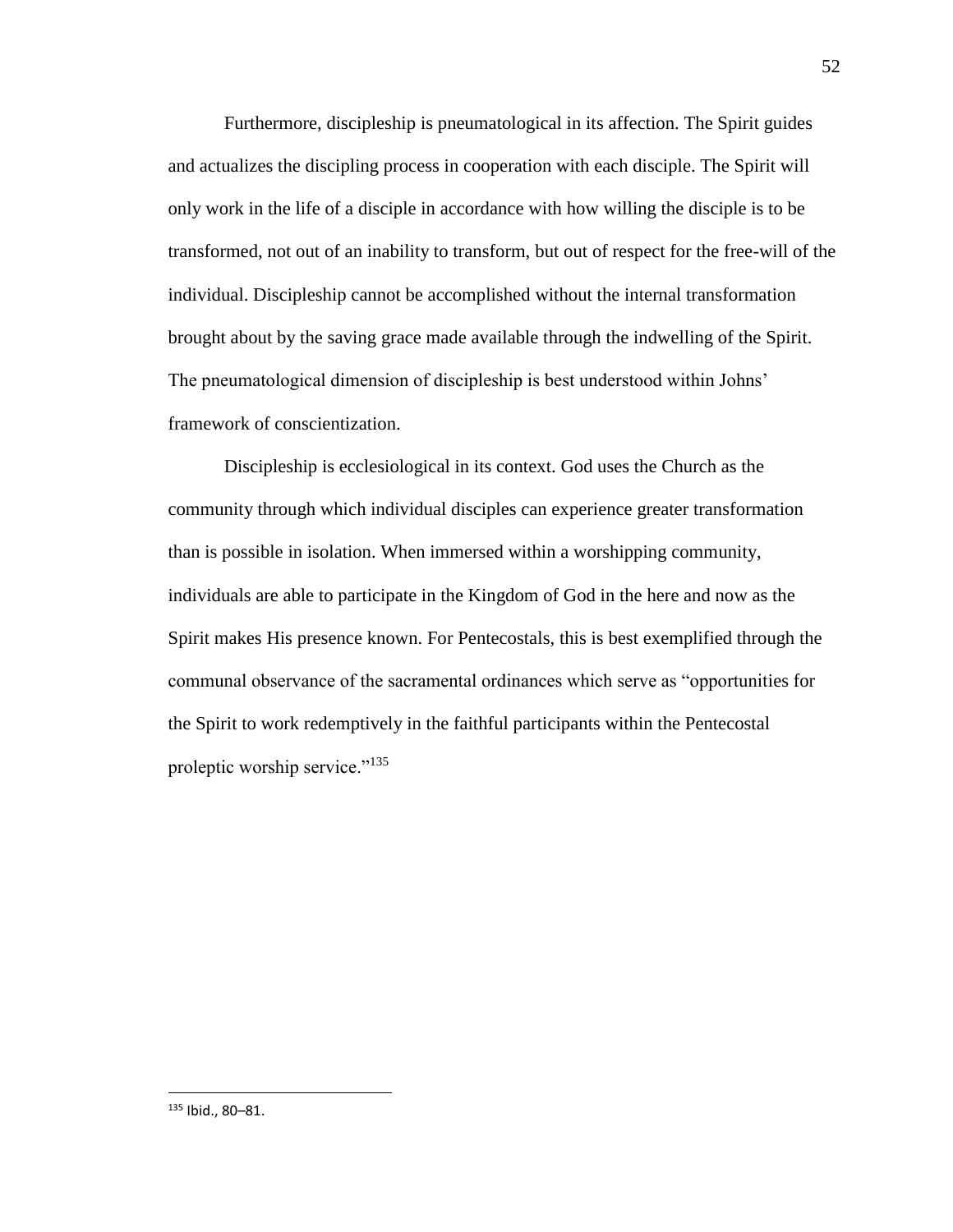Furthermore, discipleship is pneumatological in its affection. The Spirit guides and actualizes the discipling process in cooperation with each disciple. The Spirit will only work in the life of a disciple in accordance with how willing the disciple is to be transformed, not out of an inability to transform, but out of respect for the free-will of the individual. Discipleship cannot be accomplished without the internal transformation brought about by the saving grace made available through the indwelling of the Spirit. The pneumatological dimension of discipleship is best understood within Johns' framework of conscientization.

Discipleship is ecclesiological in its context. God uses the Church as the community through which individual disciples can experience greater transformation than is possible in isolation. When immersed within a worshipping community, individuals are able to participate in the Kingdom of God in the here and now as the Spirit makes His presence known. For Pentecostals, this is best exemplified through the communal observance of the sacramental ordinances which serve as "opportunities for the Spirit to work redemptively in the faithful participants within the Pentecostal proleptic worship service."[135]

---

[135] Ibid., 80–81.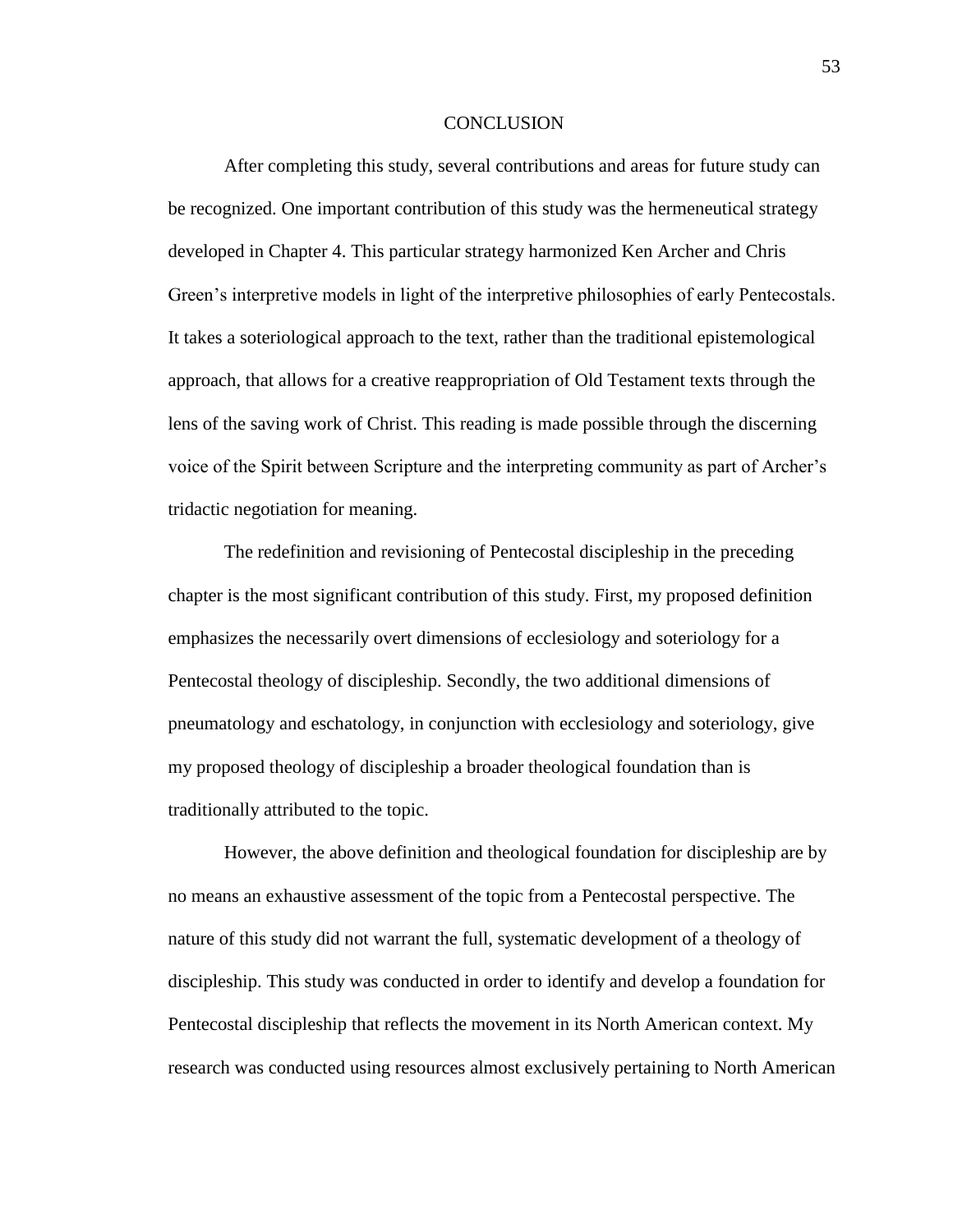# CONCLUSION

After completing this study, several contributions and areas for future study can be recognized. One important contribution of this study was the hermeneutical strategy developed in Chapter 4. This particular strategy harmonized Ken Archer and Chris Green's interpretive models in light of the interpretive philosophies of early Pentecostals. It takes a soteriological approach to the text, rather than the traditional epistemological approach, that allows for a creative reappropriation of Old Testament texts through the lens of the saving work of Christ. This reading is made possible through the discerning voice of the Spirit between Scripture and the interpreting community as part of Archer's tridactic negotiation for meaning.

The redefinition and revisioning of Pentecostal discipleship in the preceding chapter is the most significant contribution of this study. First, my proposed definition emphasizes the necessarily overt dimensions of ecclesiology and soteriology for a Pentecostal theology of discipleship. Secondly, the two additional dimensions of pneumatology and eschatology, in conjunction with ecclesiology and soteriology, give my proposed theology of discipleship a broader theological foundation than is traditionally attributed to the topic.

However, the above definition and theological foundation for discipleship are by no means an exhaustive assessment of the topic from a Pentecostal perspective. The nature of this study did not warrant the full, systematic development of a theology of discipleship. This study was conducted in order to identify and develop a foundation for Pentecostal discipleship that reflects the movement in its North American context. My research was conducted using resources almost exclusively pertaining to North American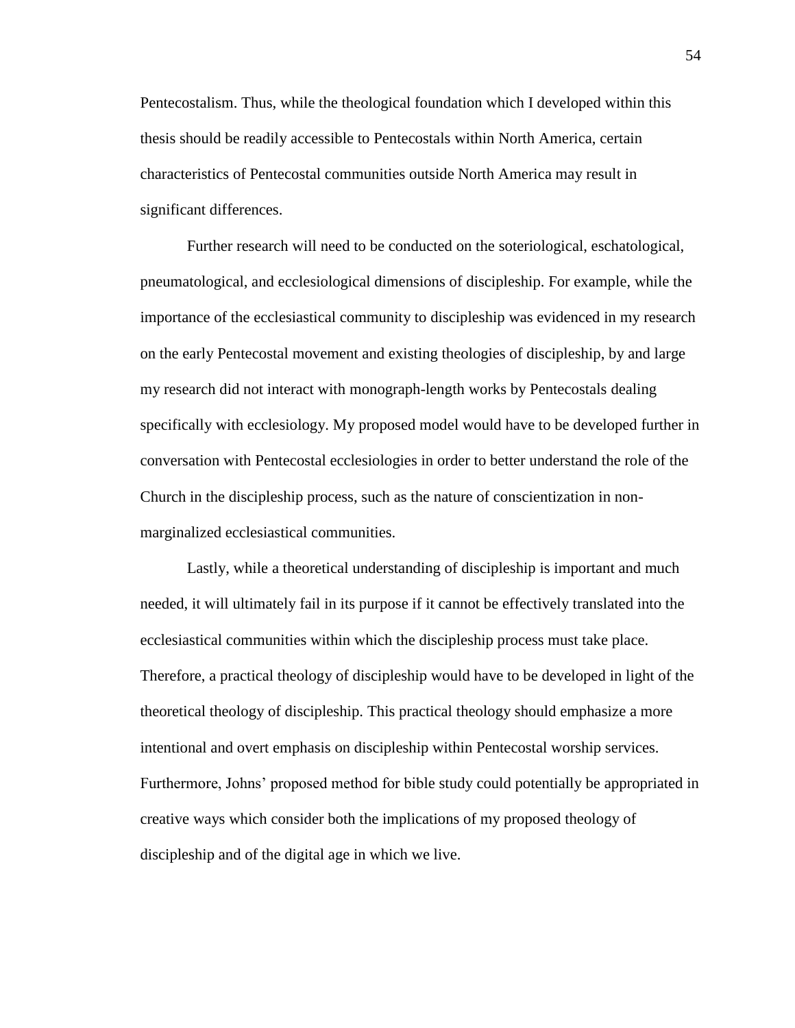Pentecostalism. Thus, while the theological foundation which I developed within this thesis should be readily accessible to Pentecostals within North America, certain characteristics of Pentecostal communities outside North America may result in significant differences.

Further research will need to be conducted on the soteriological, eschatological, pneumatological, and ecclesiological dimensions of discipleship. For example, while the importance of the ecclesiastical community to discipleship was evidenced in my research on the early Pentecostal movement and existing theologies of discipleship, by and large my research did not interact with monograph-length works by Pentecostals dealing specifically with ecclesiology. My proposed model would have to be developed further in conversation with Pentecostal ecclesiologies in order to better understand the role of the Church in the discipleship process, such as the nature of conscientization in non-marginalized ecclesiastical communities.

Lastly, while a theoretical understanding of discipleship is important and much needed, it will ultimately fail in its purpose if it cannot be effectively translated into the ecclesiastical communities within which the discipleship process must take place. Therefore, a practical theology of discipleship would have to be developed in light of the theoretical theology of discipleship. This practical theology should emphasize a more intentional and overt emphasis on discipleship within Pentecostal worship services. Furthermore, Johns' proposed method for bible study could potentially be appropriated in creative ways which consider both the implications of my proposed theology of discipleship and of the digital age in which we live.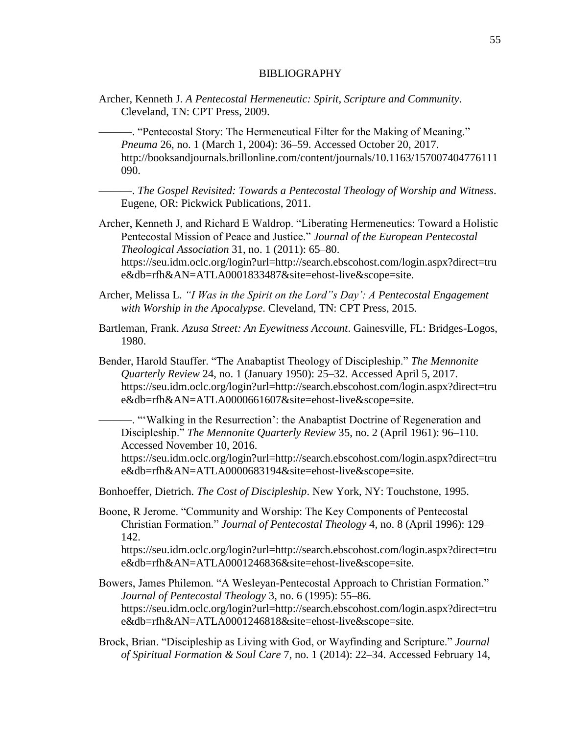# BIBLIOGRAPHY

Archer, Kenneth J. *A Pentecostal Hermeneutic: Spirit, Scripture and Community*. Cleveland, TN: CPT Press, 2009.

———. "Pentecostal Story: The Hermeneutical Filter for the Making of Meaning." *Pneuma* 26, no. 1 (March 1, 2004): 36–59. Accessed October 20, 2017. http://booksandjournals.brillonline.com/content/journals/10.1163/157007404776111090.

———. *The Gospel Revisited: Towards a Pentecostal Theology of Worship and Witness*. Eugene, OR: Pickwick Publications, 2011.

Archer, Kenneth J, and Richard E Waldrop. "Liberating Hermeneutics: Toward a Holistic Pentecostal Mission of Peace and Justice." *Journal of the European Pentecostal Theological Association* 31, no. 1 (2011): 65–80. https://seu.idm.oclc.org/login?url=http://search.ebscohost.com/login.aspx?direct=true&db=rfh&AN=ATLA0001833487&site=ehost-live&scope=site.

Archer, Melissa L. *"I Was in the Spirit on the Lord"s Day': A Pentecostal Engagement with Worship in the Apocalypse*. Cleveland, TN: CPT Press, 2015.

Bartleman, Frank. *Azusa Street: An Eyewitness Account*. Gainesville, FL: Bridges-Logos, 1980.

Bender, Harold Stauffer. "The Anabaptist Theology of Discipleship." *The Mennonite Quarterly Review* 24, no. 1 (January 1950): 25–32. Accessed April 5, 2017. https://seu.idm.oclc.org/login?url=http://search.ebscohost.com/login.aspx?direct=true&db=rfh&AN=ATLA0000661607&site=ehost-live&scope=site.

———. "'Walking in the Resurrection': the Anabaptist Doctrine of Regeneration and Discipleship." *The Mennonite Quarterly Review* 35, no. 2 (April 1961): 96–110. Accessed November 10, 2016. https://seu.idm.oclc.org/login?url=http://search.ebscohost.com/login.aspx?direct=true&db=rfh&AN=ATLA0000683194&site=ehost-live&scope=site.

Bonhoeffer, Dietrich. *The Cost of Discipleship*. New York, NY: Touchstone, 1995.

Boone, R Jerome. "Community and Worship: The Key Components of Pentecostal Christian Formation." *Journal of Pentecostal Theology* 4, no. 8 (April 1996): 129–142. https://seu.idm.oclc.org/login?url=http://search.ebscohost.com/login.aspx?direct=true&db=rfh&AN=ATLA0001246836&site=ehost-live&scope=site.

Bowers, James Philemon. "A Wesleyan-Pentecostal Approach to Christian Formation." *Journal of Pentecostal Theology* 3, no. 6 (1995): 55–86. https://seu.idm.oclc.org/login?url=http://search.ebscohost.com/login.aspx?direct=true&db=rfh&AN=ATLA0001246818&site=ehost-live&scope=site.

Brock, Brian. "Discipleship as Living with God, or Wayfinding and Scripture." *Journal of Spiritual Formation & Soul Care* 7, no. 1 (2014): 22–34. Accessed February 14,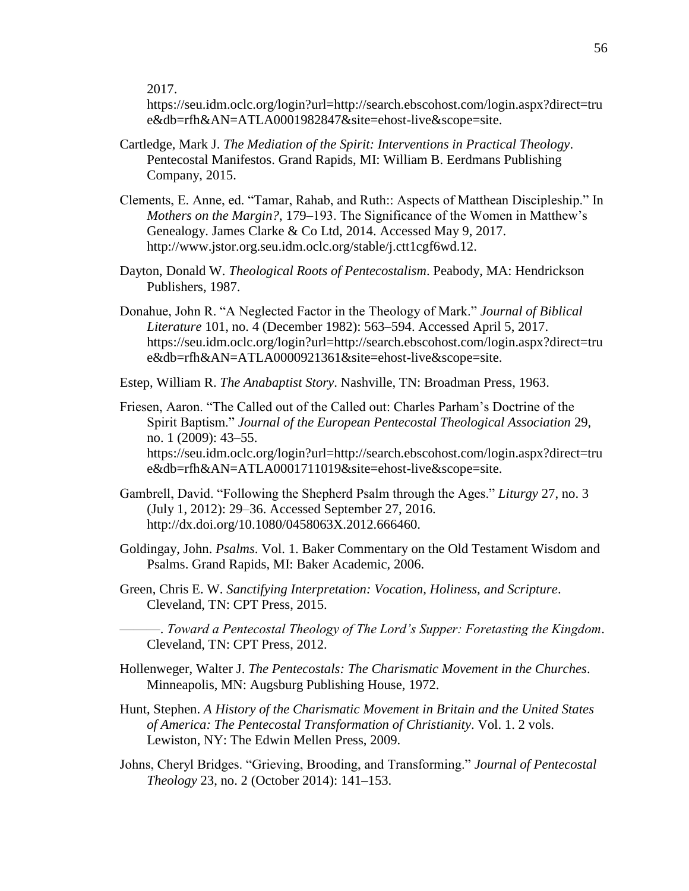2017. https://seu.idm.oclc.org/login?url=http://search.ebscohost.com/login.aspx?direct=true&db=rfh&AN=ATLA0001982847&site=ehost-live&scope=site.

Cartledge, Mark J. *The Mediation of the Spirit: Interventions in Practical Theology*. Pentecostal Manifestos. Grand Rapids, MI: William B. Eerdmans Publishing Company, 2015.

Clements, E. Anne, ed. "Tamar, Rahab, and Ruth:: Aspects of Matthean Discipleship." In *Mothers on the Margin?*, 179–193. The Significance of the Women in Matthew's Genealogy. James Clarke & Co Ltd, 2014. Accessed May 9, 2017. http://www.jstor.org.seu.idm.oclc.org/stable/j.ctt1cgf6wd.12.

Dayton, Donald W. *Theological Roots of Pentecostalism*. Peabody, MA: Hendrickson Publishers, 1987.

Donahue, John R. "A Neglected Factor in the Theology of Mark." *Journal of Biblical Literature* 101, no. 4 (December 1982): 563–594. Accessed April 5, 2017. https://seu.idm.oclc.org/login?url=http://search.ebscohost.com/login.aspx?direct=true&db=rfh&AN=ATLA0000921361&site=ehost-live&scope=site.

Estep, William R. *The Anabaptist Story*. Nashville, TN: Broadman Press, 1963.

Friesen, Aaron. "The Called out of the Called out: Charles Parham's Doctrine of the Spirit Baptism." *Journal of the European Pentecostal Theological Association* 29, no. 1 (2009): 43–55. https://seu.idm.oclc.org/login?url=http://search.ebscohost.com/login.aspx?direct=true&db=rfh&AN=ATLA0001711019&site=ehost-live&scope=site.

Gambrell, David. "Following the Shepherd Psalm through the Ages." *Liturgy* 27, no. 3 (July 1, 2012): 29–36. Accessed September 27, 2016. http://dx.doi.org/10.1080/0458063X.2012.666460.

Goldingay, John. *Psalms*. Vol. 1. Baker Commentary on the Old Testament Wisdom and Psalms. Grand Rapids, MI: Baker Academic, 2006.

Green, Chris E. W. *Sanctifying Interpretation: Vocation, Holiness, and Scripture*. Cleveland, TN: CPT Press, 2015.

———. *Toward a Pentecostal Theology of The Lord's Supper: Foretasting the Kingdom*. Cleveland, TN: CPT Press, 2012.

Hollenweger, Walter J. *The Pentecostals: The Charismatic Movement in the Churches*. Minneapolis, MN: Augsburg Publishing House, 1972.

Hunt, Stephen. *A History of the Charismatic Movement in Britain and the United States of America: The Pentecostal Transformation of Christianity*. Vol. 1. 2 vols. Lewiston, NY: The Edwin Mellen Press, 2009.

Johns, Cheryl Bridges. "Grieving, Brooding, and Transforming." *Journal of Pentecostal Theology* 23, no. 2 (October 2014): 141–153.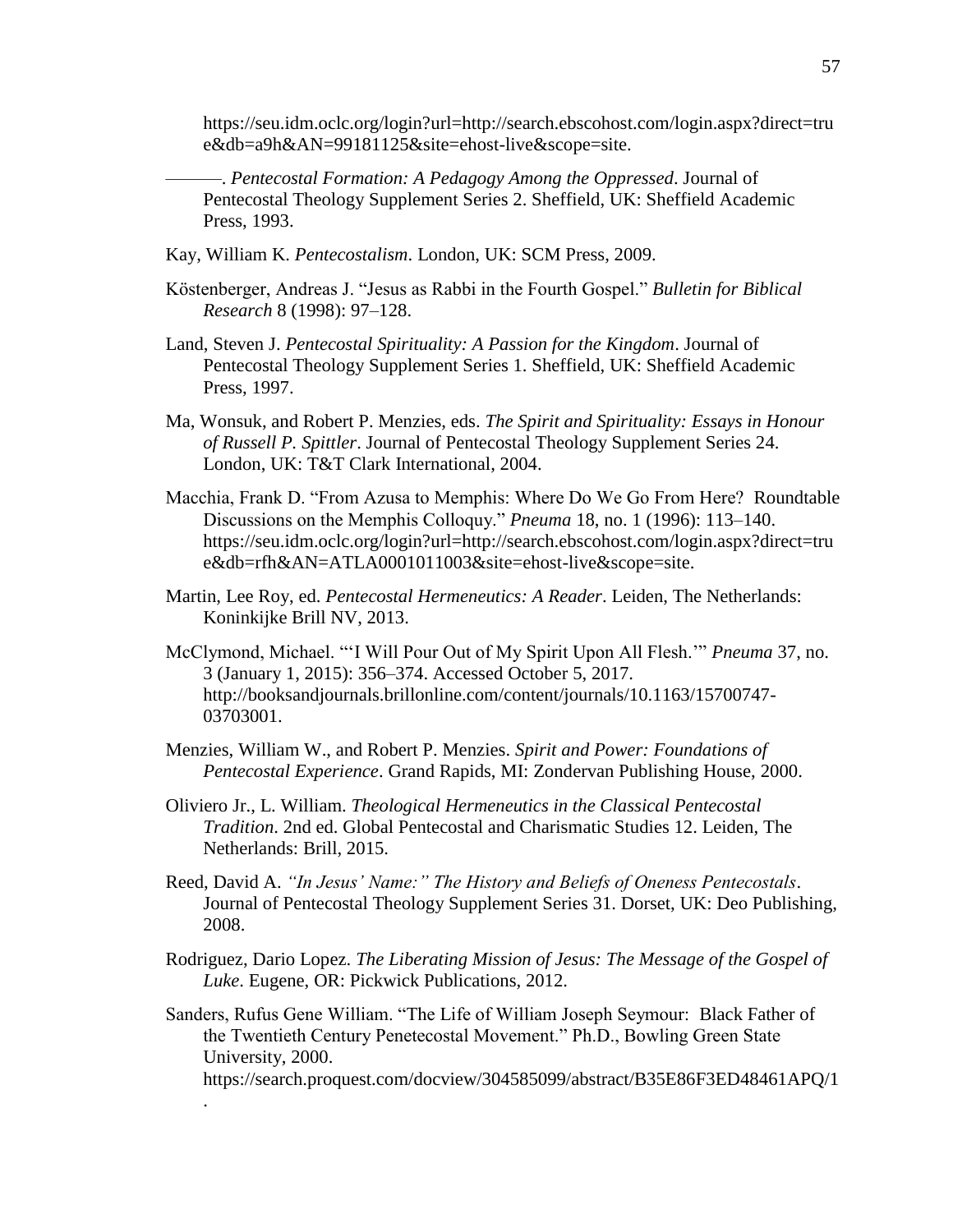https://seu.idm.oclc.org/login?url=http://search.ebscohost.com/login.aspx?direct=true&db=a9h&AN=99181125&site=ehost-live&scope=site.

———. *Pentecostal Formation: A Pedagogy Among the Oppressed*. Journal of Pentecostal Theology Supplement Series 2. Sheffield, UK: Sheffield Academic Press, 1993.

Kay, William K. *Pentecostalism*. London, UK: SCM Press, 2009.

Köstenberger, Andreas J. "Jesus as Rabbi in the Fourth Gospel." *Bulletin for Biblical Research* 8 (1998): 97–128.

Land, Steven J. *Pentecostal Spirituality: A Passion for the Kingdom*. Journal of Pentecostal Theology Supplement Series 1. Sheffield, UK: Sheffield Academic Press, 1997.

Ma, Wonsuk, and Robert P. Menzies, eds. *The Spirit and Spirituality: Essays in Honour of Russell P. Spittler*. Journal of Pentecostal Theology Supplement Series 24. London, UK: T&T Clark International, 2004.

Macchia, Frank D. "From Azusa to Memphis: Where Do We Go From Here? Roundtable Discussions on the Memphis Colloquy." *Pneuma* 18, no. 1 (1996): 113–140. https://seu.idm.oclc.org/login?url=http://search.ebscohost.com/login.aspx?direct=true&db=rfh&AN=ATLA0001011003&site=ehost-live&scope=site.

Martin, Lee Roy, ed. *Pentecostal Hermeneutics: A Reader*. Leiden, The Netherlands: Koninkijke Brill NV, 2013.

McClymond, Michael. "'I Will Pour Out of My Spirit Upon All Flesh.'" *Pneuma* 37, no. 3 (January 1, 2015): 356–374. Accessed October 5, 2017. http://booksandjournals.brillonline.com/content/journals/10.1163/15700747-03703001.

Menzies, William W., and Robert P. Menzies. *Spirit and Power: Foundations of Pentecostal Experience*. Grand Rapids, MI: Zondervan Publishing House, 2000.

Oliviero Jr., L. William. *Theological Hermeneutics in the Classical Pentecostal Tradition*. 2nd ed. Global Pentecostal and Charismatic Studies 12. Leiden, The Netherlands: Brill, 2015.

Reed, David A. *"In Jesus' Name:" The History and Beliefs of Oneness Pentecostals*. Journal of Pentecostal Theology Supplement Series 31. Dorset, UK: Deo Publishing, 2008.

Rodriguez, Dario Lopez. *The Liberating Mission of Jesus: The Message of the Gospel of Luke*. Eugene, OR: Pickwick Publications, 2012.

Sanders, Rufus Gene William. "The Life of William Joseph Seymour: Black Father of the Twentieth Century Penetecostal Movement." Ph.D., Bowling Green State University, 2000. https://search.proquest.com/docview/304585099/abstract/B35E86F3ED48461APQ/1.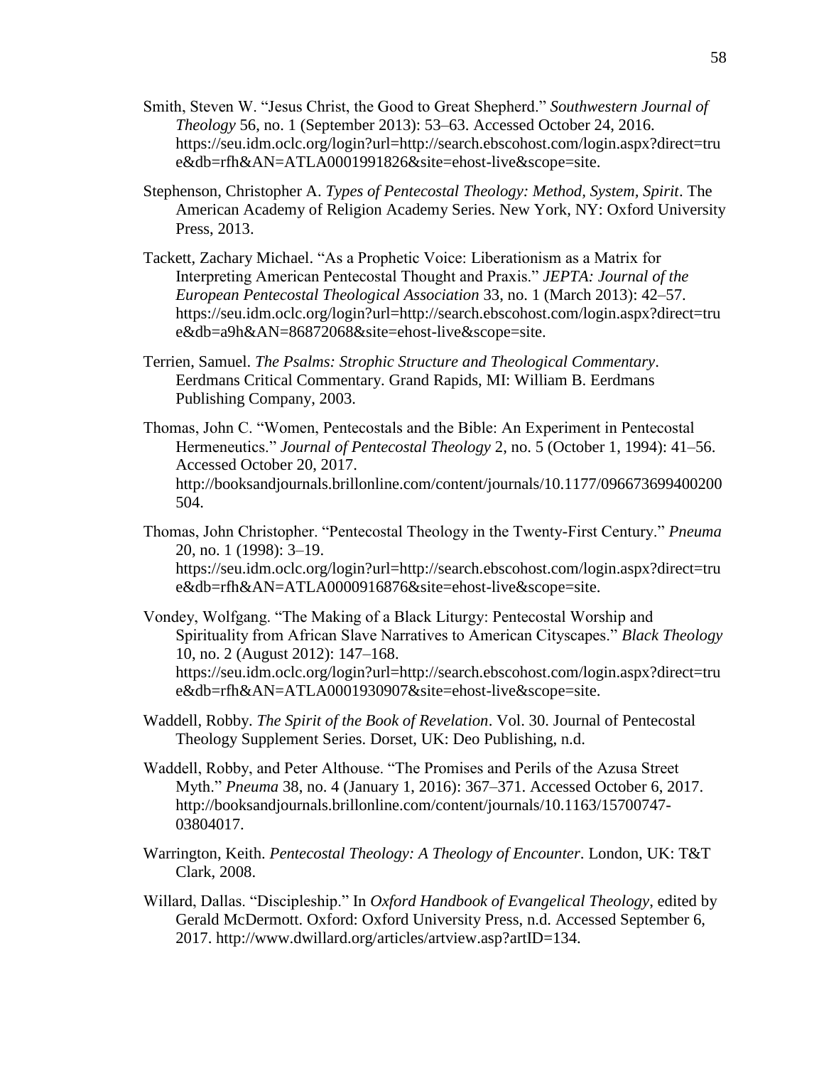Smith, Steven W. "Jesus Christ, the Good to Great Shepherd." *Southwestern Journal of Theology* 56, no. 1 (September 2013): 53–63. Accessed October 24, 2016. https://seu.idm.oclc.org/login?url=http://search.ebscohost.com/login.aspx?direct=true&db=rfh&AN=ATLA0001991826&site=ehost-live&scope=site.

Stephenson, Christopher A. *Types of Pentecostal Theology: Method, System, Spirit*. The American Academy of Religion Academy Series. New York, NY: Oxford University Press, 2013.

Tackett, Zachary Michael. "As a Prophetic Voice: Liberationism as a Matrix for Interpreting American Pentecostal Thought and Praxis." *JEPTA: Journal of the European Pentecostal Theological Association* 33, no. 1 (March 2013): 42–57. https://seu.idm.oclc.org/login?url=http://search.ebscohost.com/login.aspx?direct=true&db=a9h&AN=86872068&site=ehost-live&scope=site.

Terrien, Samuel. *The Psalms: Strophic Structure and Theological Commentary*. Eerdmans Critical Commentary. Grand Rapids, MI: William B. Eerdmans Publishing Company, 2003.

Thomas, John C. "Women, Pentecostals and the Bible: An Experiment in Pentecostal Hermeneutics." *Journal of Pentecostal Theology* 2, no. 5 (October 1, 1994): 41–56. Accessed October 20, 2017. http://booksandjournals.brillonline.com/content/journals/10.1177/096673699400200504.

Thomas, John Christopher. "Pentecostal Theology in the Twenty-First Century." *Pneuma* 20, no. 1 (1998): 3–19. https://seu.idm.oclc.org/login?url=http://search.ebscohost.com/login.aspx?direct=true&db=rfh&AN=ATLA0000916876&site=ehost-live&scope=site.

Vondey, Wolfgang. "The Making of a Black Liturgy: Pentecostal Worship and Spirituality from African Slave Narratives to American Cityscapes." *Black Theology* 10, no. 2 (August 2012): 147–168. https://seu.idm.oclc.org/login?url=http://search.ebscohost.com/login.aspx?direct=true&db=rfh&AN=ATLA0001930907&site=ehost-live&scope=site.

Waddell, Robby. *The Spirit of the Book of Revelation*. Vol. 30. Journal of Pentecostal Theology Supplement Series. Dorset, UK: Deo Publishing, n.d.

Waddell, Robby, and Peter Althouse. "The Promises and Perils of the Azusa Street Myth." *Pneuma* 38, no. 4 (January 1, 2016): 367–371. Accessed October 6, 2017. http://booksandjournals.brillonline.com/content/journals/10.1163/15700747-03804017.

Warrington, Keith. *Pentecostal Theology: A Theology of Encounter*. London, UK: T&T Clark, 2008.

Willard, Dallas. "Discipleship." In *Oxford Handbook of Evangelical Theology*, edited by Gerald McDermott. Oxford: Oxford University Press, n.d. Accessed September 6, 2017. http://www.dwillard.org/articles/artview.asp?artID=134.